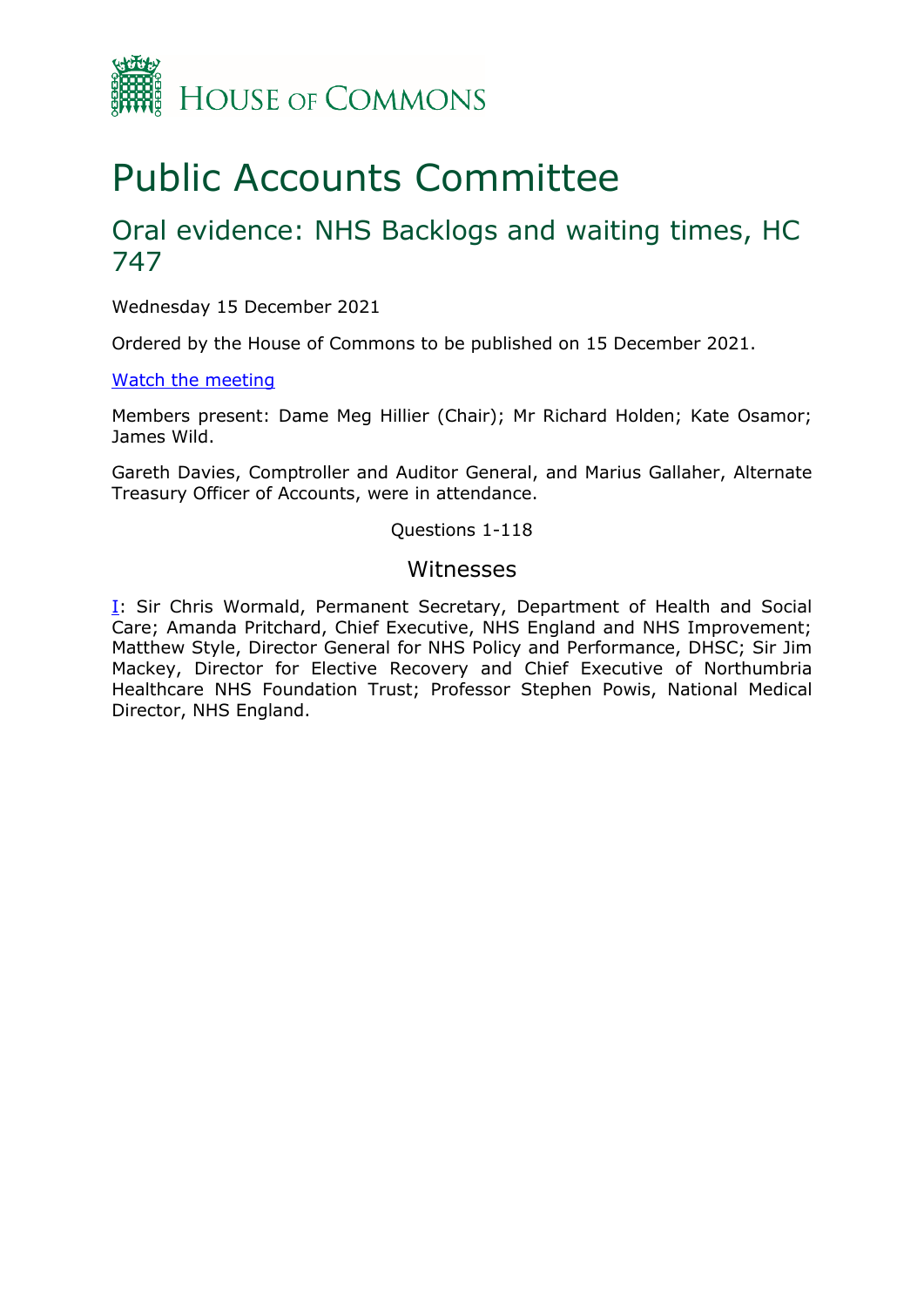HOUSE OF COMMONS

# Public Accounts Committee

## Oral evidence: NHS Backlogs and waiting times, HC 747

Wednesday 15 December 2021

Ordered by the House of Commons to be published on 15 December 2021.

[Watch the meeting]

Members present: Dame Meg Hillier (Chair); Mr Richard Holden; Kate Osamor; James Wild.

Gareth Davies, Comptroller and Auditor General, and Marius Gallaher, Alternate Treasury Officer of Accounts, were in attendance.

Questions 1-118

### Witnesses

I: Sir Chris Wormald, Permanent Secretary, Department of Health and Social Care; Amanda Pritchard, Chief Executive, NHS England and NHS Improvement; Matthew Style, Director General for NHS Policy and Performance, DHSC; Sir Jim Mackey, Director for Elective Recovery and Chief Executive of Northumbria Healthcare NHS Foundation Trust; Professor Stephen Powis, National Medical Director, NHS England.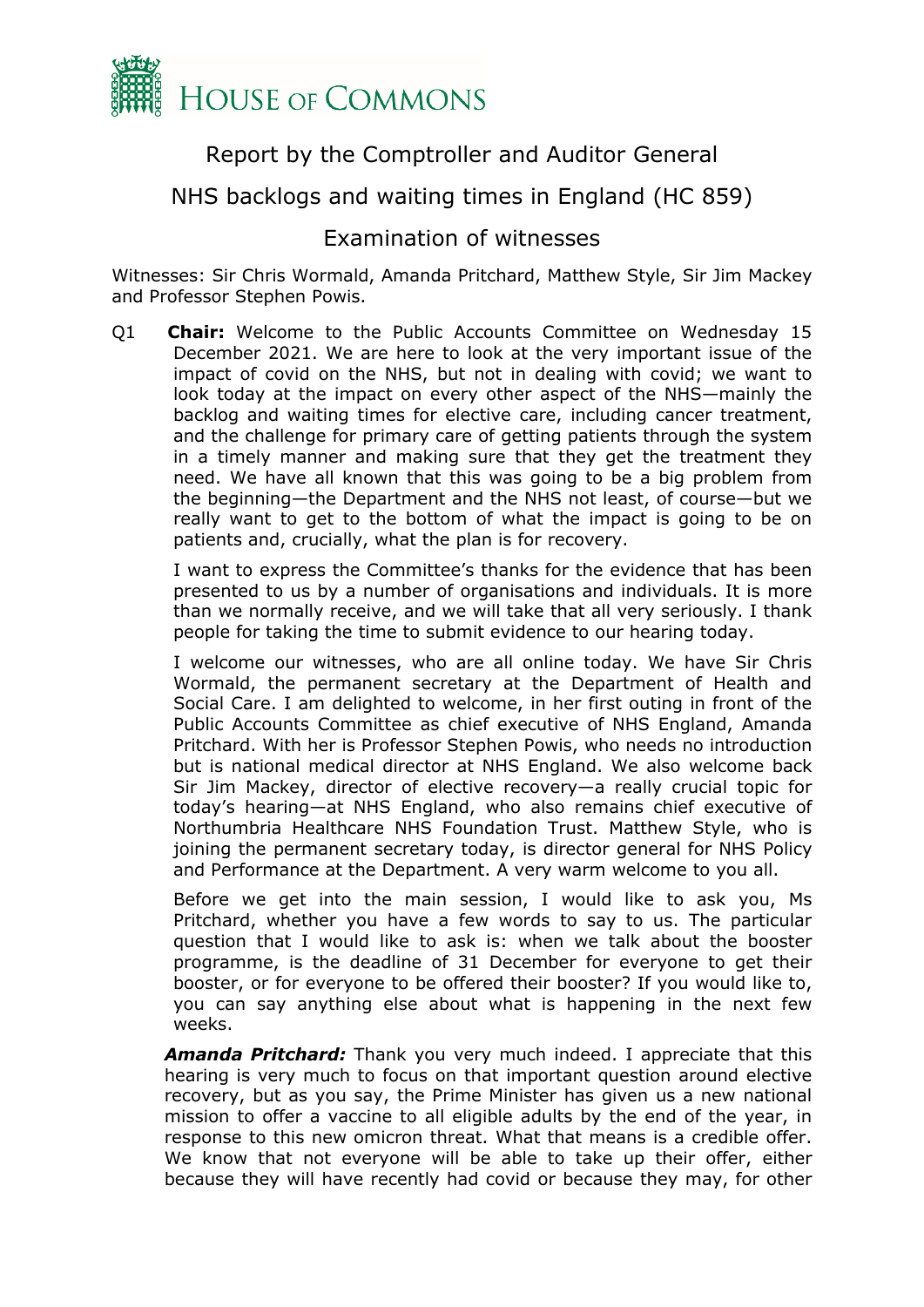# HOUSE OF COMMONS

Report by the Comptroller and Auditor General

NHS backlogs and waiting times in England (HC 859)

Examination of witnesses

Witnesses: Sir Chris Wormald, Amanda Pritchard, Matthew Style, Sir Jim Mackey and Professor Stephen Powis.

Q1 **Chair:** Welcome to the Public Accounts Committee on Wednesday 15 December 2021. We are here to look at the very important issue of the impact of covid on the NHS, but not in dealing with covid; we want to look today at the impact on every other aspect of the NHS—mainly the backlog and waiting times for elective care, including cancer treatment, and the challenge for primary care of getting patients through the system in a timely manner and making sure that they get the treatment they need. We have all known that this was going to be a big problem from the beginning—the Department and the NHS not least, of course—but we really want to get to the bottom of what the impact is going to be on patients and, crucially, what the plan is for recovery.

I want to express the Committee's thanks for the evidence that has been presented to us by a number of organisations and individuals. It is more than we normally receive, and we will take that all very seriously. I thank people for taking the time to submit evidence to our hearing today.

I welcome our witnesses, who are all online today. We have Sir Chris Wormald, the permanent secretary at the Department of Health and Social Care. I am delighted to welcome, in her first outing in front of the Public Accounts Committee as chief executive of NHS England, Amanda Pritchard. With her is Professor Stephen Powis, who needs no introduction but is national medical director at NHS England. We also welcome back Sir Jim Mackey, director of elective recovery—a really crucial topic for today's hearing—at NHS England, who also remains chief executive of Northumbria Healthcare NHS Foundation Trust. Matthew Style, who is joining the permanent secretary today, is director general for NHS Policy and Performance at the Department. A very warm welcome to you all.

Before we get into the main session, I would like to ask you, Ms Pritchard, whether you have a few words to say to us. The particular question that I would like to ask is: when we talk about the booster programme, is the deadline of 31 December for everyone to get their booster, or for everyone to be offered their booster? If you would like to, you can say anything else about what is happening in the next few weeks.

***Amanda Pritchard:*** Thank you very much indeed. I appreciate that this hearing is very much to focus on that important question around elective recovery, but as you say, the Prime Minister has given us a new national mission to offer a vaccine to all eligible adults by the end of the year, in response to this new omicron threat. What that means is a credible offer. We know that not everyone will be able to take up their offer, either because they will have recently had covid or because they may, for other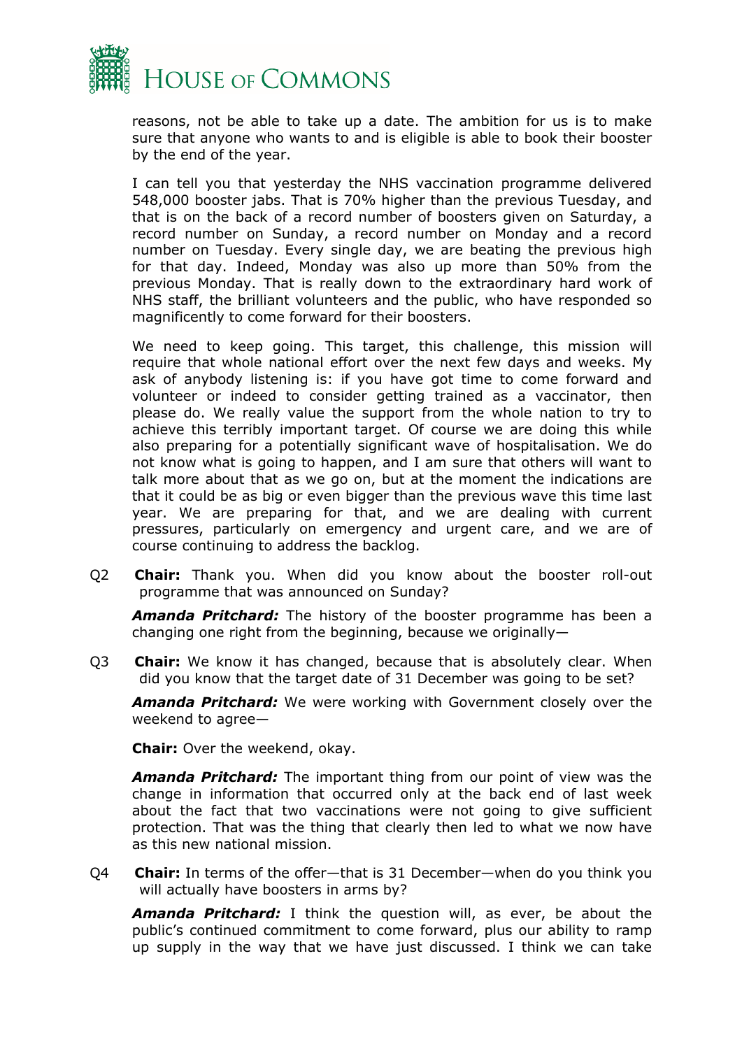reasons, not be able to take up a date. The ambition for us is to make sure that anyone who wants to and is eligible is able to book their booster by the end of the year.

I can tell you that yesterday the NHS vaccination programme delivered 548,000 booster jabs. That is 70% higher than the previous Tuesday, and that is on the back of a record number of boosters given on Saturday, a record number on Sunday, a record number on Monday and a record number on Tuesday. Every single day, we are beating the previous high for that day. Indeed, Monday was also up more than 50% from the previous Monday. That is really down to the extraordinary hard work of NHS staff, the brilliant volunteers and the public, who have responded so magnificently to come forward for their boosters.

We need to keep going. This target, this challenge, this mission will require that whole national effort over the next few days and weeks. My ask of anybody listening is: if you have got time to come forward and volunteer or indeed to consider getting trained as a vaccinator, then please do. We really value the support from the whole nation to try to achieve this terribly important target. Of course we are doing this while also preparing for a potentially significant wave of hospitalisation. We do not know what is going to happen, and I am sure that others will want to talk more about that as we go on, but at the moment the indications are that it could be as big or even bigger than the previous wave this time last year. We are preparing for that, and we are dealing with current pressures, particularly on emergency and urgent care, and we are of course continuing to address the backlog.

Q2 **Chair:** Thank you. When did you know about the booster roll-out programme that was announced on Sunday?

***Amanda Pritchard:*** The history of the booster programme has been a changing one right from the beginning, because we originally—

Q3 **Chair:** We know it has changed, because that is absolutely clear. When did you know that the target date of 31 December was going to be set?

***Amanda Pritchard:*** We were working with Government closely over the weekend to agree—

**Chair:** Over the weekend, okay.

***Amanda Pritchard:*** The important thing from our point of view was the change in information that occurred only at the back end of last week about the fact that two vaccinations were not going to give sufficient protection. That was the thing that clearly then led to what we now have as this new national mission.

Q4 **Chair:** In terms of the offer—that is 31 December—when do you think you will actually have boosters in arms by?

***Amanda Pritchard:*** I think the question will, as ever, be about the public's continued commitment to come forward, plus our ability to ramp up supply in the way that we have just discussed. I think we can take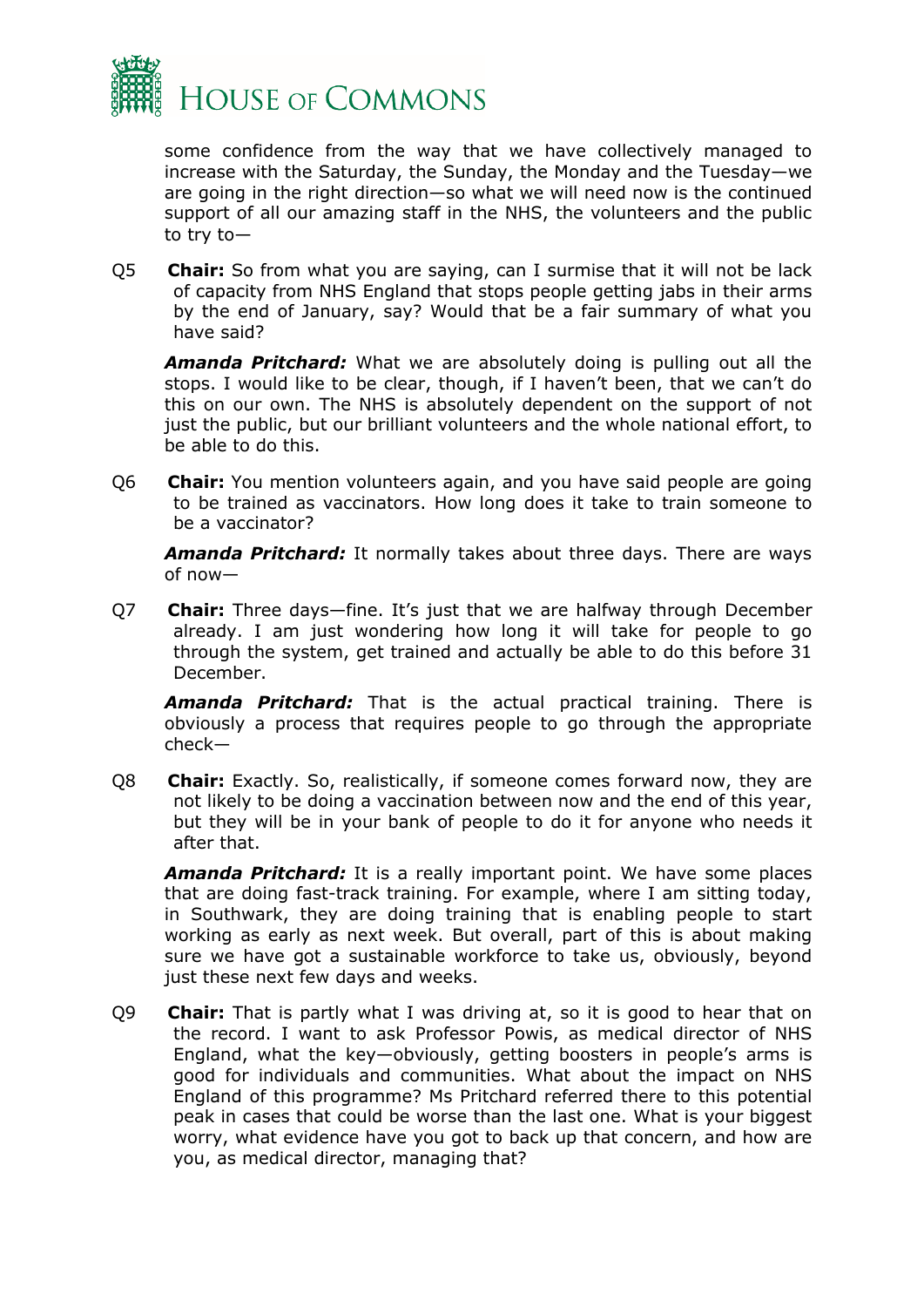some confidence from the way that we have collectively managed to increase with the Saturday, the Sunday, the Monday and the Tuesday—we are going in the right direction—so what we will need now is the continued support of all our amazing staff in the NHS, the volunteers and the public to try to—

Q5 **Chair:** So from what you are saying, can I surmise that it will not be lack of capacity from NHS England that stops people getting jabs in their arms by the end of January, say? Would that be a fair summary of what you have said?

***Amanda Pritchard:*** What we are absolutely doing is pulling out all the stops. I would like to be clear, though, if I haven't been, that we can't do this on our own. The NHS is absolutely dependent on the support of not just the public, but our brilliant volunteers and the whole national effort, to be able to do this.

Q6 **Chair:** You mention volunteers again, and you have said people are going to be trained as vaccinators. How long does it take to train someone to be a vaccinator?

***Amanda Pritchard:*** It normally takes about three days. There are ways of now—

Q7 **Chair:** Three days—fine. It's just that we are halfway through December already. I am just wondering how long it will take for people to go through the system, get trained and actually be able to do this before 31 December.

***Amanda Pritchard:*** That is the actual practical training. There is obviously a process that requires people to go through the appropriate check—

Q8 **Chair:** Exactly. So, realistically, if someone comes forward now, they are not likely to be doing a vaccination between now and the end of this year, but they will be in your bank of people to do it for anyone who needs it after that.

***Amanda Pritchard:*** It is a really important point. We have some places that are doing fast-track training. For example, where I am sitting today, in Southwark, they are doing training that is enabling people to start working as early as next week. But overall, part of this is about making sure we have got a sustainable workforce to take us, obviously, beyond just these next few days and weeks.

Q9 **Chair:** That is partly what I was driving at, so it is good to hear that on the record. I want to ask Professor Powis, as medical director of NHS England, what the key—obviously, getting boosters in people's arms is good for individuals and communities. What about the impact on NHS England of this programme? Ms Pritchard referred there to this potential peak in cases that could be worse than the last one. What is your biggest worry, what evidence have you got to back up that concern, and how are you, as medical director, managing that?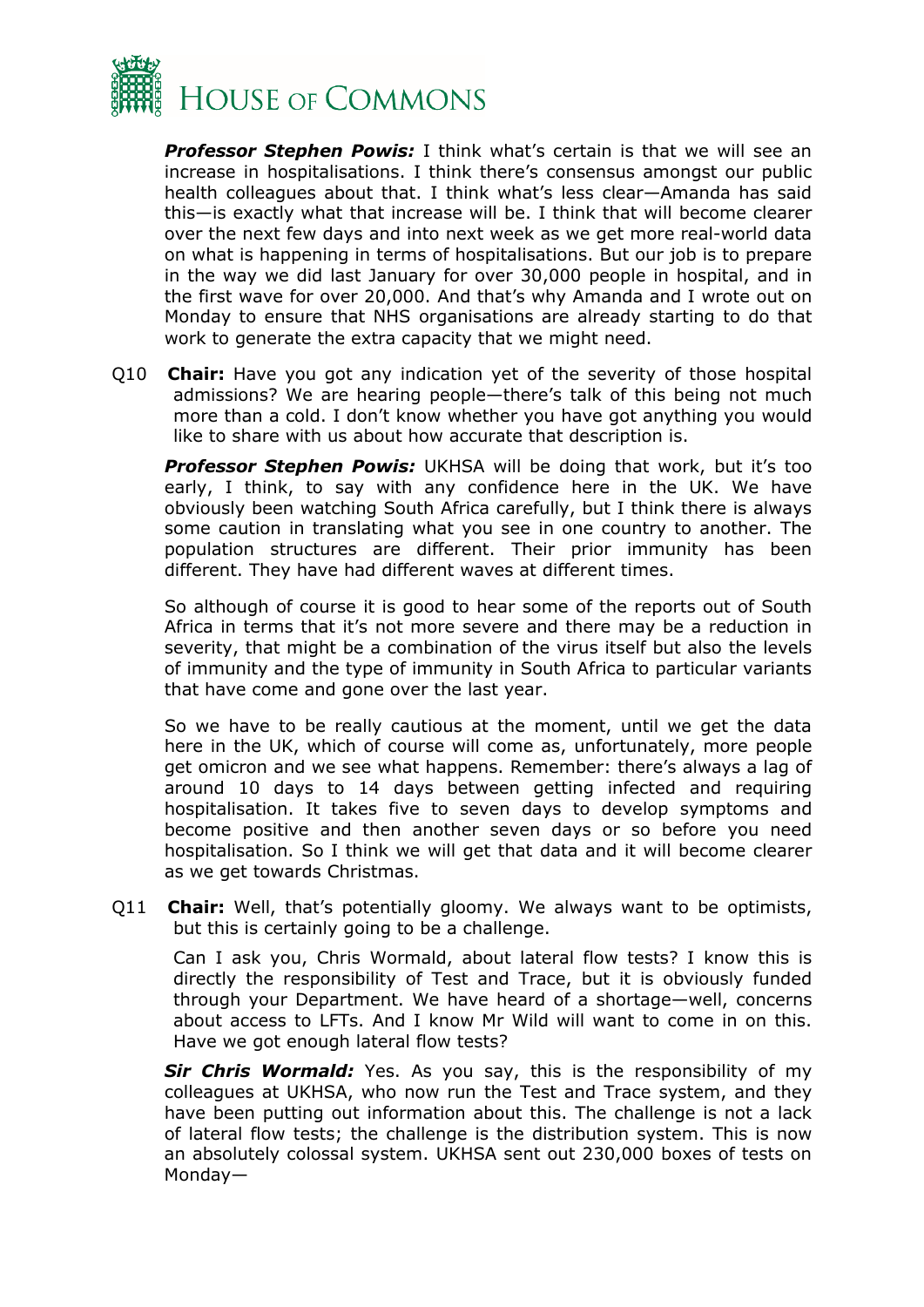***Professor Stephen Powis:*** I think what's certain is that we will see an increase in hospitalisations. I think there's consensus amongst our public health colleagues about that. I think what's less clear—Amanda has said this—is exactly what that increase will be. I think that will become clearer over the next few days and into next week as we get more real-world data on what is happening in terms of hospitalisations. But our job is to prepare in the way we did last January for over 30,000 people in hospital, and in the first wave for over 20,000. And that's why Amanda and I wrote out on Monday to ensure that NHS organisations are already starting to do that work to generate the extra capacity that we might need.

Q10 **Chair:** Have you got any indication yet of the severity of those hospital admissions? We are hearing people—there's talk of this being not much more than a cold. I don't know whether you have got anything you would like to share with us about how accurate that description is.

***Professor Stephen Powis:*** UKHSA will be doing that work, but it's too early, I think, to say with any confidence here in the UK. We have obviously been watching South Africa carefully, but I think there is always some caution in translating what you see in one country to another. The population structures are different. Their prior immunity has been different. They have had different waves at different times.

So although of course it is good to hear some of the reports out of South Africa in terms that it's not more severe and there may be a reduction in severity, that might be a combination of the virus itself but also the levels of immunity and the type of immunity in South Africa to particular variants that have come and gone over the last year.

So we have to be really cautious at the moment, until we get the data here in the UK, which of course will come as, unfortunately, more people get omicron and we see what happens. Remember: there's always a lag of around 10 days to 14 days between getting infected and requiring hospitalisation. It takes five to seven days to develop symptoms and become positive and then another seven days or so before you need hospitalisation. So I think we will get that data and it will become clearer as we get towards Christmas.

Q11 **Chair:** Well, that's potentially gloomy. We always want to be optimists, but this is certainly going to be a challenge.

Can I ask you, Chris Wormald, about lateral flow tests? I know this is directly the responsibility of Test and Trace, but it is obviously funded through your Department. We have heard of a shortage—well, concerns about access to LFTs. And I know Mr Wild will want to come in on this. Have we got enough lateral flow tests?

***Sir Chris Wormald:*** Yes. As you say, this is the responsibility of my colleagues at UKHSA, who now run the Test and Trace system, and they have been putting out information about this. The challenge is not a lack of lateral flow tests; the challenge is the distribution system. This is now an absolutely colossal system. UKHSA sent out 230,000 boxes of tests on Monday—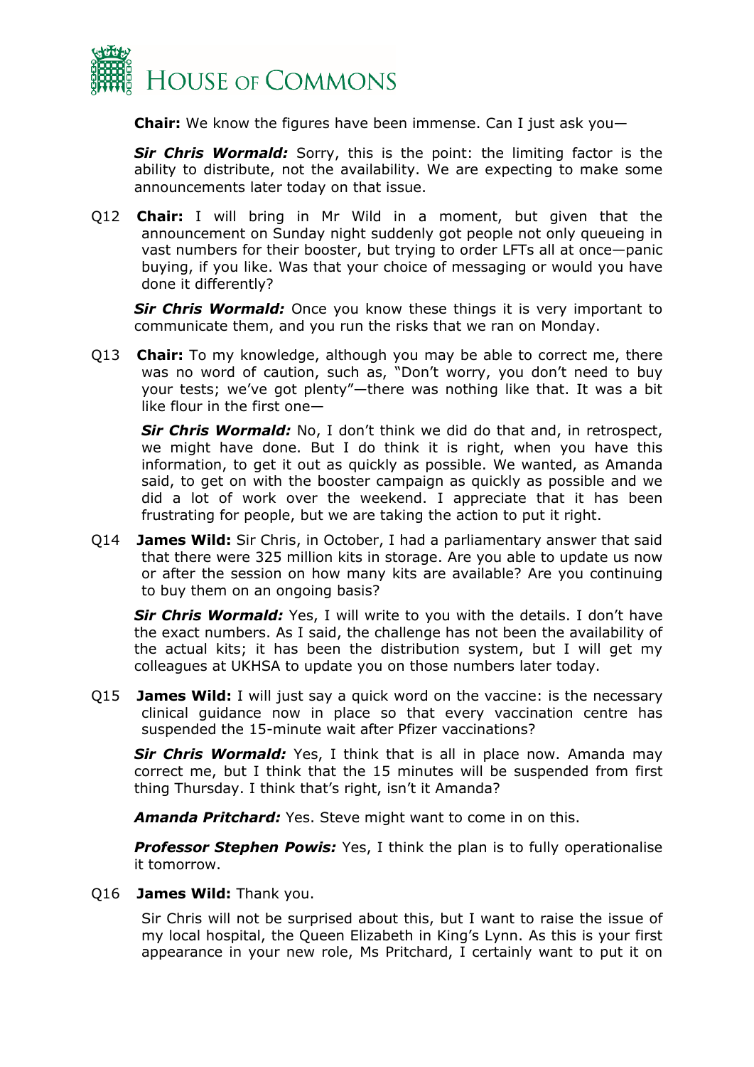**Chair:** We know the figures have been immense. Can I just ask you—

***Sir Chris Wormald:*** Sorry, this is the point: the limiting factor is the ability to distribute, not the availability. We are expecting to make some announcements later today on that issue.

Q12 **Chair:** I will bring in Mr Wild in a moment, but given that the announcement on Sunday night suddenly got people not only queueing in vast numbers for their booster, but trying to order LFTs all at once—panic buying, if you like. Was that your choice of messaging or would you have done it differently?

***Sir Chris Wormald:*** Once you know these things it is very important to communicate them, and you run the risks that we ran on Monday.

Q13 **Chair:** To my knowledge, although you may be able to correct me, there was no word of caution, such as, "Don't worry, you don't need to buy your tests; we've got plenty"—there was nothing like that. It was a bit like flour in the first one—

***Sir Chris Wormald:*** No, I don't think we did do that and, in retrospect, we might have done. But I do think it is right, when you have this information, to get it out as quickly as possible. We wanted, as Amanda said, to get on with the booster campaign as quickly as possible and we did a lot of work over the weekend. I appreciate that it has been frustrating for people, but we are taking the action to put it right.

Q14 **James Wild:** Sir Chris, in October, I had a parliamentary answer that said that there were 325 million kits in storage. Are you able to update us now or after the session on how many kits are available? Are you continuing to buy them on an ongoing basis?

***Sir Chris Wormald:*** Yes, I will write to you with the details. I don't have the exact numbers. As I said, the challenge has not been the availability of the actual kits; it has been the distribution system, but I will get my colleagues at UKHSA to update you on those numbers later today.

Q15 **James Wild:** I will just say a quick word on the vaccine: is the necessary clinical guidance now in place so that every vaccination centre has suspended the 15-minute wait after Pfizer vaccinations?

***Sir Chris Wormald:*** Yes, I think that is all in place now. Amanda may correct me, but I think that the 15 minutes will be suspended from first thing Thursday. I think that's right, isn't it Amanda?

***Amanda Pritchard:*** Yes. Steve might want to come in on this.

***Professor Stephen Powis:*** Yes, I think the plan is to fully operationalise it tomorrow.

Q16 **James Wild:** Thank you.

Sir Chris will not be surprised about this, but I want to raise the issue of my local hospital, the Queen Elizabeth in King's Lynn. As this is your first appearance in your new role, Ms Pritchard, I certainly want to put it on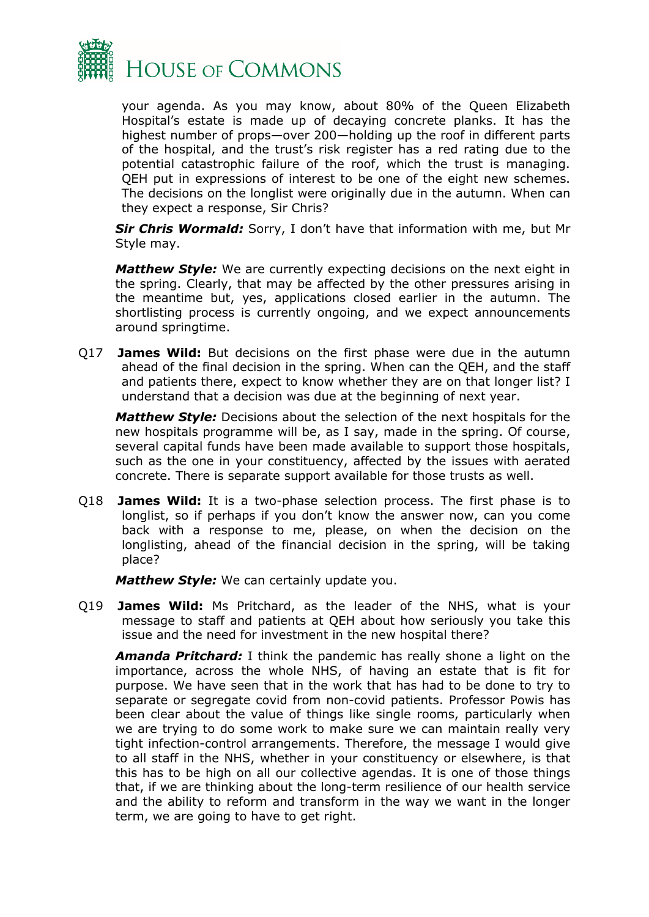your agenda. As you may know, about 80% of the Queen Elizabeth Hospital's estate is made up of decaying concrete planks. It has the highest number of props—over 200—holding up the roof in different parts of the hospital, and the trust's risk register has a red rating due to the potential catastrophic failure of the roof, which the trust is managing. QEH put in expressions of interest to be one of the eight new schemes. The decisions on the longlist were originally due in the autumn. When can they expect a response, Sir Chris?

***Sir Chris Wormald:*** Sorry, I don't have that information with me, but Mr Style may.

***Matthew Style:*** We are currently expecting decisions on the next eight in the spring. Clearly, that may be affected by the other pressures arising in the meantime but, yes, applications closed earlier in the autumn. The shortlisting process is currently ongoing, and we expect announcements around springtime.

Q17 **James Wild:** But decisions on the first phase were due in the autumn ahead of the final decision in the spring. When can the QEH, and the staff and patients there, expect to know whether they are on that longer list? I understand that a decision was due at the beginning of next year.

***Matthew Style:*** Decisions about the selection of the next hospitals for the new hospitals programme will be, as I say, made in the spring. Of course, several capital funds have been made available to support those hospitals, such as the one in your constituency, affected by the issues with aerated concrete. There is separate support available for those trusts as well.

Q18 **James Wild:** It is a two-phase selection process. The first phase is to longlist, so if perhaps if you don't know the answer now, can you come back with a response to me, please, on when the decision on the longlisting, ahead of the financial decision in the spring, will be taking place?

***Matthew Style:*** We can certainly update you.

Q19 **James Wild:** Ms Pritchard, as the leader of the NHS, what is your message to staff and patients at QEH about how seriously you take this issue and the need for investment in the new hospital there?

***Amanda Pritchard:*** I think the pandemic has really shone a light on the importance, across the whole NHS, of having an estate that is fit for purpose. We have seen that in the work that has had to be done to try to separate or segregate covid from non-covid patients. Professor Powis has been clear about the value of things like single rooms, particularly when we are trying to do some work to make sure we can maintain really very tight infection-control arrangements. Therefore, the message I would give to all staff in the NHS, whether in your constituency or elsewhere, is that this has to be high on all our collective agendas. It is one of those things that, if we are thinking about the long-term resilience of our health service and the ability to reform and transform in the way we want in the longer term, we are going to have to get right.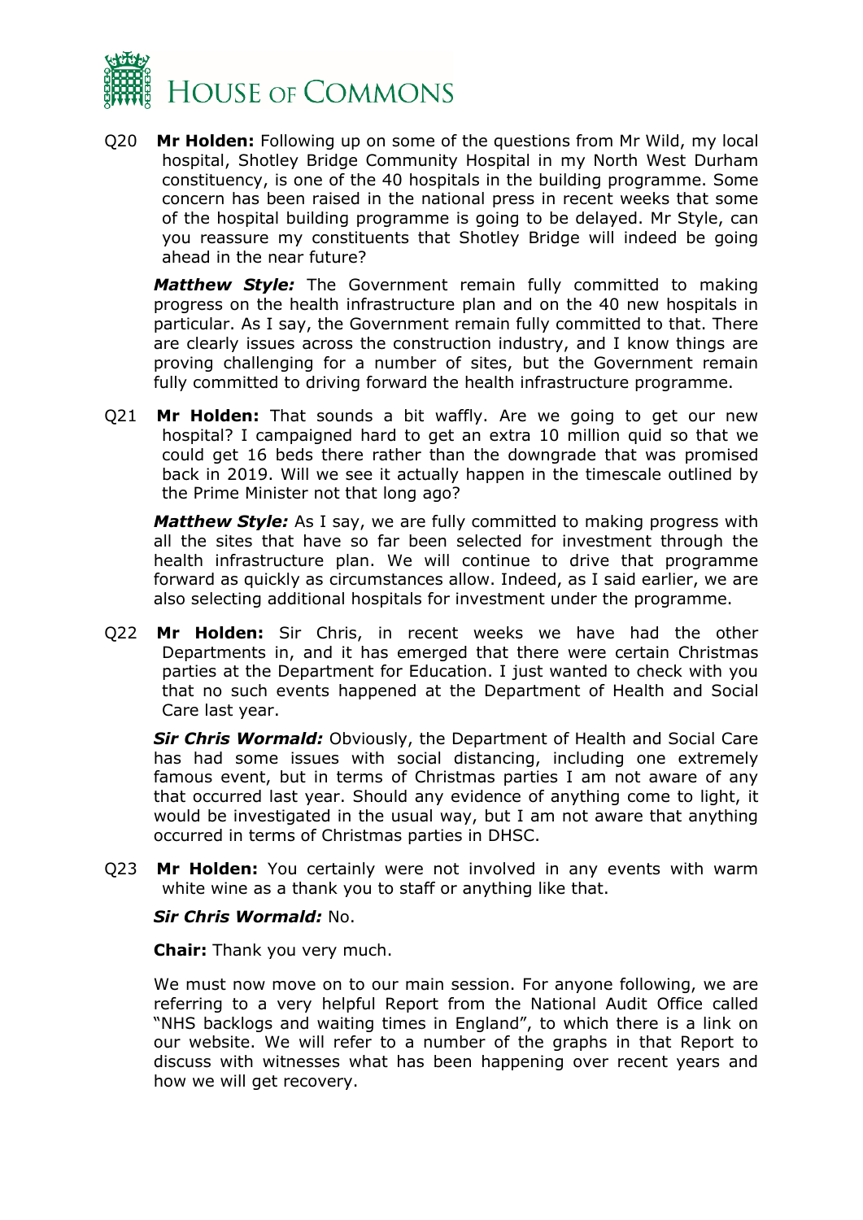Q20 **Mr Holden:** Following up on some of the questions from Mr Wild, my local hospital, Shotley Bridge Community Hospital in my North West Durham constituency, is one of the 40 hospitals in the building programme. Some concern has been raised in the national press in recent weeks that some of the hospital building programme is going to be delayed. Mr Style, can you reassure my constituents that Shotley Bridge will indeed be going ahead in the near future?

***Matthew Style:*** The Government remain fully committed to making progress on the health infrastructure plan and on the 40 new hospitals in particular. As I say, the Government remain fully committed to that. There are clearly issues across the construction industry, and I know things are proving challenging for a number of sites, but the Government remain fully committed to driving forward the health infrastructure programme.

Q21 **Mr Holden:** That sounds a bit waffly. Are we going to get our new hospital? I campaigned hard to get an extra 10 million quid so that we could get 16 beds there rather than the downgrade that was promised back in 2019. Will we see it actually happen in the timescale outlined by the Prime Minister not that long ago?

***Matthew Style:*** As I say, we are fully committed to making progress with all the sites that have so far been selected for investment through the health infrastructure plan. We will continue to drive that programme forward as quickly as circumstances allow. Indeed, as I said earlier, we are also selecting additional hospitals for investment under the programme.

Q22 **Mr Holden:** Sir Chris, in recent weeks we have had the other Departments in, and it has emerged that there were certain Christmas parties at the Department for Education. I just wanted to check with you that no such events happened at the Department of Health and Social Care last year.

***Sir Chris Wormald:*** Obviously, the Department of Health and Social Care has had some issues with social distancing, including one extremely famous event, but in terms of Christmas parties I am not aware of any that occurred last year. Should any evidence of anything come to light, it would be investigated in the usual way, but I am not aware that anything occurred in terms of Christmas parties in DHSC.

Q23 **Mr Holden:** You certainly were not involved in any events with warm white wine as a thank you to staff or anything like that.

***Sir Chris Wormald:*** No.

**Chair:** Thank you very much.

We must now move on to our main session. For anyone following, we are referring to a very helpful Report from the National Audit Office called "NHS backlogs and waiting times in England", to which there is a link on our website. We will refer to a number of the graphs in that Report to discuss with witnesses what has been happening over recent years and how we will get recovery.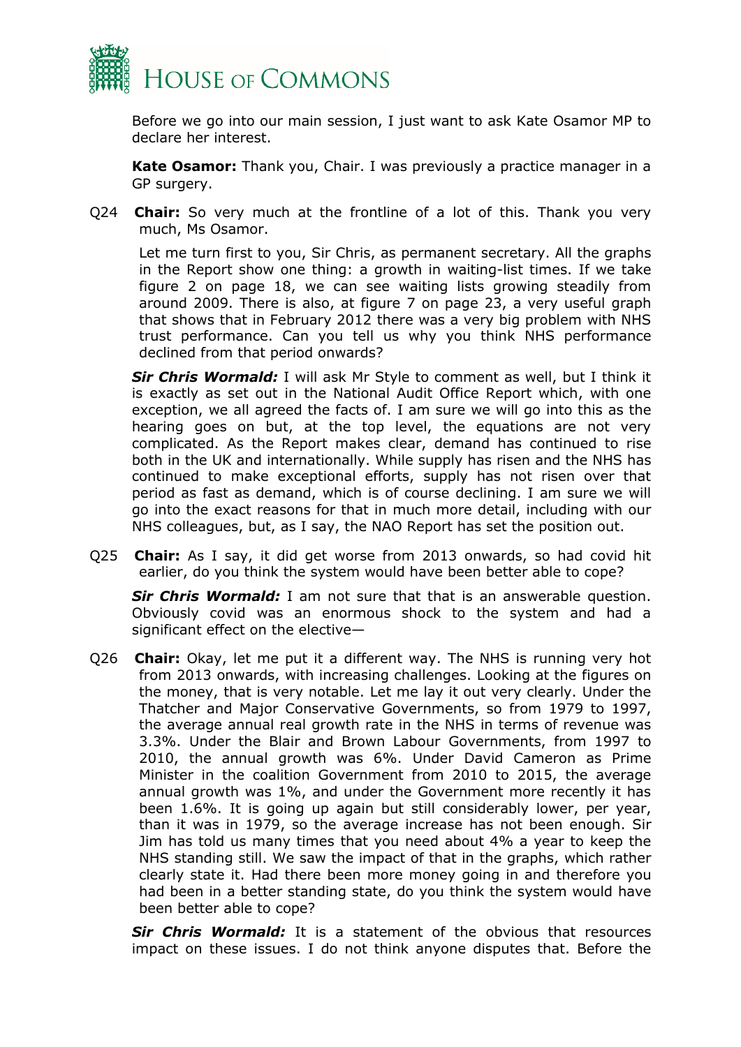Before we go into our main session, I just want to ask Kate Osamor MP to declare her interest.

**Kate Osamor:** Thank you, Chair. I was previously a practice manager in a GP surgery.

Q24 **Chair:** So very much at the frontline of a lot of this. Thank you very much, Ms Osamor.

Let me turn first to you, Sir Chris, as permanent secretary. All the graphs in the Report show one thing: a growth in waiting-list times. If we take figure 2 on page 18, we can see waiting lists growing steadily from around 2009. There is also, at figure 7 on page 23, a very useful graph that shows that in February 2012 there was a very big problem with NHS trust performance. Can you tell us why you think NHS performance declined from that period onwards?

***Sir Chris Wormald:*** I will ask Mr Style to comment as well, but I think it is exactly as set out in the National Audit Office Report which, with one exception, we all agreed the facts of. I am sure we will go into this as the hearing goes on but, at the top level, the equations are not very complicated. As the Report makes clear, demand has continued to rise both in the UK and internationally. While supply has risen and the NHS has continued to make exceptional efforts, supply has not risen over that period as fast as demand, which is of course declining. I am sure we will go into the exact reasons for that in much more detail, including with our NHS colleagues, but, as I say, the NAO Report has set the position out.

Q25 **Chair:** As I say, it did get worse from 2013 onwards, so had covid hit earlier, do you think the system would have been better able to cope?

***Sir Chris Wormald:*** I am not sure that that is an answerable question. Obviously covid was an enormous shock to the system and had a significant effect on the elective—

Q26 **Chair:** Okay, let me put it a different way. The NHS is running very hot from 2013 onwards, with increasing challenges. Looking at the figures on the money, that is very notable. Let me lay it out very clearly. Under the Thatcher and Major Conservative Governments, so from 1979 to 1997, the average annual real growth rate in the NHS in terms of revenue was 3.3%. Under the Blair and Brown Labour Governments, from 1997 to 2010, the annual growth was 6%. Under David Cameron as Prime Minister in the coalition Government from 2010 to 2015, the average annual growth was 1%, and under the Government more recently it has been 1.6%. It is going up again but still considerably lower, per year, than it was in 1979, so the average increase has not been enough. Sir Jim has told us many times that you need about 4% a year to keep the NHS standing still. We saw the impact of that in the graphs, which rather clearly state it. Had there been more money going in and therefore you had been in a better standing state, do you think the system would have been better able to cope?

***Sir Chris Wormald:*** It is a statement of the obvious that resources impact on these issues. I do not think anyone disputes that. Before the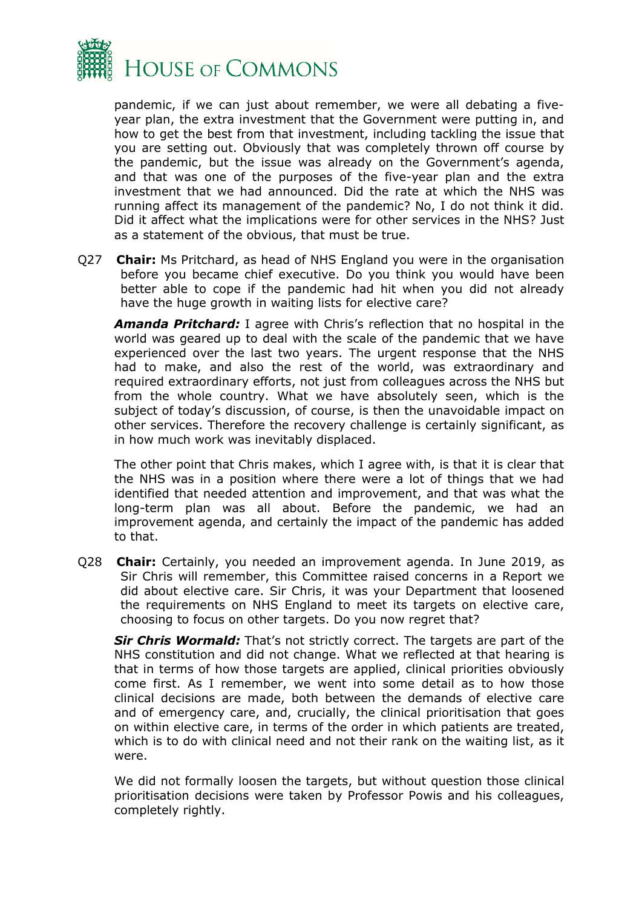pandemic, if we can just about remember, we were all debating a five-year plan, the extra investment that the Government were putting in, and how to get the best from that investment, including tackling the issue that you are setting out. Obviously that was completely thrown off course by the pandemic, but the issue was already on the Government's agenda, and that was one of the purposes of the five-year plan and the extra investment that we had announced. Did the rate at which the NHS was running affect its management of the pandemic? No, I do not think it did. Did it affect what the implications were for other services in the NHS? Just as a statement of the obvious, that must be true.

Q27 **Chair:** Ms Pritchard, as head of NHS England you were in the organisation before you became chief executive. Do you think you would have been better able to cope if the pandemic had hit when you did not already have the huge growth in waiting lists for elective care?

***Amanda Pritchard:*** I agree with Chris's reflection that no hospital in the world was geared up to deal with the scale of the pandemic that we have experienced over the last two years. The urgent response that the NHS had to make, and also the rest of the world, was extraordinary and required extraordinary efforts, not just from colleagues across the NHS but from the whole country. What we have absolutely seen, which is the subject of today's discussion, of course, is then the unavoidable impact on other services. Therefore the recovery challenge is certainly significant, as in how much work was inevitably displaced.

The other point that Chris makes, which I agree with, is that it is clear that the NHS was in a position where there were a lot of things that we had identified that needed attention and improvement, and that was what the long-term plan was all about. Before the pandemic, we had an improvement agenda, and certainly the impact of the pandemic has added to that.

Q28 **Chair:** Certainly, you needed an improvement agenda. In June 2019, as Sir Chris will remember, this Committee raised concerns in a Report we did about elective care. Sir Chris, it was your Department that loosened the requirements on NHS England to meet its targets on elective care, choosing to focus on other targets. Do you now regret that?

***Sir Chris Wormald:*** That's not strictly correct. The targets are part of the NHS constitution and did not change. What we reflected at that hearing is that in terms of how those targets are applied, clinical priorities obviously come first. As I remember, we went into some detail as to how those clinical decisions are made, both between the demands of elective care and of emergency care, and, crucially, the clinical prioritisation that goes on within elective care, in terms of the order in which patients are treated, which is to do with clinical need and not their rank on the waiting list, as it were.

We did not formally loosen the targets, but without question those clinical prioritisation decisions were taken by Professor Powis and his colleagues, completely rightly.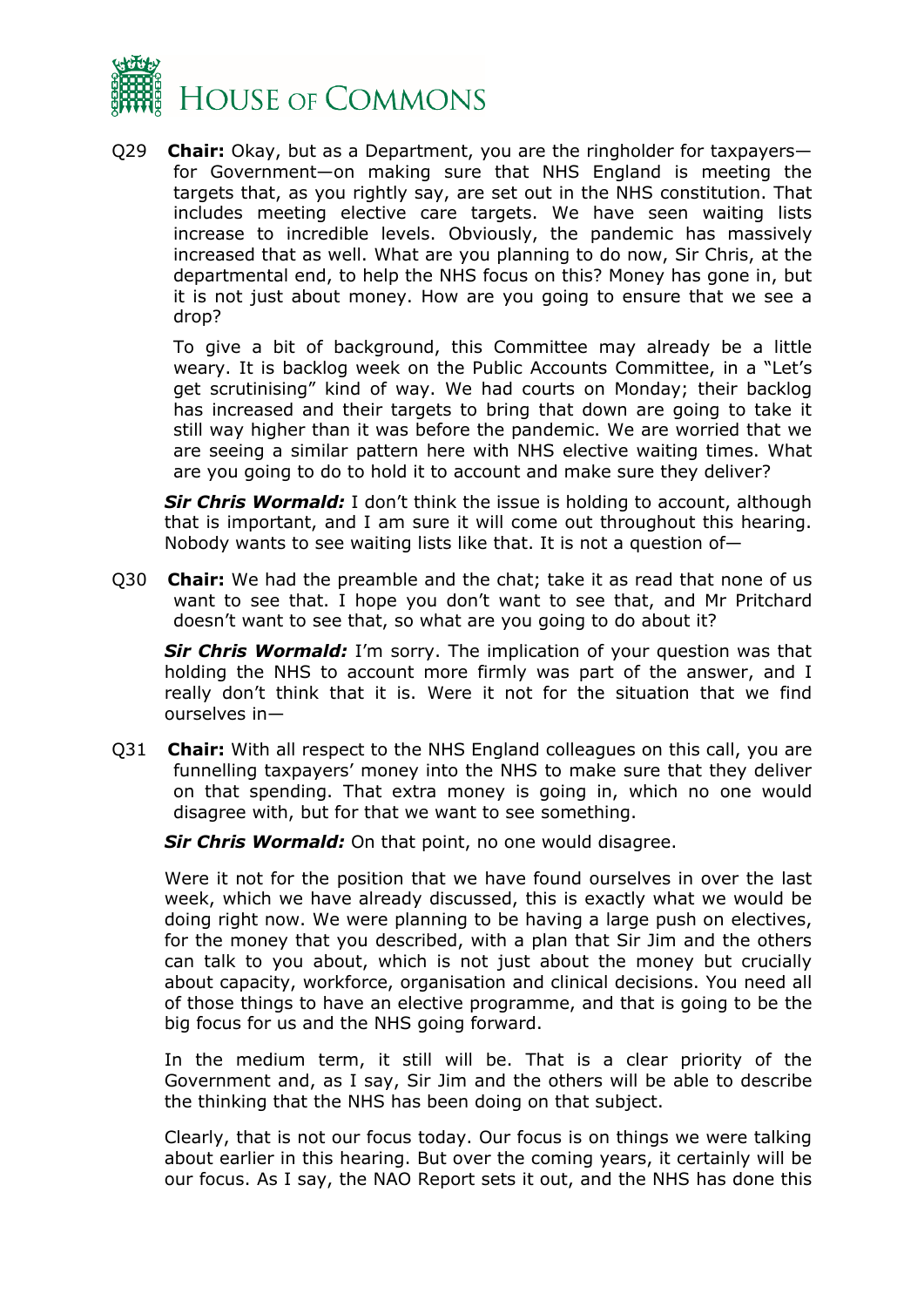Q29 **Chair:** Okay, but as a Department, you are the ringholder for taxpayers—for Government—on making sure that NHS England is meeting the targets that, as you rightly say, are set out in the NHS constitution. That includes meeting elective care targets. We have seen waiting lists increase to incredible levels. Obviously, the pandemic has massively increased that as well. What are you planning to do now, Sir Chris, at the departmental end, to help the NHS focus on this? Money has gone in, but it is not just about money. How are you going to ensure that we see a drop?

To give a bit of background, this Committee may already be a little weary. It is backlog week on the Public Accounts Committee, in a "Let's get scrutinising" kind of way. We had courts on Monday; their backlog has increased and their targets to bring that down are going to take it still way higher than it was before the pandemic. We are worried that we are seeing a similar pattern here with NHS elective waiting times. What are you going to do to hold it to account and make sure they deliver?

***Sir Chris Wormald:*** I don't think the issue is holding to account, although that is important, and I am sure it will come out throughout this hearing. Nobody wants to see waiting lists like that. It is not a question of—

Q30 **Chair:** We had the preamble and the chat; take it as read that none of us want to see that. I hope you don't want to see that, and Mr Pritchard doesn't want to see that, so what are you going to do about it?

***Sir Chris Wormald:*** I'm sorry. The implication of your question was that holding the NHS to account more firmly was part of the answer, and I really don't think that it is. Were it not for the situation that we find ourselves in—

Q31 **Chair:** With all respect to the NHS England colleagues on this call, you are funnelling taxpayers' money into the NHS to make sure that they deliver on that spending. That extra money is going in, which no one would disagree with, but for that we want to see something.

***Sir Chris Wormald:*** On that point, no one would disagree.

Were it not for the position that we have found ourselves in over the last week, which we have already discussed, this is exactly what we would be doing right now. We were planning to be having a large push on electives, for the money that you described, with a plan that Sir Jim and the others can talk to you about, which is not just about the money but crucially about capacity, workforce, organisation and clinical decisions. You need all of those things to have an elective programme, and that is going to be the big focus for us and the NHS going forward.

In the medium term, it still will be. That is a clear priority of the Government and, as I say, Sir Jim and the others will be able to describe the thinking that the NHS has been doing on that subject.

Clearly, that is not our focus today. Our focus is on things we were talking about earlier in this hearing. But over the coming years, it certainly will be our focus. As I say, the NAO Report sets it out, and the NHS has done this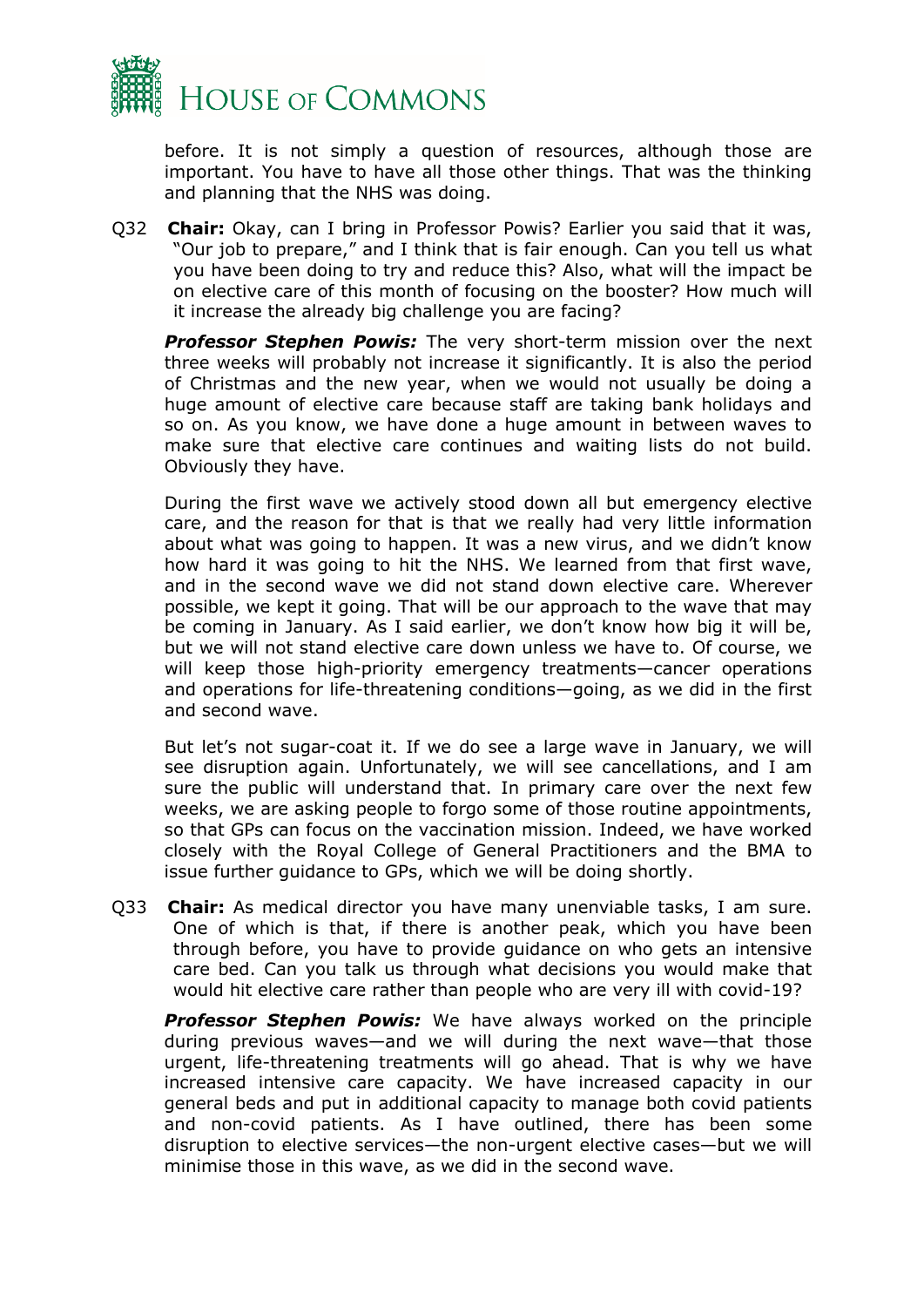before. It is not simply a question of resources, although those are important. You have to have all those other things. That was the thinking and planning that the NHS was doing.

Q32 **Chair:** Okay, can I bring in Professor Powis? Earlier you said that it was, "Our job to prepare," and I think that is fair enough. Can you tell us what you have been doing to try and reduce this? Also, what will the impact be on elective care of this month of focusing on the booster? How much will it increase the already big challenge you are facing?

***Professor Stephen Powis:*** The very short-term mission over the next three weeks will probably not increase it significantly. It is also the period of Christmas and the new year, when we would not usually be doing a huge amount of elective care because staff are taking bank holidays and so on. As you know, we have done a huge amount in between waves to make sure that elective care continues and waiting lists do not build. Obviously they have.

During the first wave we actively stood down all but emergency elective care, and the reason for that is that we really had very little information about what was going to happen. It was a new virus, and we didn't know how hard it was going to hit the NHS. We learned from that first wave, and in the second wave we did not stand down elective care. Wherever possible, we kept it going. That will be our approach to the wave that may be coming in January. As I said earlier, we don't know how big it will be, but we will not stand elective care down unless we have to. Of course, we will keep those high-priority emergency treatments—cancer operations and operations for life-threatening conditions—going, as we did in the first and second wave.

But let's not sugar-coat it. If we do see a large wave in January, we will see disruption again. Unfortunately, we will see cancellations, and I am sure the public will understand that. In primary care over the next few weeks, we are asking people to forgo some of those routine appointments, so that GPs can focus on the vaccination mission. Indeed, we have worked closely with the Royal College of General Practitioners and the BMA to issue further guidance to GPs, which we will be doing shortly.

Q33 **Chair:** As medical director you have many unenviable tasks, I am sure. One of which is that, if there is another peak, which you have been through before, you have to provide guidance on who gets an intensive care bed. Can you talk us through what decisions you would make that would hit elective care rather than people who are very ill with covid-19?

***Professor Stephen Powis:*** We have always worked on the principle during previous waves—and we will during the next wave—that those urgent, life-threatening treatments will go ahead. That is why we have increased intensive care capacity. We have increased capacity in our general beds and put in additional capacity to manage both covid patients and non-covid patients. As I have outlined, there has been some disruption to elective services—the non-urgent elective cases—but we will minimise those in this wave, as we did in the second wave.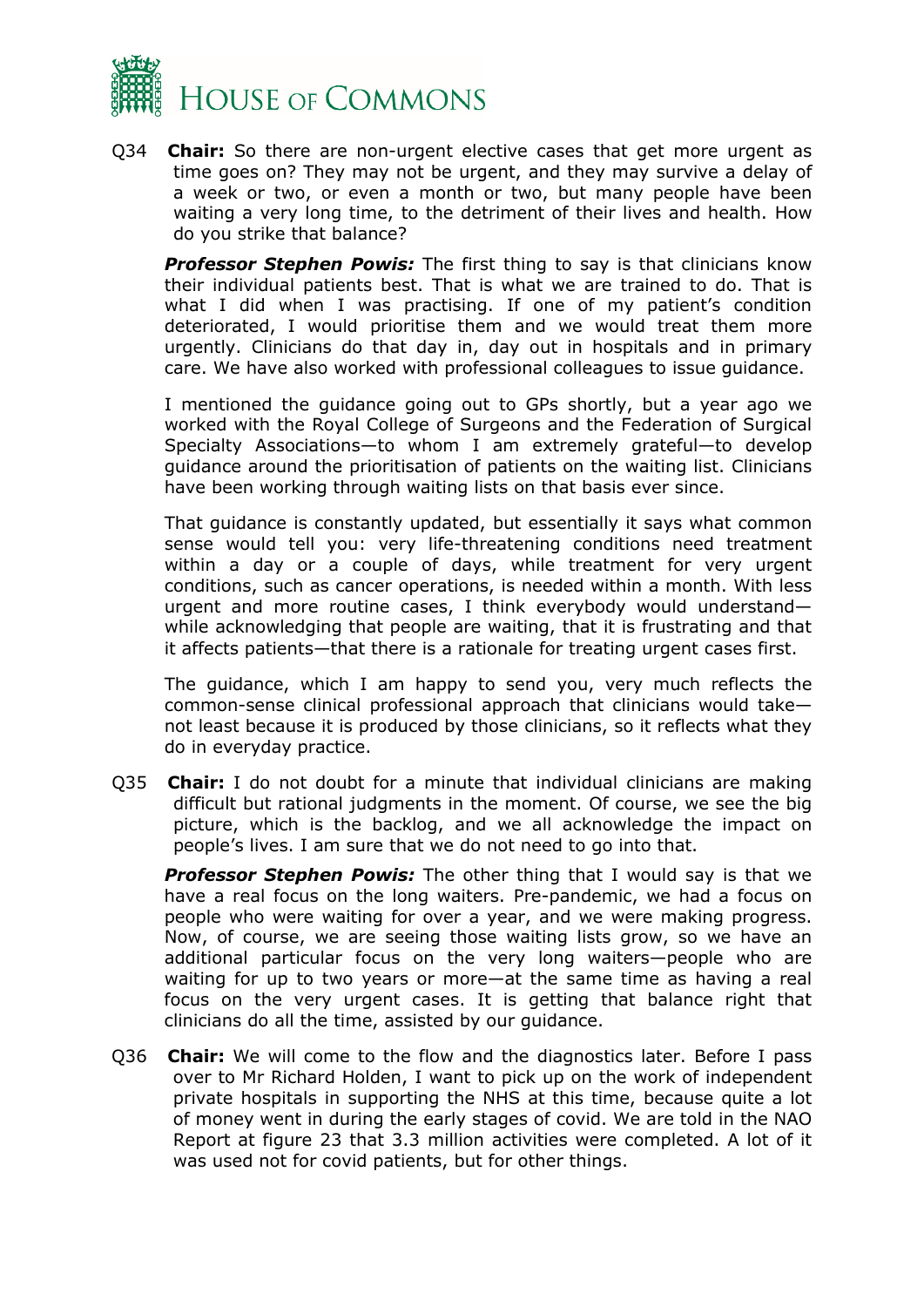Q34 **Chair:** So there are non-urgent elective cases that get more urgent as time goes on? They may not be urgent, and they may survive a delay of a week or two, or even a month or two, but many people have been waiting a very long time, to the detriment of their lives and health. How do you strike that balance?

***Professor Stephen Powis:*** The first thing to say is that clinicians know their individual patients best. That is what we are trained to do. That is what I did when I was practising. If one of my patient's condition deteriorated, I would prioritise them and we would treat them more urgently. Clinicians do that day in, day out in hospitals and in primary care. We have also worked with professional colleagues to issue guidance.

I mentioned the guidance going out to GPs shortly, but a year ago we worked with the Royal College of Surgeons and the Federation of Surgical Specialty Associations—to whom I am extremely grateful—to develop guidance around the prioritisation of patients on the waiting list. Clinicians have been working through waiting lists on that basis ever since.

That guidance is constantly updated, but essentially it says what common sense would tell you: very life-threatening conditions need treatment within a day or a couple of days, while treatment for very urgent conditions, such as cancer operations, is needed within a month. With less urgent and more routine cases, I think everybody would understand—while acknowledging that people are waiting, that it is frustrating and that it affects patients—that there is a rationale for treating urgent cases first.

The guidance, which I am happy to send you, very much reflects the common-sense clinical professional approach that clinicians would take—not least because it is produced by those clinicians, so it reflects what they do in everyday practice.

Q35 **Chair:** I do not doubt for a minute that individual clinicians are making difficult but rational judgments in the moment. Of course, we see the big picture, which is the backlog, and we all acknowledge the impact on people's lives. I am sure that we do not need to go into that.

***Professor Stephen Powis:*** The other thing that I would say is that we have a real focus on the long waiters. Pre-pandemic, we had a focus on people who were waiting for over a year, and we were making progress. Now, of course, we are seeing those waiting lists grow, so we have an additional particular focus on the very long waiters—people who are waiting for up to two years or more—at the same time as having a real focus on the very urgent cases. It is getting that balance right that clinicians do all the time, assisted by our guidance.

Q36 **Chair:** We will come to the flow and the diagnostics later. Before I pass over to Mr Richard Holden, I want to pick up on the work of independent private hospitals in supporting the NHS at this time, because quite a lot of money went in during the early stages of covid. We are told in the NAO Report at figure 23 that 3.3 million activities were completed. A lot of it was used not for covid patients, but for other things.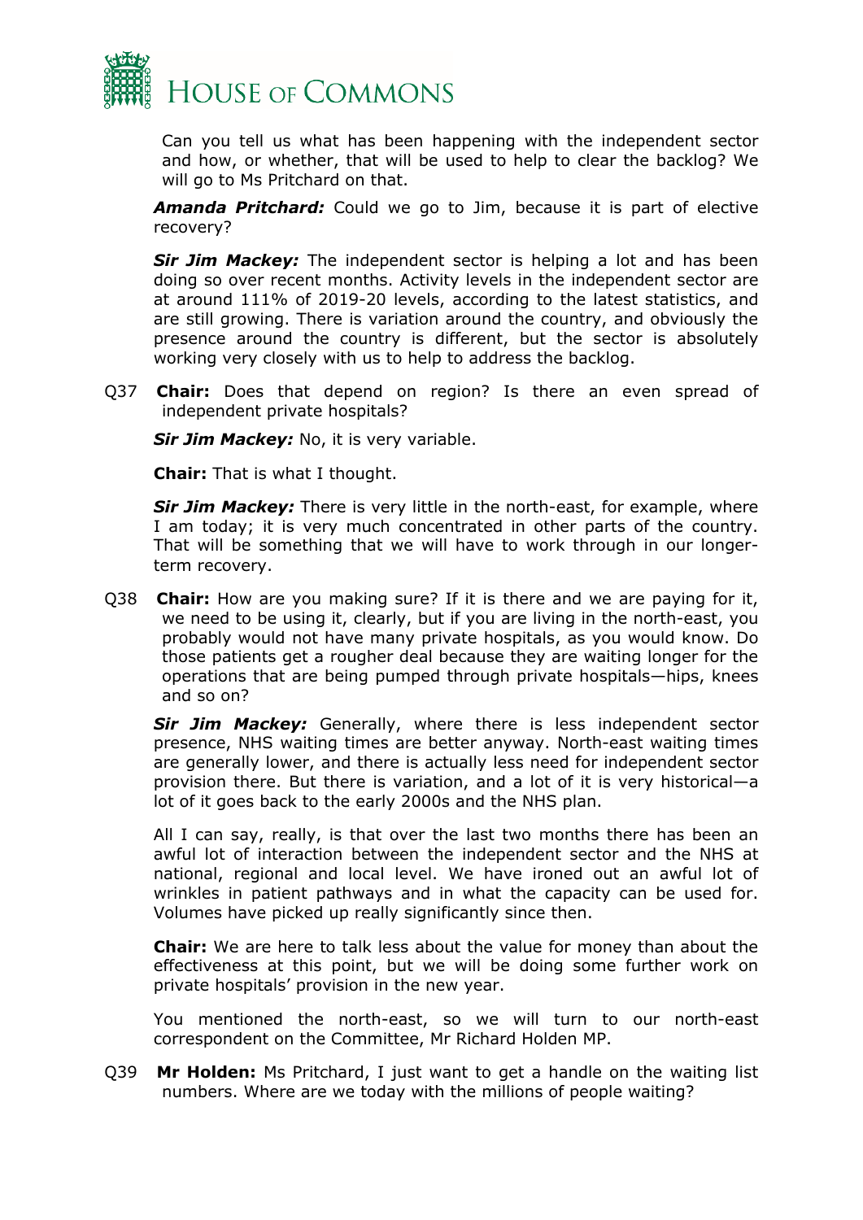Can you tell us what has been happening with the independent sector and how, or whether, that will be used to help to clear the backlog? We will go to Ms Pritchard on that.

***Amanda Pritchard:*** Could we go to Jim, because it is part of elective recovery?

***Sir Jim Mackey:*** The independent sector is helping a lot and has been doing so over recent months. Activity levels in the independent sector are at around 111% of 2019-20 levels, according to the latest statistics, and are still growing. There is variation around the country, and obviously the presence around the country is different, but the sector is absolutely working very closely with us to help to address the backlog.

Q37 **Chair:** Does that depend on region? Is there an even spread of independent private hospitals?

***Sir Jim Mackey:*** No, it is very variable.

**Chair:** That is what I thought.

***Sir Jim Mackey:*** There is very little in the north-east, for example, where I am today; it is very much concentrated in other parts of the country. That will be something that we will have to work through in our longer-term recovery.

Q38 **Chair:** How are you making sure? If it is there and we are paying for it, we need to be using it, clearly, but if you are living in the north-east, you probably would not have many private hospitals, as you would know. Do those patients get a rougher deal because they are waiting longer for the operations that are being pumped through private hospitals—hips, knees and so on?

***Sir Jim Mackey:*** Generally, where there is less independent sector presence, NHS waiting times are better anyway. North-east waiting times are generally lower, and there is actually less need for independent sector provision there. But there is variation, and a lot of it is very historical—a lot of it goes back to the early 2000s and the NHS plan.

All I can say, really, is that over the last two months there has been an awful lot of interaction between the independent sector and the NHS at national, regional and local level. We have ironed out an awful lot of wrinkles in patient pathways and in what the capacity can be used for. Volumes have picked up really significantly since then.

**Chair:** We are here to talk less about the value for money than about the effectiveness at this point, but we will be doing some further work on private hospitals' provision in the new year.

You mentioned the north-east, so we will turn to our north-east correspondent on the Committee, Mr Richard Holden MP.

Q39 **Mr Holden:** Ms Pritchard, I just want to get a handle on the waiting list numbers. Where are we today with the millions of people waiting?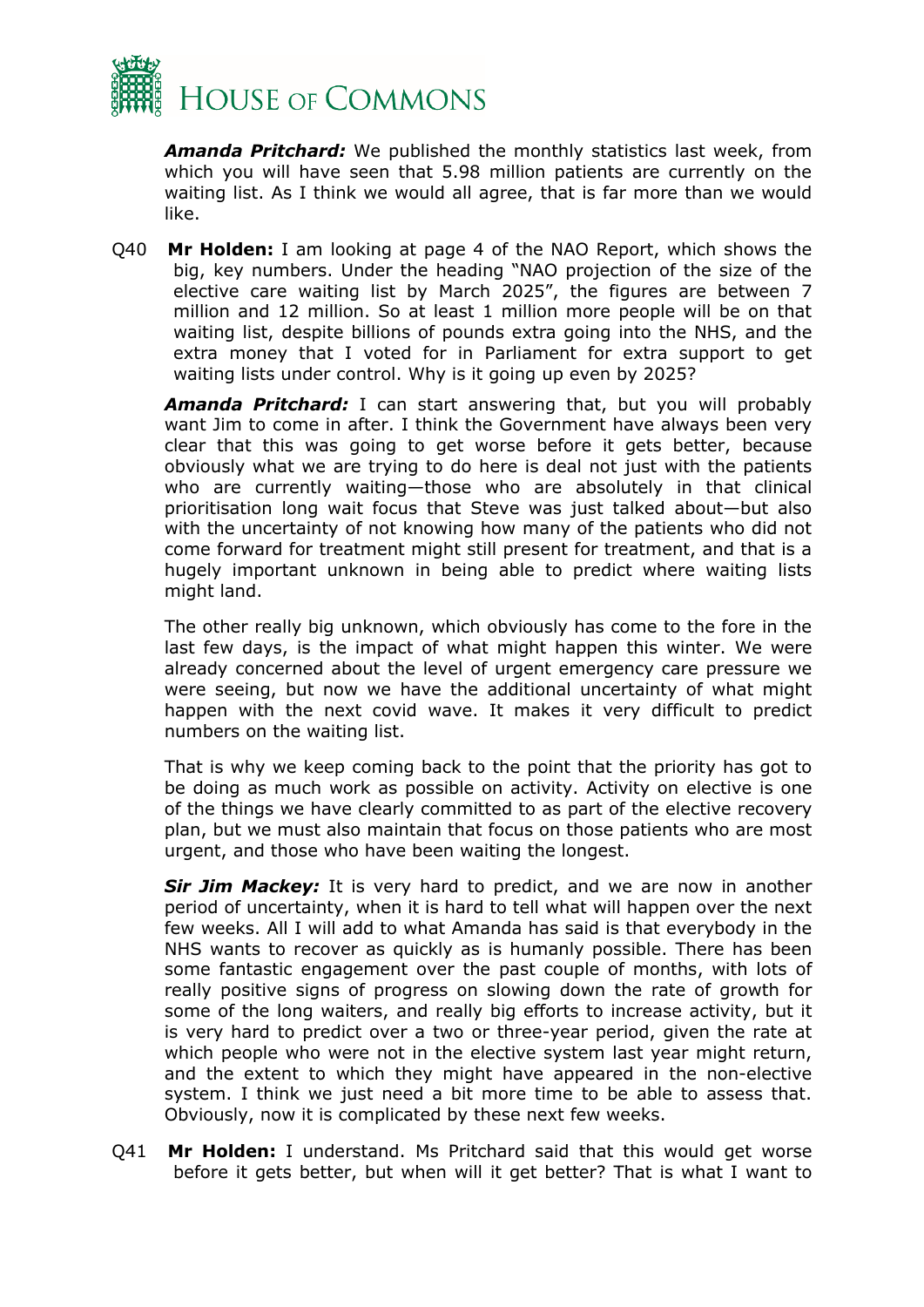***Amanda Pritchard:*** We published the monthly statistics last week, from which you will have seen that 5.98 million patients are currently on the waiting list. As I think we would all agree, that is far more than we would like.

Q40 **Mr Holden:** I am looking at page 4 of the NAO Report, which shows the big, key numbers. Under the heading "NAO projection of the size of the elective care waiting list by March 2025", the figures are between 7 million and 12 million. So at least 1 million more people will be on that waiting list, despite billions of pounds extra going into the NHS, and the extra money that I voted for in Parliament for extra support to get waiting lists under control. Why is it going up even by 2025?

***Amanda Pritchard:*** I can start answering that, but you will probably want Jim to come in after. I think the Government have always been very clear that this was going to get worse before it gets better, because obviously what we are trying to do here is deal not just with the patients who are currently waiting—those who are absolutely in that clinical prioritisation long wait focus that Steve was just talked about—but also with the uncertainty of not knowing how many of the patients who did not come forward for treatment might still present for treatment, and that is a hugely important unknown in being able to predict where waiting lists might land.

The other really big unknown, which obviously has come to the fore in the last few days, is the impact of what might happen this winter. We were already concerned about the level of urgent emergency care pressure we were seeing, but now we have the additional uncertainty of what might happen with the next covid wave. It makes it very difficult to predict numbers on the waiting list.

That is why we keep coming back to the point that the priority has got to be doing as much work as possible on activity. Activity on elective is one of the things we have clearly committed to as part of the elective recovery plan, but we must also maintain that focus on those patients who are most urgent, and those who have been waiting the longest.

***Sir Jim Mackey:*** It is very hard to predict, and we are now in another period of uncertainty, when it is hard to tell what will happen over the next few weeks. All I will add to what Amanda has said is that everybody in the NHS wants to recover as quickly as is humanly possible. There has been some fantastic engagement over the past couple of months, with lots of really positive signs of progress on slowing down the rate of growth for some of the long waiters, and really big efforts to increase activity, but it is very hard to predict over a two or three-year period, given the rate at which people who were not in the elective system last year might return, and the extent to which they might have appeared in the non-elective system. I think we just need a bit more time to be able to assess that. Obviously, now it is complicated by these next few weeks.

Q41 **Mr Holden:** I understand. Ms Pritchard said that this would get worse before it gets better, but when will it get better? That is what I want to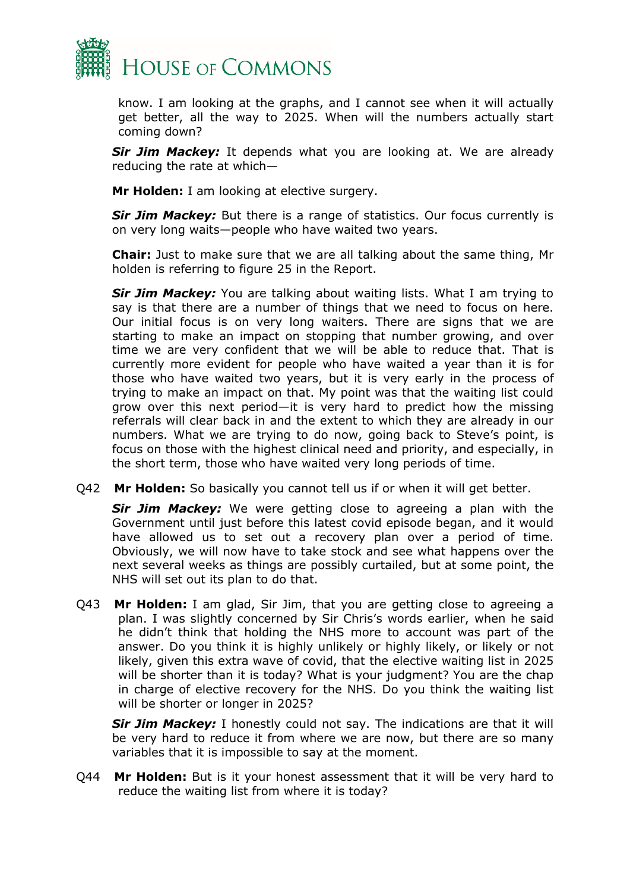know. I am looking at the graphs, and I cannot see when it will actually get better, all the way to 2025. When will the numbers actually start coming down?

***Sir Jim Mackey:*** It depends what you are looking at. We are already reducing the rate at which—

**Mr Holden:** I am looking at elective surgery.

***Sir Jim Mackey:*** But there is a range of statistics. Our focus currently is on very long waits—people who have waited two years.

**Chair:** Just to make sure that we are all talking about the same thing, Mr holden is referring to figure 25 in the Report.

***Sir Jim Mackey:*** You are talking about waiting lists. What I am trying to say is that there are a number of things that we need to focus on here. Our initial focus is on very long waiters. There are signs that we are starting to make an impact on stopping that number growing, and over time we are very confident that we will be able to reduce that. That is currently more evident for people who have waited a year than it is for those who have waited two years, but it is very early in the process of trying to make an impact on that. My point was that the waiting list could grow over this next period—it is very hard to predict how the missing referrals will clear back in and the extent to which they are already in our numbers. What we are trying to do now, going back to Steve's point, is focus on those with the highest clinical need and priority, and especially, in the short term, those who have waited very long periods of time.

Q42 **Mr Holden:** So basically you cannot tell us if or when it will get better.

***Sir Jim Mackey:*** We were getting close to agreeing a plan with the Government until just before this latest covid episode began, and it would have allowed us to set out a recovery plan over a period of time. Obviously, we will now have to take stock and see what happens over the next several weeks as things are possibly curtailed, but at some point, the NHS will set out its plan to do that.

Q43 **Mr Holden:** I am glad, Sir Jim, that you are getting close to agreeing a plan. I was slightly concerned by Sir Chris's words earlier, when he said he didn't think that holding the NHS more to account was part of the answer. Do you think it is highly unlikely or highly likely, or likely or not likely, given this extra wave of covid, that the elective waiting list in 2025 will be shorter than it is today? What is your judgment? You are the chap in charge of elective recovery for the NHS. Do you think the waiting list will be shorter or longer in 2025?

***Sir Jim Mackey:*** I honestly could not say. The indications are that it will be very hard to reduce it from where we are now, but there are so many variables that it is impossible to say at the moment.

Q44 **Mr Holden:** But is it your honest assessment that it will be very hard to reduce the waiting list from where it is today?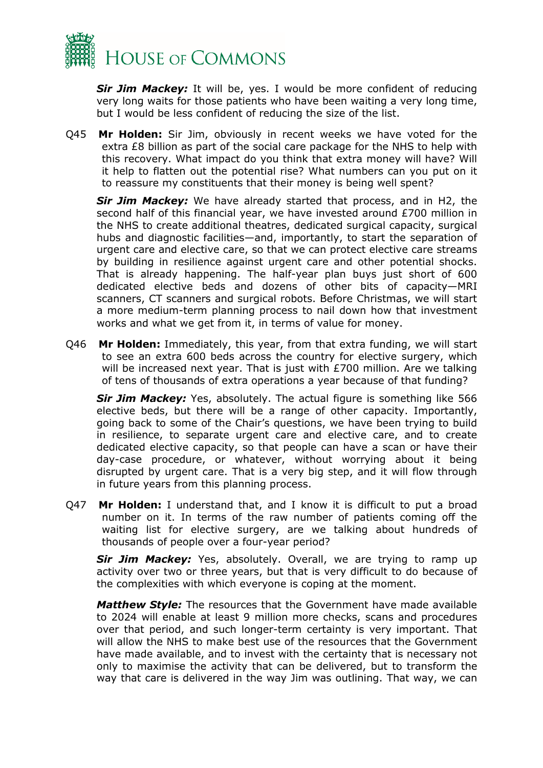***Sir Jim Mackey:*** It will be, yes. I would be more confident of reducing very long waits for those patients who have been waiting a very long time, but I would be less confident of reducing the size of the list.

Q45 **Mr Holden:** Sir Jim, obviously in recent weeks we have voted for the extra £8 billion as part of the social care package for the NHS to help with this recovery. What impact do you think that extra money will have? Will it help to flatten out the potential rise? What numbers can you put on it to reassure my constituents that their money is being well spent?

***Sir Jim Mackey:*** We have already started that process, and in H2, the second half of this financial year, we have invested around £700 million in the NHS to create additional theatres, dedicated surgical capacity, surgical hubs and diagnostic facilities—and, importantly, to start the separation of urgent care and elective care, so that we can protect elective care streams by building in resilience against urgent care and other potential shocks. That is already happening. The half-year plan buys just short of 600 dedicated elective beds and dozens of other bits of capacity—MRI scanners, CT scanners and surgical robots. Before Christmas, we will start a more medium-term planning process to nail down how that investment works and what we get from it, in terms of value for money.

Q46 **Mr Holden:** Immediately, this year, from that extra funding, we will start to see an extra 600 beds across the country for elective surgery, which will be increased next year. That is just with £700 million. Are we talking of tens of thousands of extra operations a year because of that funding?

***Sir Jim Mackey:*** Yes, absolutely. The actual figure is something like 566 elective beds, but there will be a range of other capacity. Importantly, going back to some of the Chair's questions, we have been trying to build in resilience, to separate urgent care and elective care, and to create dedicated elective capacity, so that people can have a scan or have their day-case procedure, or whatever, without worrying about it being disrupted by urgent care. That is a very big step, and it will flow through in future years from this planning process.

Q47 **Mr Holden:** I understand that, and I know it is difficult to put a broad number on it. In terms of the raw number of patients coming off the waiting list for elective surgery, are we talking about hundreds of thousands of people over a four-year period?

***Sir Jim Mackey:*** Yes, absolutely. Overall, we are trying to ramp up activity over two or three years, but that is very difficult to do because of the complexities with which everyone is coping at the moment.

***Matthew Style:*** The resources that the Government have made available to 2024 will enable at least 9 million more checks, scans and procedures over that period, and such longer-term certainty is very important. That will allow the NHS to make best use of the resources that the Government have made available, and to invest with the certainty that is necessary not only to maximise the activity that can be delivered, but to transform the way that care is delivered in the way Jim was outlining. That way, we can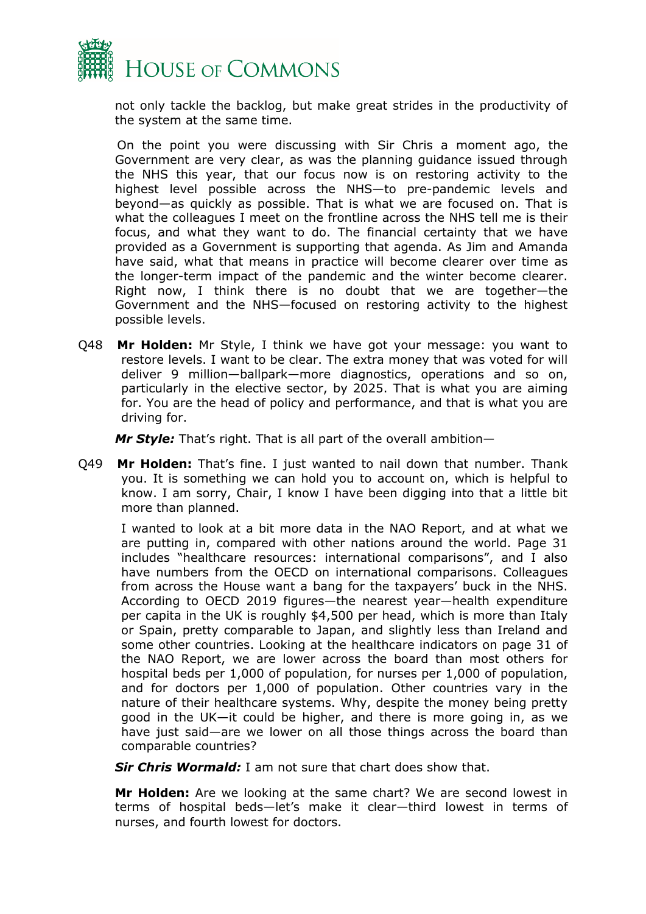not only tackle the backlog, but make great strides in the productivity of the system at the same time.

On the point you were discussing with Sir Chris a moment ago, the Government are very clear, as was the planning guidance issued through the NHS this year, that our focus now is on restoring activity to the highest level possible across the NHS—to pre-pandemic levels and beyond—as quickly as possible. That is what we are focused on. That is what the colleagues I meet on the frontline across the NHS tell me is their focus, and what they want to do. The financial certainty that we have provided as a Government is supporting that agenda. As Jim and Amanda have said, what that means in practice will become clearer over time as the longer-term impact of the pandemic and the winter become clearer. Right now, I think there is no doubt that we are together—the Government and the NHS—focused on restoring activity to the highest possible levels.

Q48 **Mr Holden:** Mr Style, I think we have got your message: you want to restore levels. I want to be clear. The extra money that was voted for will deliver 9 million—ballpark—more diagnostics, operations and so on, particularly in the elective sector, by 2025. That is what you are aiming for. You are the head of policy and performance, and that is what you are driving for.

***Mr Style:*** That's right. That is all part of the overall ambition—

Q49 **Mr Holden:** That's fine. I just wanted to nail down that number. Thank you. It is something we can hold you to account on, which is helpful to know. I am sorry, Chair, I know I have been digging into that a little bit more than planned.

I wanted to look at a bit more data in the NAO Report, and at what we are putting in, compared with other nations around the world. Page 31 includes "healthcare resources: international comparisons", and I also have numbers from the OECD on international comparisons. Colleagues from across the House want a bang for the taxpayers' buck in the NHS. According to OECD 2019 figures—the nearest year—health expenditure per capita in the UK is roughly $4,500 per head, which is more than Italy or Spain, pretty comparable to Japan, and slightly less than Ireland and some other countries. Looking at the healthcare indicators on page 31 of the NAO Report, we are lower across the board than most others for hospital beds per 1,000 of population, for nurses per 1,000 of population, and for doctors per 1,000 of population. Other countries vary in the nature of their healthcare systems. Why, despite the money being pretty good in the UK—it could be higher, and there is more going in, as we have just said—are we lower on all those things across the board than comparable countries?

***Sir Chris Wormald:*** I am not sure that chart does show that.

**Mr Holden:** Are we looking at the same chart? We are second lowest in terms of hospital beds—let's make it clear—third lowest in terms of nurses, and fourth lowest for doctors.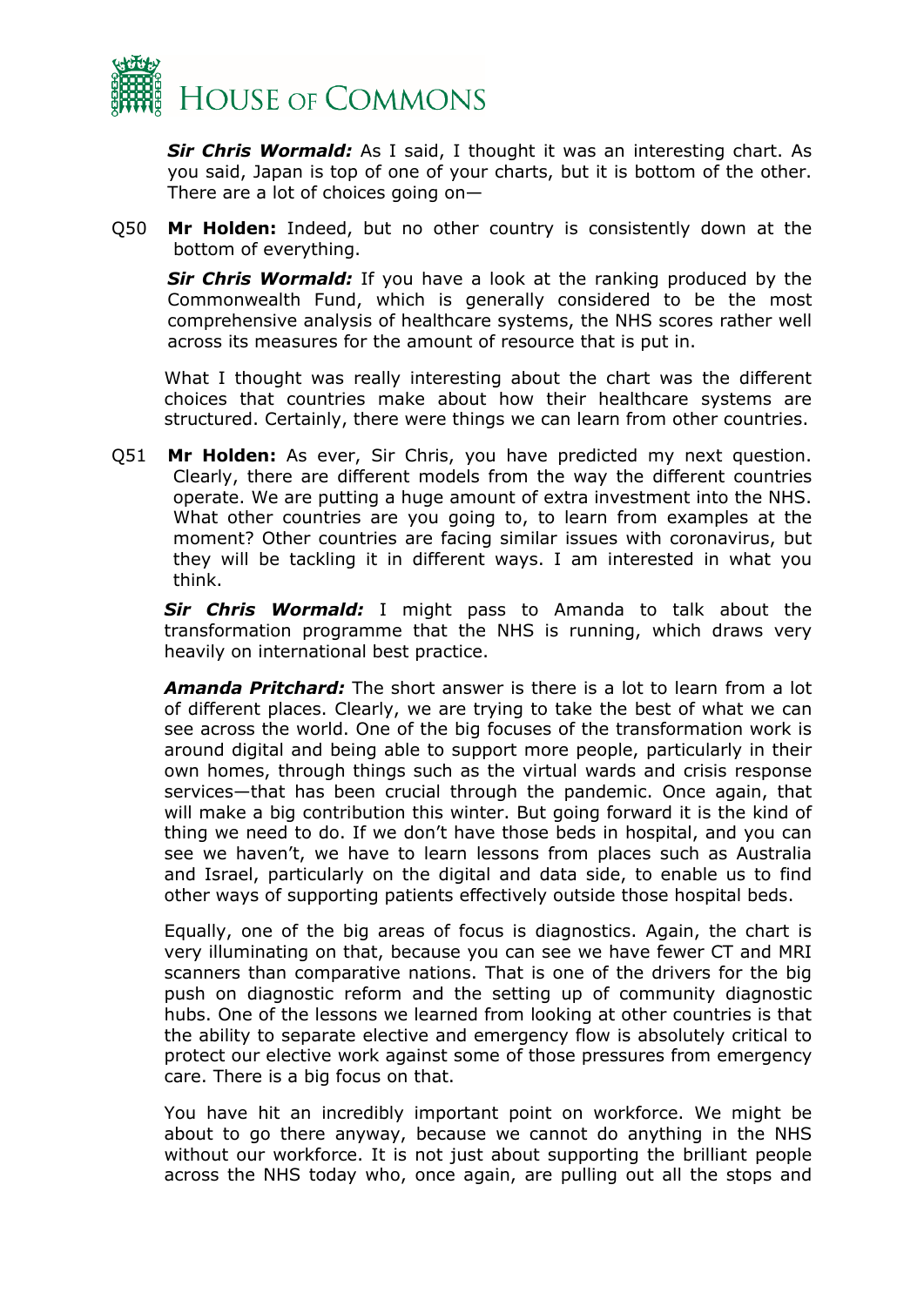***Sir Chris Wormald:*** As I said, I thought it was an interesting chart. As you said, Japan is top of one of your charts, but it is bottom of the other. There are a lot of choices going on—

Q50 **Mr Holden:** Indeed, but no other country is consistently down at the bottom of everything.

***Sir Chris Wormald:*** If you have a look at the ranking produced by the Commonwealth Fund, which is generally considered to be the most comprehensive analysis of healthcare systems, the NHS scores rather well across its measures for the amount of resource that is put in.

What I thought was really interesting about the chart was the different choices that countries make about how their healthcare systems are structured. Certainly, there were things we can learn from other countries.

Q51 **Mr Holden:** As ever, Sir Chris, you have predicted my next question. Clearly, there are different models from the way the different countries operate. We are putting a huge amount of extra investment into the NHS. What other countries are you going to, to learn from examples at the moment? Other countries are facing similar issues with coronavirus, but they will be tackling it in different ways. I am interested in what you think.

***Sir Chris Wormald:*** I might pass to Amanda to talk about the transformation programme that the NHS is running, which draws very heavily on international best practice.

***Amanda Pritchard:*** The short answer is there is a lot to learn from a lot of different places. Clearly, we are trying to take the best of what we can see across the world. One of the big focuses of the transformation work is around digital and being able to support more people, particularly in their own homes, through things such as the virtual wards and crisis response services—that has been crucial through the pandemic. Once again, that will make a big contribution this winter. But going forward it is the kind of thing we need to do. If we don't have those beds in hospital, and you can see we haven't, we have to learn lessons from places such as Australia and Israel, particularly on the digital and data side, to enable us to find other ways of supporting patients effectively outside those hospital beds.

Equally, one of the big areas of focus is diagnostics. Again, the chart is very illuminating on that, because you can see we have fewer CT and MRI scanners than comparative nations. That is one of the drivers for the big push on diagnostic reform and the setting up of community diagnostic hubs. One of the lessons we learned from looking at other countries is that the ability to separate elective and emergency flow is absolutely critical to protect our elective work against some of those pressures from emergency care. There is a big focus on that.

You have hit an incredibly important point on workforce. We might be about to go there anyway, because we cannot do anything in the NHS without our workforce. It is not just about supporting the brilliant people across the NHS today who, once again, are pulling out all the stops and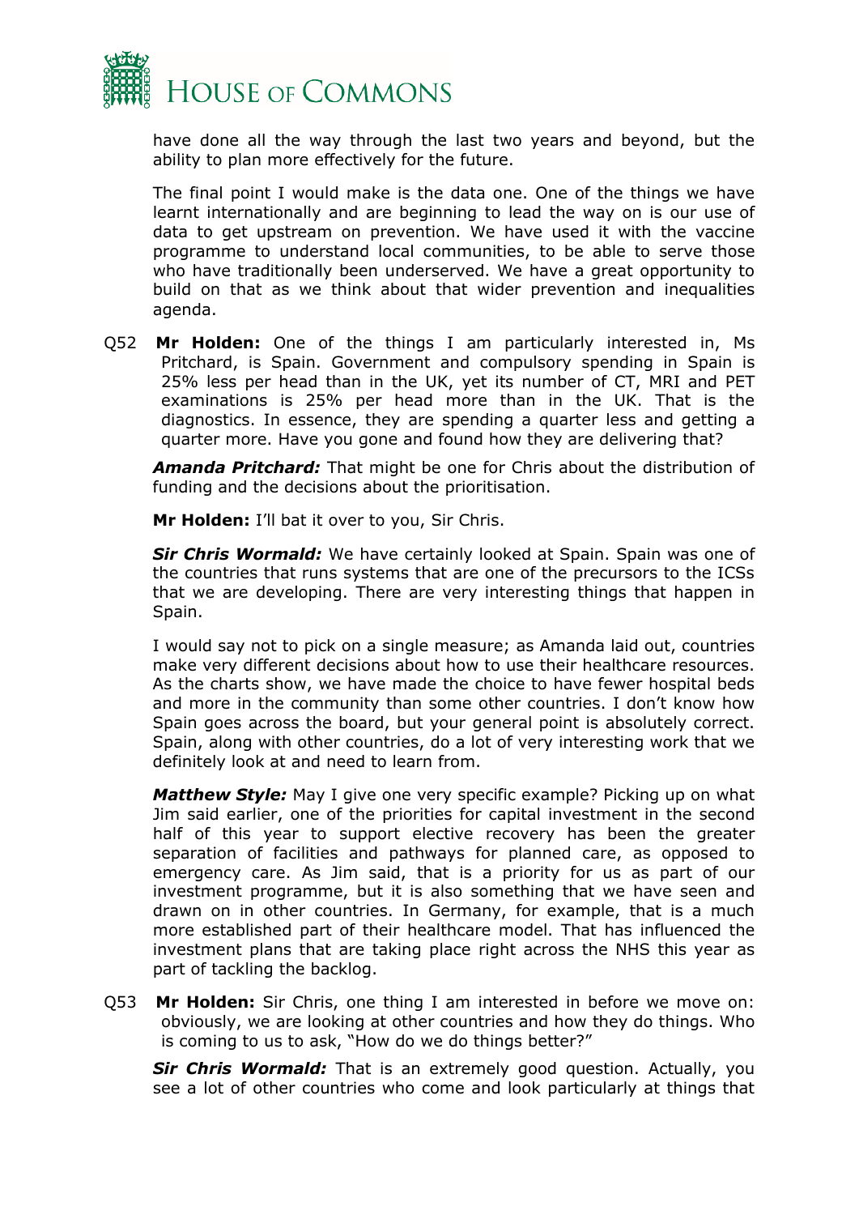have done all the way through the last two years and beyond, but the ability to plan more effectively for the future.

The final point I would make is the data one. One of the things we have learnt internationally and are beginning to lead the way on is our use of data to get upstream on prevention. We have used it with the vaccine programme to understand local communities, to be able to serve those who have traditionally been underserved. We have a great opportunity to build on that as we think about that wider prevention and inequalities agenda.

Q52 **Mr Holden:** One of the things I am particularly interested in, Ms Pritchard, is Spain. Government and compulsory spending in Spain is 25% less per head than in the UK, yet its number of CT, MRI and PET examinations is 25% per head more than in the UK. That is the diagnostics. In essence, they are spending a quarter less and getting a quarter more. Have you gone and found how they are delivering that?

***Amanda Pritchard:*** That might be one for Chris about the distribution of funding and the decisions about the prioritisation.

**Mr Holden:** I'll bat it over to you, Sir Chris.

***Sir Chris Wormald:*** We have certainly looked at Spain. Spain was one of the countries that runs systems that are one of the precursors to the ICSs that we are developing. There are very interesting things that happen in Spain.

I would say not to pick on a single measure; as Amanda laid out, countries make very different decisions about how to use their healthcare resources. As the charts show, we have made the choice to have fewer hospital beds and more in the community than some other countries. I don't know how Spain goes across the board, but your general point is absolutely correct. Spain, along with other countries, do a lot of very interesting work that we definitely look at and need to learn from.

***Matthew Style:*** May I give one very specific example? Picking up on what Jim said earlier, one of the priorities for capital investment in the second half of this year to support elective recovery has been the greater separation of facilities and pathways for planned care, as opposed to emergency care. As Jim said, that is a priority for us as part of our investment programme, but it is also something that we have seen and drawn on in other countries. In Germany, for example, that is a much more established part of their healthcare model. That has influenced the investment plans that are taking place right across the NHS this year as part of tackling the backlog.

Q53 **Mr Holden:** Sir Chris, one thing I am interested in before we move on: obviously, we are looking at other countries and how they do things. Who is coming to us to ask, "How do we do things better?"

***Sir Chris Wormald:*** That is an extremely good question. Actually, you see a lot of other countries who come and look particularly at things that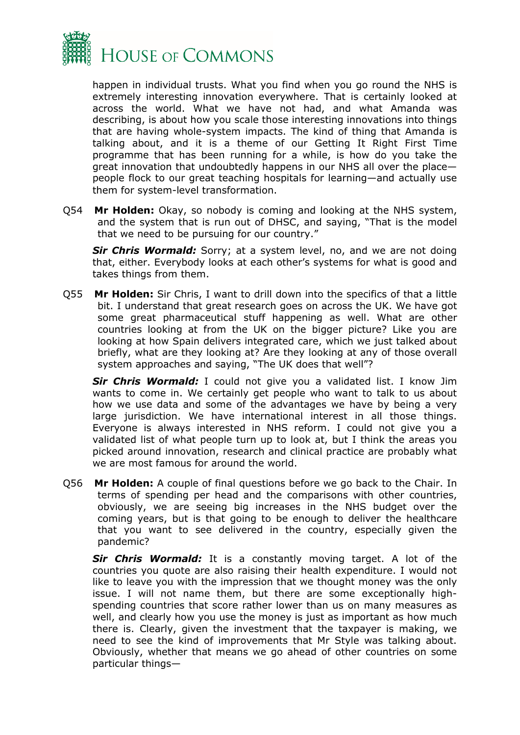happen in individual trusts. What you find when you go round the NHS is extremely interesting innovation everywhere. That is certainly looked at across the world. What we have not had, and what Amanda was describing, is about how you scale those interesting innovations into things that are having whole-system impacts. The kind of thing that Amanda is talking about, and it is a theme of our Getting It Right First Time programme that has been running for a while, is how do you take the great innovation that undoubtedly happens in our NHS all over the place—people flock to our great teaching hospitals for learning—and actually use them for system-level transformation.

Q54 **Mr Holden:** Okay, so nobody is coming and looking at the NHS system, and the system that is run out of DHSC, and saying, "That is the model that we need to be pursuing for our country."

***Sir Chris Wormald:*** Sorry; at a system level, no, and we are not doing that, either. Everybody looks at each other's systems for what is good and takes things from them.

Q55 **Mr Holden:** Sir Chris, I want to drill down into the specifics of that a little bit. I understand that great research goes on across the UK. We have got some great pharmaceutical stuff happening as well. What are other countries looking at from the UK on the bigger picture? Like you are looking at how Spain delivers integrated care, which we just talked about briefly, what are they looking at? Are they looking at any of those overall system approaches and saying, "The UK does that well"?

***Sir Chris Wormald:*** I could not give you a validated list. I know Jim wants to come in. We certainly get people who want to talk to us about how we use data and some of the advantages we have by being a very large jurisdiction. We have international interest in all those things. Everyone is always interested in NHS reform. I could not give you a validated list of what people turn up to look at, but I think the areas you picked around innovation, research and clinical practice are probably what we are most famous for around the world.

Q56 **Mr Holden:** A couple of final questions before we go back to the Chair. In terms of spending per head and the comparisons with other countries, obviously, we are seeing big increases in the NHS budget over the coming years, but is that going to be enough to deliver the healthcare that you want to see delivered in the country, especially given the pandemic?

***Sir Chris Wormald:*** It is a constantly moving target. A lot of the countries you quote are also raising their health expenditure. I would not like to leave you with the impression that we thought money was the only issue. I will not name them, but there are some exceptionally high-spending countries that score rather lower than us on many measures as well, and clearly how you use the money is just as important as how much there is. Clearly, given the investment that the taxpayer is making, we need to see the kind of improvements that Mr Style was talking about. Obviously, whether that means we go ahead of other countries on some particular things—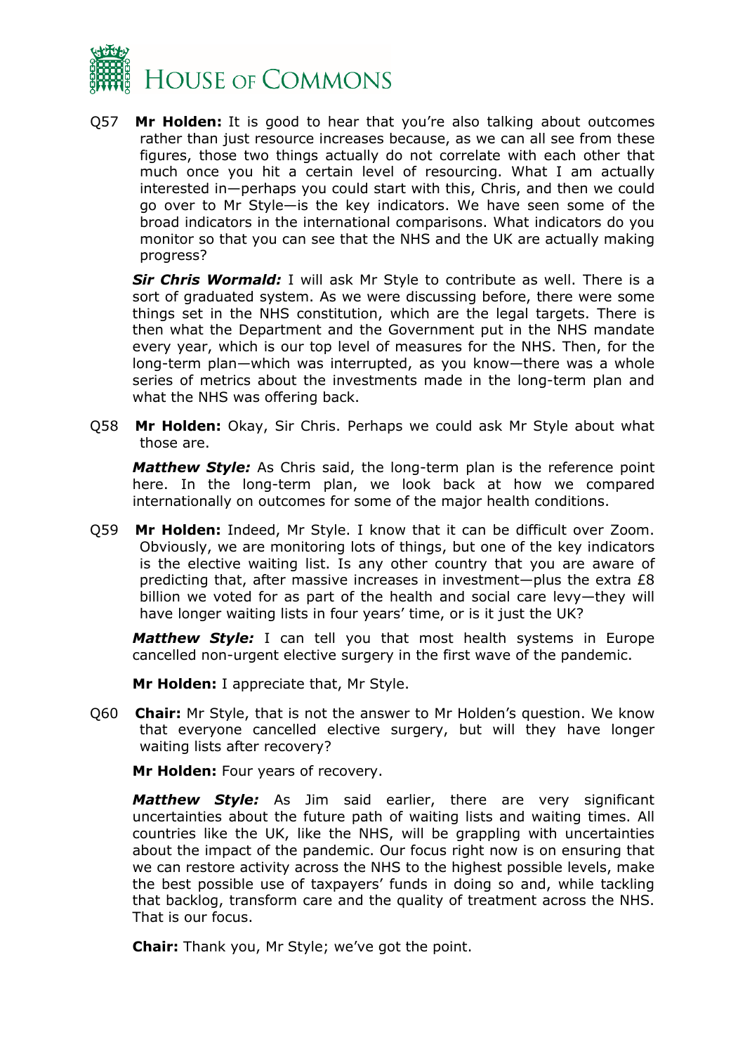Q57 **Mr Holden:** It is good to hear that you're also talking about outcomes rather than just resource increases because, as we can all see from these figures, those two things actually do not correlate with each other that much once you hit a certain level of resourcing. What I am actually interested in—perhaps you could start with this, Chris, and then we could go over to Mr Style—is the key indicators. We have seen some of the broad indicators in the international comparisons. What indicators do you monitor so that you can see that the NHS and the UK are actually making progress?

***Sir Chris Wormald:*** I will ask Mr Style to contribute as well. There is a sort of graduated system. As we were discussing before, there were some things set in the NHS constitution, which are the legal targets. There is then what the Department and the Government put in the NHS mandate every year, which is our top level of measures for the NHS. Then, for the long-term plan—which was interrupted, as you know—there was a whole series of metrics about the investments made in the long-term plan and what the NHS was offering back.

Q58 **Mr Holden:** Okay, Sir Chris. Perhaps we could ask Mr Style about what those are.

***Matthew Style:*** As Chris said, the long-term plan is the reference point here. In the long-term plan, we look back at how we compared internationally on outcomes for some of the major health conditions.

Q59 **Mr Holden:** Indeed, Mr Style. I know that it can be difficult over Zoom. Obviously, we are monitoring lots of things, but one of the key indicators is the elective waiting list. Is any other country that you are aware of predicting that, after massive increases in investment—plus the extra £8 billion we voted for as part of the health and social care levy—they will have longer waiting lists in four years' time, or is it just the UK?

***Matthew Style:*** I can tell you that most health systems in Europe cancelled non-urgent elective surgery in the first wave of the pandemic.

**Mr Holden:** I appreciate that, Mr Style.

Q60 **Chair:** Mr Style, that is not the answer to Mr Holden's question. We know that everyone cancelled elective surgery, but will they have longer waiting lists after recovery?

**Mr Holden:** Four years of recovery.

***Matthew Style:*** As Jim said earlier, there are very significant uncertainties about the future path of waiting lists and waiting times. All countries like the UK, like the NHS, will be grappling with uncertainties about the impact of the pandemic. Our focus right now is on ensuring that we can restore activity across the NHS to the highest possible levels, make the best possible use of taxpayers' funds in doing so and, while tackling that backlog, transform care and the quality of treatment across the NHS. That is our focus.

**Chair:** Thank you, Mr Style; we've got the point.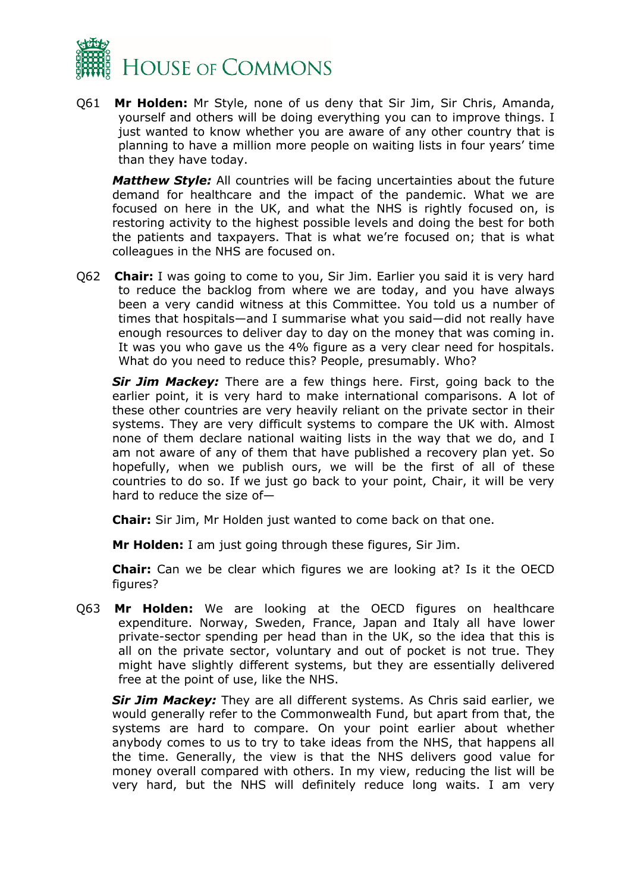Q61 **Mr Holden:** Mr Style, none of us deny that Sir Jim, Sir Chris, Amanda, yourself and others will be doing everything you can to improve things. I just wanted to know whether you are aware of any other country that is planning to have a million more people on waiting lists in four years' time than they have today.

***Matthew Style:*** All countries will be facing uncertainties about the future demand for healthcare and the impact of the pandemic. What we are focused on here in the UK, and what the NHS is rightly focused on, is restoring activity to the highest possible levels and doing the best for both the patients and taxpayers. That is what we're focused on; that is what colleagues in the NHS are focused on.

Q62 **Chair:** I was going to come to you, Sir Jim. Earlier you said it is very hard to reduce the backlog from where we are today, and you have always been a very candid witness at this Committee. You told us a number of times that hospitals—and I summarise what you said—did not really have enough resources to deliver day to day on the money that was coming in. It was you who gave us the 4% figure as a very clear need for hospitals. What do you need to reduce this? People, presumably. Who?

***Sir Jim Mackey:*** There are a few things here. First, going back to the earlier point, it is very hard to make international comparisons. A lot of these other countries are very heavily reliant on the private sector in their systems. They are very difficult systems to compare the UK with. Almost none of them declare national waiting lists in the way that we do, and I am not aware of any of them that have published a recovery plan yet. So hopefully, when we publish ours, we will be the first of all of these countries to do so. If we just go back to your point, Chair, it will be very hard to reduce the size of—

**Chair:** Sir Jim, Mr Holden just wanted to come back on that one.

**Mr Holden:** I am just going through these figures, Sir Jim.

**Chair:** Can we be clear which figures we are looking at? Is it the OECD figures?

Q63 **Mr Holden:** We are looking at the OECD figures on healthcare expenditure. Norway, Sweden, France, Japan and Italy all have lower private-sector spending per head than in the UK, so the idea that this is all on the private sector, voluntary and out of pocket is not true. They might have slightly different systems, but they are essentially delivered free at the point of use, like the NHS.

***Sir Jim Mackey:*** They are all different systems. As Chris said earlier, we would generally refer to the Commonwealth Fund, but apart from that, the systems are hard to compare. On your point earlier about whether anybody comes to us to try to take ideas from the NHS, that happens all the time. Generally, the view is that the NHS delivers good value for money overall compared with others. In my view, reducing the list will be very hard, but the NHS will definitely reduce long waits. I am very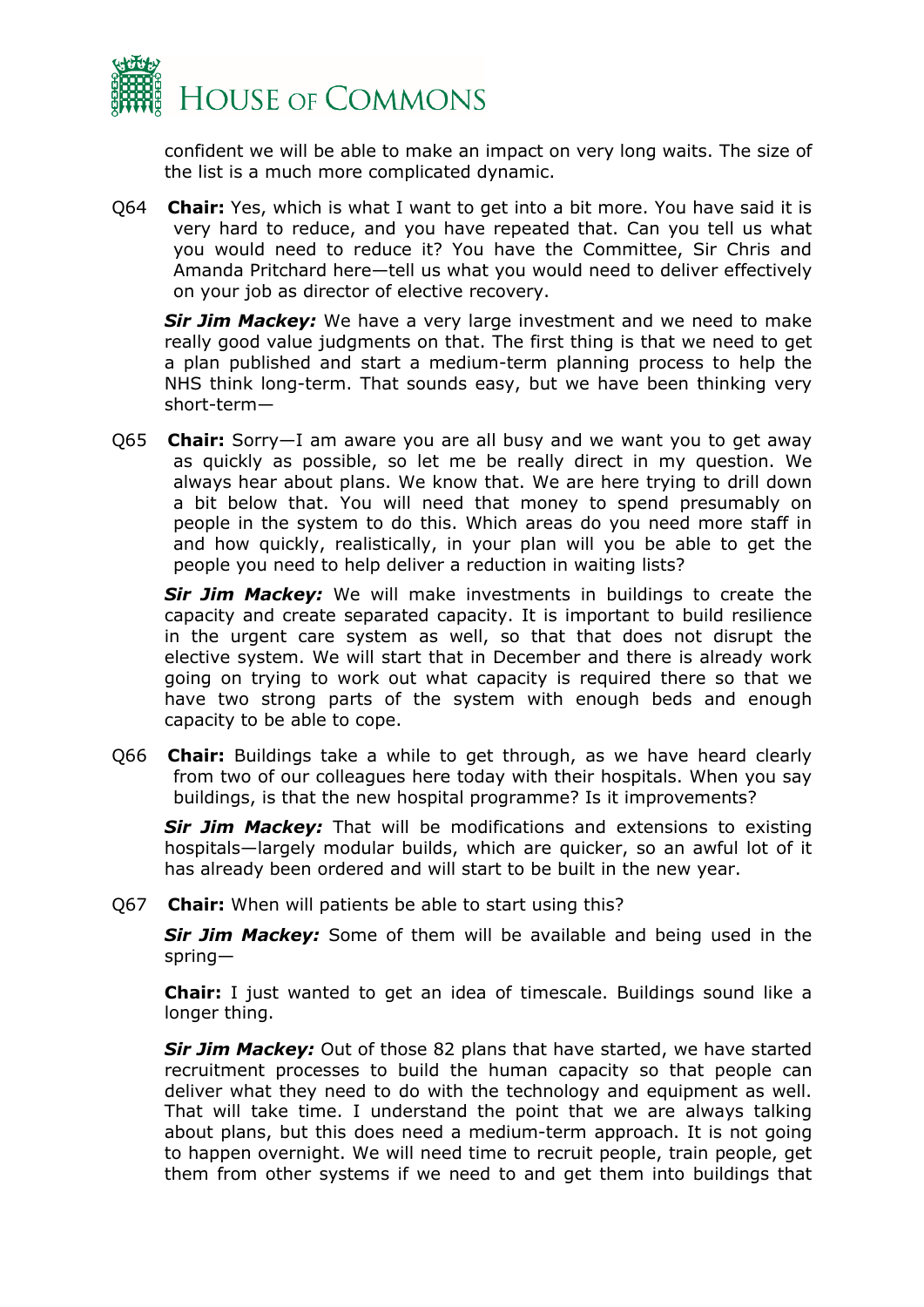confident we will be able to make an impact on very long waits. The size of the list is a much more complicated dynamic.

Q64 **Chair:** Yes, which is what I want to get into a bit more. You have said it is very hard to reduce, and you have repeated that. Can you tell us what you would need to reduce it? You have the Committee, Sir Chris and Amanda Pritchard here—tell us what you would need to deliver effectively on your job as director of elective recovery.

***Sir Jim Mackey:*** We have a very large investment and we need to make really good value judgments on that. The first thing is that we need to get a plan published and start a medium-term planning process to help the NHS think long-term. That sounds easy, but we have been thinking very short-term—

Q65 **Chair:** Sorry—I am aware you are all busy and we want you to get away as quickly as possible, so let me be really direct in my question. We always hear about plans. We know that. We are here trying to drill down a bit below that. You will need that money to spend presumably on people in the system to do this. Which areas do you need more staff in and how quickly, realistically, in your plan will you be able to get the people you need to help deliver a reduction in waiting lists?

***Sir Jim Mackey:*** We will make investments in buildings to create the capacity and create separated capacity. It is important to build resilience in the urgent care system as well, so that that does not disrupt the elective system. We will start that in December and there is already work going on trying to work out what capacity is required there so that we have two strong parts of the system with enough beds and enough capacity to be able to cope.

Q66 **Chair:** Buildings take a while to get through, as we have heard clearly from two of our colleagues here today with their hospitals. When you say buildings, is that the new hospital programme? Is it improvements?

***Sir Jim Mackey:*** That will be modifications and extensions to existing hospitals—largely modular builds, which are quicker, so an awful lot of it has already been ordered and will start to be built in the new year.

Q67 **Chair:** When will patients be able to start using this?

***Sir Jim Mackey:*** Some of them will be available and being used in the spring—

**Chair:** I just wanted to get an idea of timescale. Buildings sound like a longer thing.

***Sir Jim Mackey:*** Out of those 82 plans that have started, we have started recruitment processes to build the human capacity so that people can deliver what they need to do with the technology and equipment as well. That will take time. I understand the point that we are always talking about plans, but this does need a medium-term approach. It is not going to happen overnight. We will need time to recruit people, train people, get them from other systems if we need to and get them into buildings that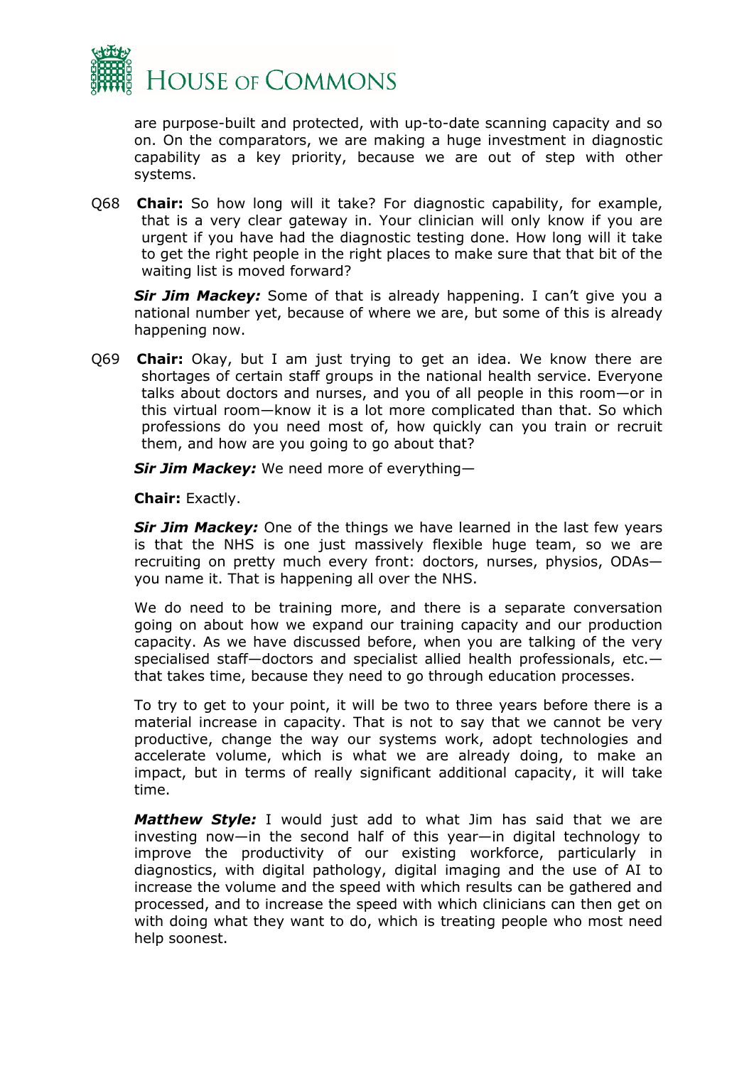are purpose-built and protected, with up-to-date scanning capacity and so on. On the comparators, we are making a huge investment in diagnostic capability as a key priority, because we are out of step with other systems.

Q68 **Chair:** So how long will it take? For diagnostic capability, for example, that is a very clear gateway in. Your clinician will only know if you are urgent if you have had the diagnostic testing done. How long will it take to get the right people in the right places to make sure that that bit of the waiting list is moved forward?

***Sir Jim Mackey:*** Some of that is already happening. I can't give you a national number yet, because of where we are, but some of this is already happening now.

Q69 **Chair:** Okay, but I am just trying to get an idea. We know there are shortages of certain staff groups in the national health service. Everyone talks about doctors and nurses, and you of all people in this room—or in this virtual room—know it is a lot more complicated than that. So which professions do you need most of, how quickly can you train or recruit them, and how are you going to go about that?

***Sir Jim Mackey:*** We need more of everything—

**Chair:** Exactly.

***Sir Jim Mackey:*** One of the things we have learned in the last few years is that the NHS is one just massively flexible huge team, so we are recruiting on pretty much every front: doctors, nurses, physios, ODAs—you name it. That is happening all over the NHS.

We do need to be training more, and there is a separate conversation going on about how we expand our training capacity and our production capacity. As we have discussed before, when you are talking of the very specialised staff—doctors and specialist allied health professionals, etc.—that takes time, because they need to go through education processes.

To try to get to your point, it will be two to three years before there is a material increase in capacity. That is not to say that we cannot be very productive, change the way our systems work, adopt technologies and accelerate volume, which is what we are already doing, to make an impact, but in terms of really significant additional capacity, it will take time.

***Matthew Style:*** I would just add to what Jim has said that we are investing now—in the second half of this year—in digital technology to improve the productivity of our existing workforce, particularly in diagnostics, with digital pathology, digital imaging and the use of AI to increase the volume and the speed with which results can be gathered and processed, and to increase the speed with which clinicians can then get on with doing what they want to do, which is treating people who most need help soonest.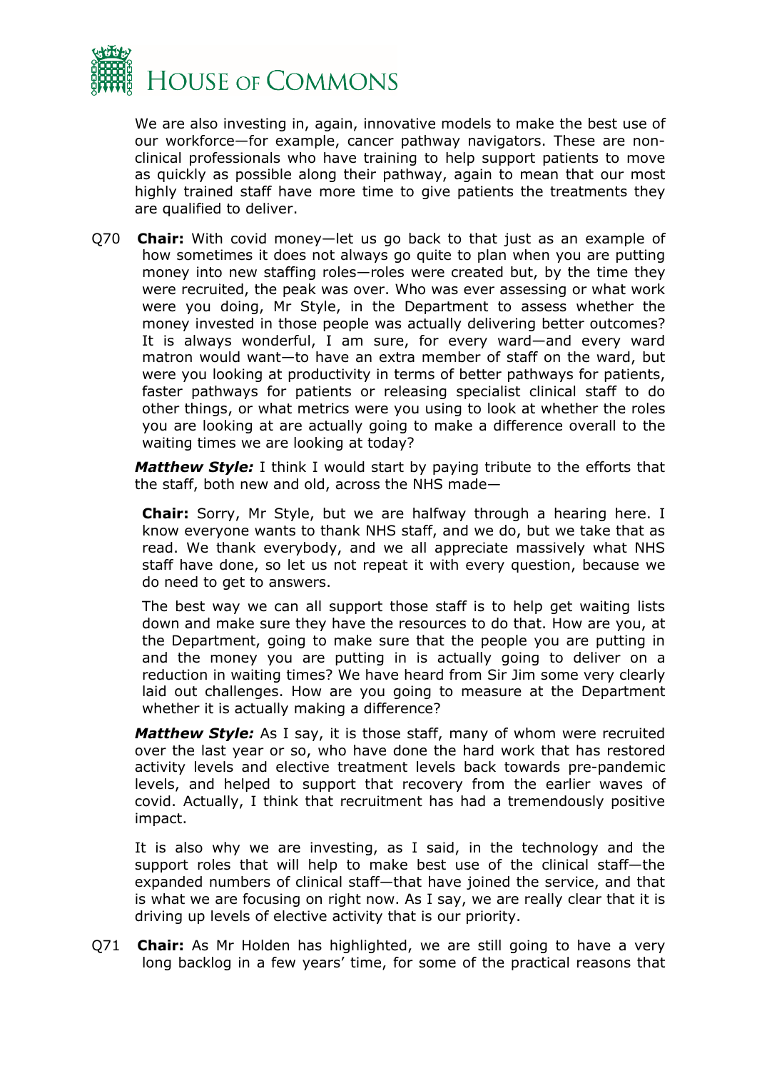We are also investing in, again, innovative models to make the best use of our workforce—for example, cancer pathway navigators. These are non-clinical professionals who have training to help support patients to move as quickly as possible along their pathway, again to mean that our most highly trained staff have more time to give patients the treatments they are qualified to deliver.

Q70 **Chair:** With covid money—let us go back to that just as an example of how sometimes it does not always go quite to plan when you are putting money into new staffing roles—roles were created but, by the time they were recruited, the peak was over. Who was ever assessing or what work were you doing, Mr Style, in the Department to assess whether the money invested in those people was actually delivering better outcomes? It is always wonderful, I am sure, for every ward—and every ward matron would want—to have an extra member of staff on the ward, but were you looking at productivity in terms of better pathways for patients, faster pathways for patients or releasing specialist clinical staff to do other things, or what metrics were you using to look at whether the roles you are looking at are actually going to make a difference overall to the waiting times we are looking at today?

***Matthew Style:*** I think I would start by paying tribute to the efforts that the staff, both new and old, across the NHS made—

**Chair:** Sorry, Mr Style, but we are halfway through a hearing here. I know everyone wants to thank NHS staff, and we do, but we take that as read. We thank everybody, and we all appreciate massively what NHS staff have done, so let us not repeat it with every question, because we do need to get to answers.

The best way we can all support those staff is to help get waiting lists down and make sure they have the resources to do that. How are you, at the Department, going to make sure that the people you are putting in and the money you are putting in is actually going to deliver on a reduction in waiting times? We have heard from Sir Jim some very clearly laid out challenges. How are you going to measure at the Department whether it is actually making a difference?

***Matthew Style:*** As I say, it is those staff, many of whom were recruited over the last year or so, who have done the hard work that has restored activity levels and elective treatment levels back towards pre-pandemic levels, and helped to support that recovery from the earlier waves of covid. Actually, I think that recruitment has had a tremendously positive impact.

It is also why we are investing, as I said, in the technology and the support roles that will help to make best use of the clinical staff—the expanded numbers of clinical staff—that have joined the service, and that is what we are focusing on right now. As I say, we are really clear that it is driving up levels of elective activity that is our priority.

Q71 **Chair:** As Mr Holden has highlighted, we are still going to have a very long backlog in a few years' time, for some of the practical reasons that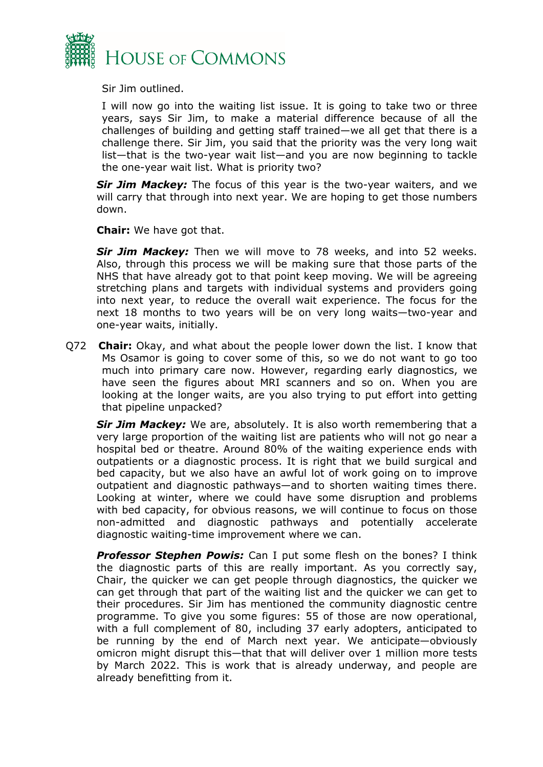Sir Jim outlined.

I will now go into the waiting list issue. It is going to take two or three years, says Sir Jim, to make a material difference because of all the challenges of building and getting staff trained—we all get that there is a challenge there. Sir Jim, you said that the priority was the very long wait list—that is the two-year wait list—and you are now beginning to tackle the one-year wait list. What is priority two?

***Sir Jim Mackey:*** The focus of this year is the two-year waiters, and we will carry that through into next year. We are hoping to get those numbers down.

**Chair:** We have got that.

***Sir Jim Mackey:*** Then we will move to 78 weeks, and into 52 weeks. Also, through this process we will be making sure that those parts of the NHS that have already got to that point keep moving. We will be agreeing stretching plans and targets with individual systems and providers going into next year, to reduce the overall wait experience. The focus for the next 18 months to two years will be on very long waits—two-year and one-year waits, initially.

Q72 **Chair:** Okay, and what about the people lower down the list. I know that Ms Osamor is going to cover some of this, so we do not want to go too much into primary care now. However, regarding early diagnostics, we have seen the figures about MRI scanners and so on. When you are looking at the longer waits, are you also trying to put effort into getting that pipeline unpacked?

***Sir Jim Mackey:*** We are, absolutely. It is also worth remembering that a very large proportion of the waiting list are patients who will not go near a hospital bed or theatre. Around 80% of the waiting experience ends with outpatients or a diagnostic process. It is right that we build surgical and bed capacity, but we also have an awful lot of work going on to improve outpatient and diagnostic pathways—and to shorten waiting times there. Looking at winter, where we could have some disruption and problems with bed capacity, for obvious reasons, we will continue to focus on those non-admitted and diagnostic pathways and potentially accelerate diagnostic waiting-time improvement where we can.

***Professor Stephen Powis:*** Can I put some flesh on the bones? I think the diagnostic parts of this are really important. As you correctly say, Chair, the quicker we can get people through diagnostics, the quicker we can get through that part of the waiting list and the quicker we can get to their procedures. Sir Jim has mentioned the community diagnostic centre programme. To give you some figures: 55 of those are now operational, with a full complement of 80, including 37 early adopters, anticipated to be running by the end of March next year. We anticipate—obviously omicron might disrupt this—that that will deliver over 1 million more tests by March 2022. This is work that is already underway, and people are already benefitting from it.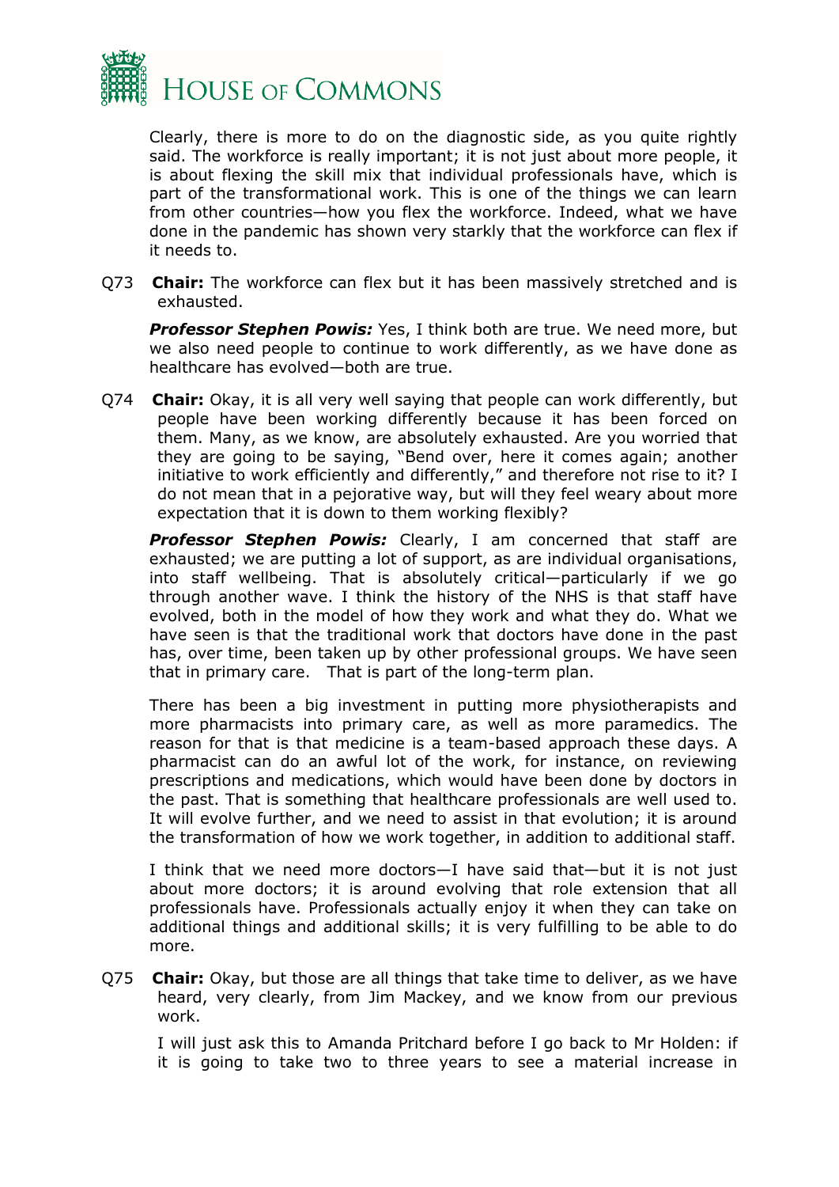Clearly, there is more to do on the diagnostic side, as you quite rightly said. The workforce is really important; it is not just about more people, it is about flexing the skill mix that individual professionals have, which is part of the transformational work. This is one of the things we can learn from other countries—how you flex the workforce. Indeed, what we have done in the pandemic has shown very starkly that the workforce can flex if it needs to.

Q73 **Chair:** The workforce can flex but it has been massively stretched and is exhausted.

***Professor Stephen Powis:*** Yes, I think both are true. We need more, but we also need people to continue to work differently, as we have done as healthcare has evolved—both are true.

Q74 **Chair:** Okay, it is all very well saying that people can work differently, but people have been working differently because it has been forced on them. Many, as we know, are absolutely exhausted. Are you worried that they are going to be saying, "Bend over, here it comes again; another initiative to work efficiently and differently," and therefore not rise to it? I do not mean that in a pejorative way, but will they feel weary about more expectation that it is down to them working flexibly?

***Professor Stephen Powis:*** Clearly, I am concerned that staff are exhausted; we are putting a lot of support, as are individual organisations, into staff wellbeing. That is absolutely critical—particularly if we go through another wave. I think the history of the NHS is that staff have evolved, both in the model of how they work and what they do. What we have seen is that the traditional work that doctors have done in the past has, over time, been taken up by other professional groups. We have seen that in primary care. That is part of the long-term plan.

There has been a big investment in putting more physiotherapists and more pharmacists into primary care, as well as more paramedics. The reason for that is that medicine is a team-based approach these days. A pharmacist can do an awful lot of the work, for instance, on reviewing prescriptions and medications, which would have been done by doctors in the past. That is something that healthcare professionals are well used to. It will evolve further, and we need to assist in that evolution; it is around the transformation of how we work together, in addition to additional staff.

I think that we need more doctors—I have said that—but it is not just about more doctors; it is around evolving that role extension that all professionals have. Professionals actually enjoy it when they can take on additional things and additional skills; it is very fulfilling to be able to do more.

Q75 **Chair:** Okay, but those are all things that take time to deliver, as we have heard, very clearly, from Jim Mackey, and we know from our previous work.

I will just ask this to Amanda Pritchard before I go back to Mr Holden: if it is going to take two to three years to see a material increase in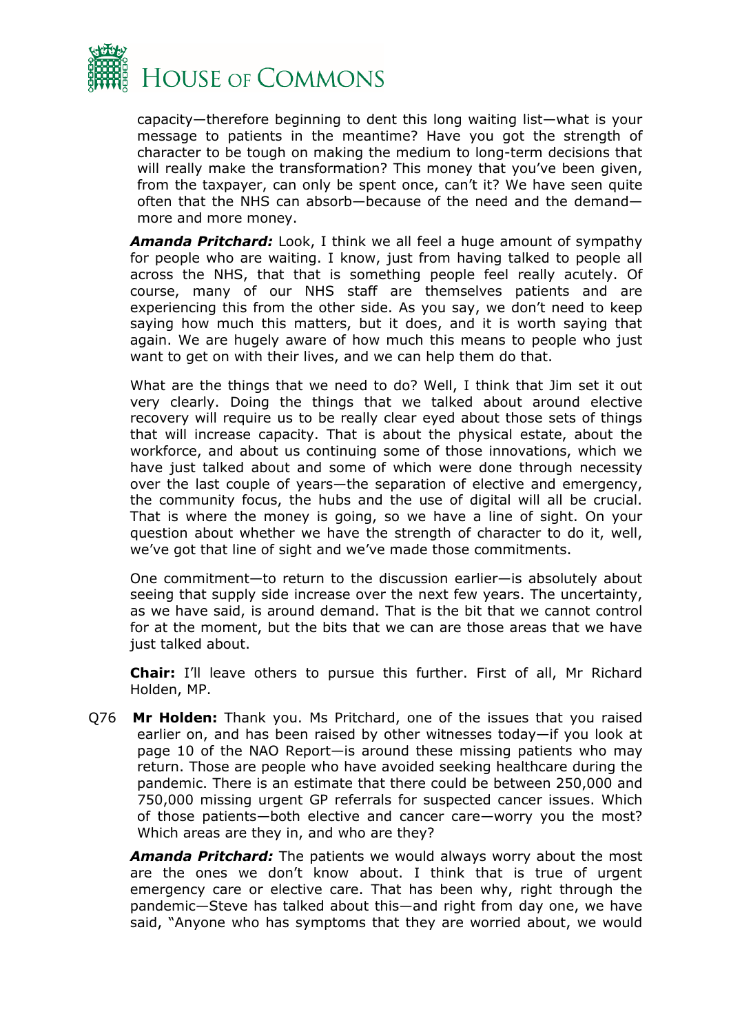capacity—therefore beginning to dent this long waiting list—what is your message to patients in the meantime? Have you got the strength of character to be tough on making the medium to long-term decisions that will really make the transformation? This money that you've been given, from the taxpayer, can only be spent once, can't it? We have seen quite often that the NHS can absorb—because of the need and the demand—more and more money.

***Amanda Pritchard:*** Look, I think we all feel a huge amount of sympathy for people who are waiting. I know, just from having talked to people all across the NHS, that that is something people feel really acutely. Of course, many of our NHS staff are themselves patients and are experiencing this from the other side. As you say, we don't need to keep saying how much this matters, but it does, and it is worth saying that again. We are hugely aware of how much this means to people who just want to get on with their lives, and we can help them do that.

What are the things that we need to do? Well, I think that Jim set it out very clearly. Doing the things that we talked about around elective recovery will require us to be really clear eyed about those sets of things that will increase capacity. That is about the physical estate, about the workforce, and about us continuing some of those innovations, which we have just talked about and some of which were done through necessity over the last couple of years—the separation of elective and emergency, the community focus, the hubs and the use of digital will all be crucial. That is where the money is going, so we have a line of sight. On your question about whether we have the strength of character to do it, well, we've got that line of sight and we've made those commitments.

One commitment—to return to the discussion earlier—is absolutely about seeing that supply side increase over the next few years. The uncertainty, as we have said, is around demand. That is the bit that we cannot control for at the moment, but the bits that we can are those areas that we have just talked about.

**Chair:** I'll leave others to pursue this further. First of all, Mr Richard Holden, MP.

Q76 **Mr Holden:** Thank you. Ms Pritchard, one of the issues that you raised earlier on, and has been raised by other witnesses today—if you look at page 10 of the NAO Report—is around these missing patients who may return. Those are people who have avoided seeking healthcare during the pandemic. There is an estimate that there could be between 250,000 and 750,000 missing urgent GP referrals for suspected cancer issues. Which of those patients—both elective and cancer care—worry you the most? Which areas are they in, and who are they?

***Amanda Pritchard:*** The patients we would always worry about the most are the ones we don't know about. I think that is true of urgent emergency care or elective care. That has been why, right through the pandemic—Steve has talked about this—and right from day one, we have said, "Anyone who has symptoms that they are worried about, we would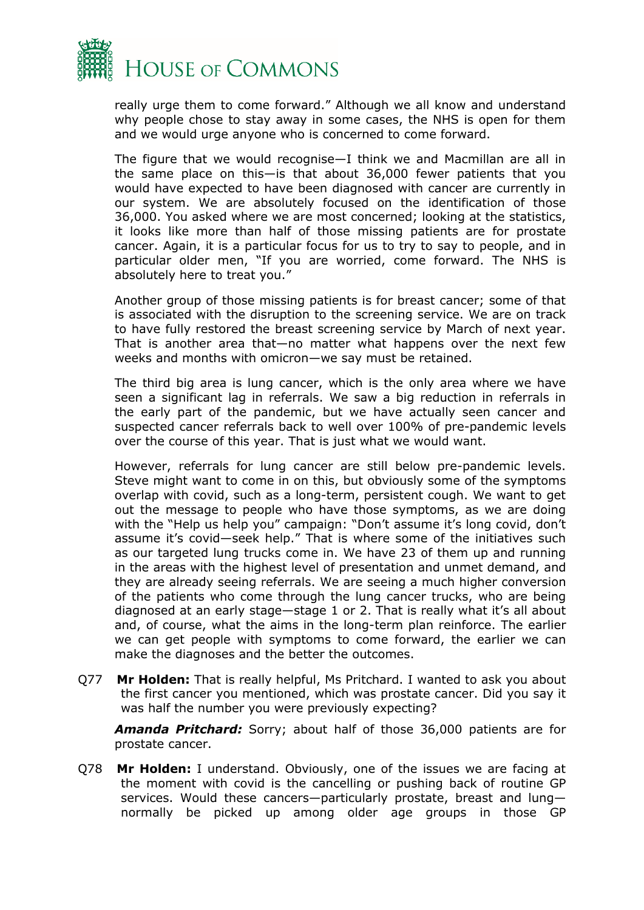really urge them to come forward." Although we all know and understand why people chose to stay away in some cases, the NHS is open for them and we would urge anyone who is concerned to come forward.

The figure that we would recognise—I think we and Macmillan are all in the same place on this—is that about 36,000 fewer patients that you would have expected to have been diagnosed with cancer are currently in our system. We are absolutely focused on the identification of those 36,000. You asked where we are most concerned; looking at the statistics, it looks like more than half of those missing patients are for prostate cancer. Again, it is a particular focus for us to try to say to people, and in particular older men, "If you are worried, come forward. The NHS is absolutely here to treat you."

Another group of those missing patients is for breast cancer; some of that is associated with the disruption to the screening service. We are on track to have fully restored the breast screening service by March of next year. That is another area that—no matter what happens over the next few weeks and months with omicron—we say must be retained.

The third big area is lung cancer, which is the only area where we have seen a significant lag in referrals. We saw a big reduction in referrals in the early part of the pandemic, but we have actually seen cancer and suspected cancer referrals back to well over 100% of pre-pandemic levels over the course of this year. That is just what we would want.

However, referrals for lung cancer are still below pre-pandemic levels. Steve might want to come in on this, but obviously some of the symptoms overlap with covid, such as a long-term, persistent cough. We want to get out the message to people who have those symptoms, as we are doing with the "Help us help you" campaign: "Don't assume it's long covid, don't assume it's covid—seek help." That is where some of the initiatives such as our targeted lung trucks come in. We have 23 of them up and running in the areas with the highest level of presentation and unmet demand, and they are already seeing referrals. We are seeing a much higher conversion of the patients who come through the lung cancer trucks, who are being diagnosed at an early stage—stage 1 or 2. That is really what it's all about and, of course, what the aims in the long-term plan reinforce. The earlier we can get people with symptoms to come forward, the earlier we can make the diagnoses and the better the outcomes.

Q77 **Mr Holden:** That is really helpful, Ms Pritchard. I wanted to ask you about the first cancer you mentioned, which was prostate cancer. Did you say it was half the number you were previously expecting?

***Amanda Pritchard:*** Sorry; about half of those 36,000 patients are for prostate cancer.

Q78 **Mr Holden:** I understand. Obviously, one of the issues we are facing at the moment with covid is the cancelling or pushing back of routine GP services. Would these cancers—particularly prostate, breast and lung—normally be picked up among older age groups in those GP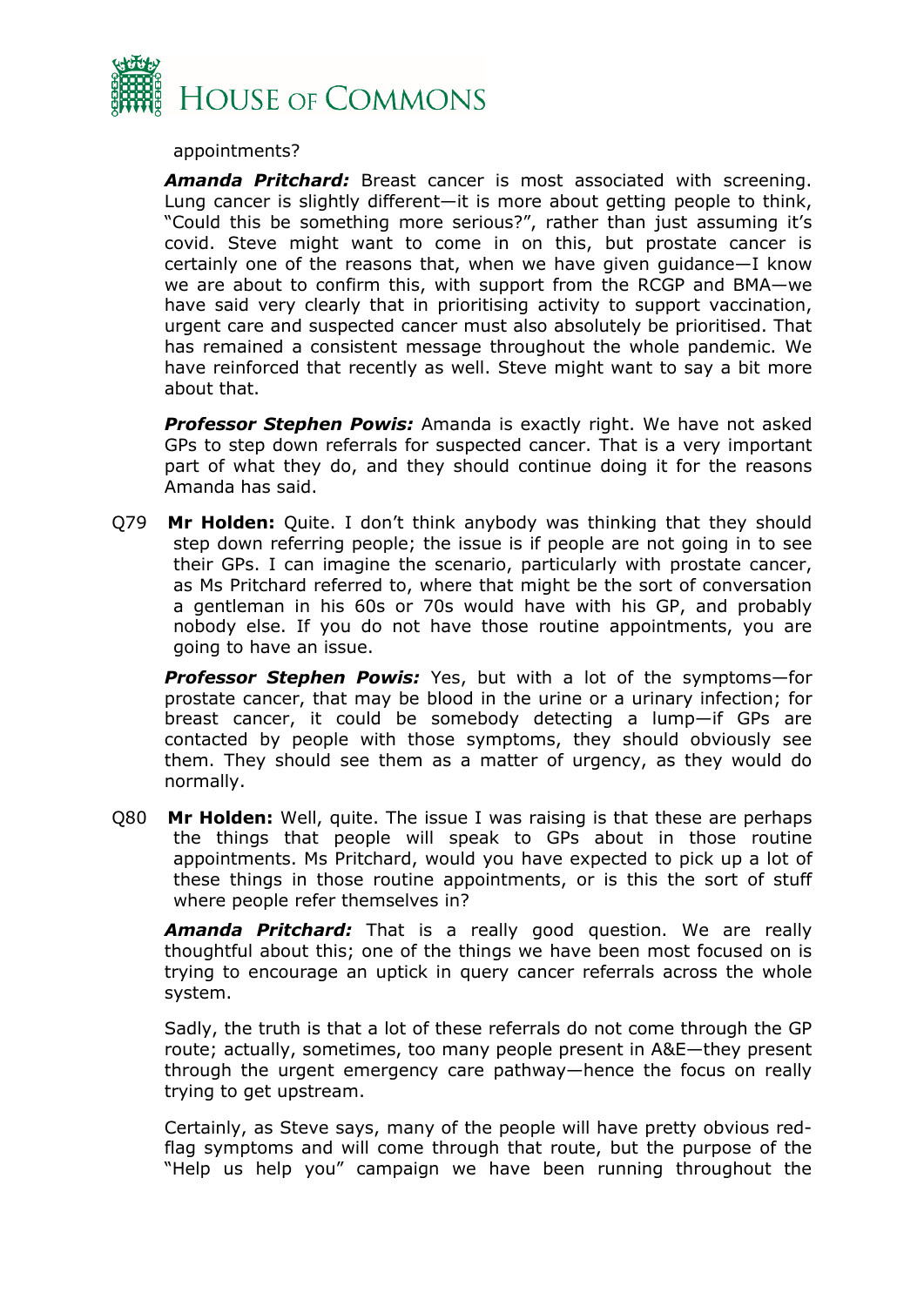appointments?

***Amanda Pritchard:*** Breast cancer is most associated with screening. Lung cancer is slightly different—it is more about getting people to think, "Could this be something more serious?", rather than just assuming it's covid. Steve might want to come in on this, but prostate cancer is certainly one of the reasons that, when we have given guidance—I know we are about to confirm this, with support from the RCGP and BMA—we have said very clearly that in prioritising activity to support vaccination, urgent care and suspected cancer must also absolutely be prioritised. That has remained a consistent message throughout the whole pandemic. We have reinforced that recently as well. Steve might want to say a bit more about that.

***Professor Stephen Powis:*** Amanda is exactly right. We have not asked GPs to step down referrals for suspected cancer. That is a very important part of what they do, and they should continue doing it for the reasons Amanda has said.

Q79 **Mr Holden:** Quite. I don't think anybody was thinking that they should step down referring people; the issue is if people are not going in to see their GPs. I can imagine the scenario, particularly with prostate cancer, as Ms Pritchard referred to, where that might be the sort of conversation a gentleman in his 60s or 70s would have with his GP, and probably nobody else. If you do not have those routine appointments, you are going to have an issue.

***Professor Stephen Powis:*** Yes, but with a lot of the symptoms—for prostate cancer, that may be blood in the urine or a urinary infection; for breast cancer, it could be somebody detecting a lump—if GPs are contacted by people with those symptoms, they should obviously see them. They should see them as a matter of urgency, as they would do normally.

Q80 **Mr Holden:** Well, quite. The issue I was raising is that these are perhaps the things that people will speak to GPs about in those routine appointments. Ms Pritchard, would you have expected to pick up a lot of these things in those routine appointments, or is this the sort of stuff where people refer themselves in?

***Amanda Pritchard:*** That is a really good question. We are really thoughtful about this; one of the things we have been most focused on is trying to encourage an uptick in query cancer referrals across the whole system.

Sadly, the truth is that a lot of these referrals do not come through the GP route; actually, sometimes, too many people present in A&E—they present through the urgent emergency care pathway—hence the focus on really trying to get upstream.

Certainly, as Steve says, many of the people will have pretty obvious red-flag symptoms and will come through that route, but the purpose of the "Help us help you" campaign we have been running throughout the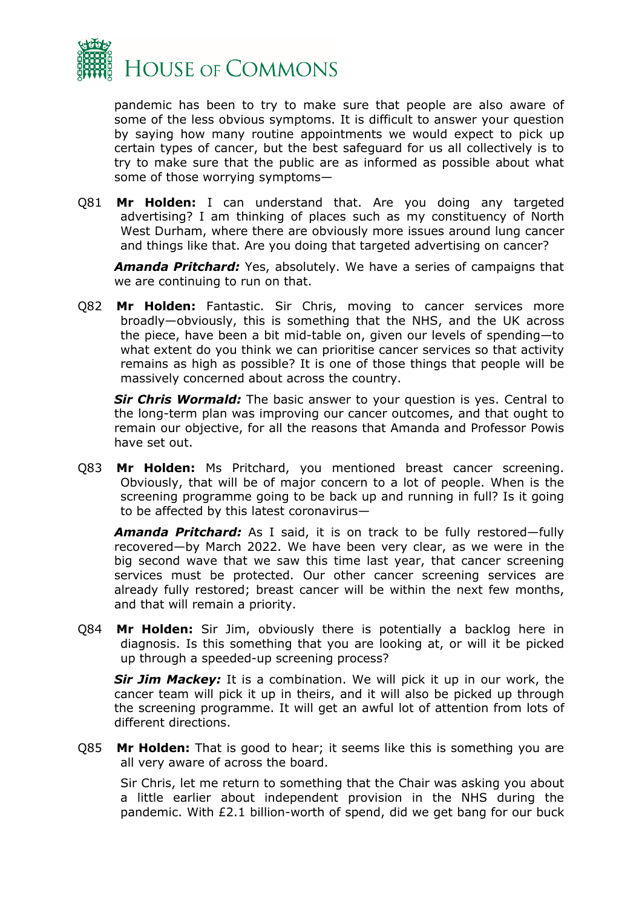pandemic has been to try to make sure that people are also aware of some of the less obvious symptoms. It is difficult to answer your question by saying how many routine appointments we would expect to pick up certain types of cancer, but the best safeguard for us all collectively is to try to make sure that the public are as informed as possible about what some of those worrying symptoms—

Q81 **Mr Holden:** I can understand that. Are you doing any targeted advertising? I am thinking of places such as my constituency of North West Durham, where there are obviously more issues around lung cancer and things like that. Are you doing that targeted advertising on cancer?

***Amanda Pritchard:*** Yes, absolutely. We have a series of campaigns that we are continuing to run on that.

Q82 **Mr Holden:** Fantastic. Sir Chris, moving to cancer services more broadly—obviously, this is something that the NHS, and the UK across the piece, have been a bit mid-table on, given our levels of spending—to what extent do you think we can prioritise cancer services so that activity remains as high as possible? It is one of those things that people will be massively concerned about across the country.

***Sir Chris Wormald:*** The basic answer to your question is yes. Central to the long-term plan was improving our cancer outcomes, and that ought to remain our objective, for all the reasons that Amanda and Professor Powis have set out.

Q83 **Mr Holden:** Ms Pritchard, you mentioned breast cancer screening. Obviously, that will be of major concern to a lot of people. When is the screening programme going to be back up and running in full? Is it going to be affected by this latest coronavirus—

***Amanda Pritchard:*** As I said, it is on track to be fully restored—fully recovered—by March 2022. We have been very clear, as we were in the big second wave that we saw this time last year, that cancer screening services must be protected. Our other cancer screening services are already fully restored; breast cancer will be within the next few months, and that will remain a priority.

Q84 **Mr Holden:** Sir Jim, obviously there is potentially a backlog here in diagnosis. Is this something that you are looking at, or will it be picked up through a speeded-up screening process?

***Sir Jim Mackey:*** It is a combination. We will pick it up in our work, the cancer team will pick it up in theirs, and it will also be picked up through the screening programme. It will get an awful lot of attention from lots of different directions.

Q85 **Mr Holden:** That is good to hear; it seems like this is something you are all very aware of across the board.

Sir Chris, let me return to something that the Chair was asking you about a little earlier about independent provision in the NHS during the pandemic. With £2.1 billion-worth of spend, did we get bang for our buck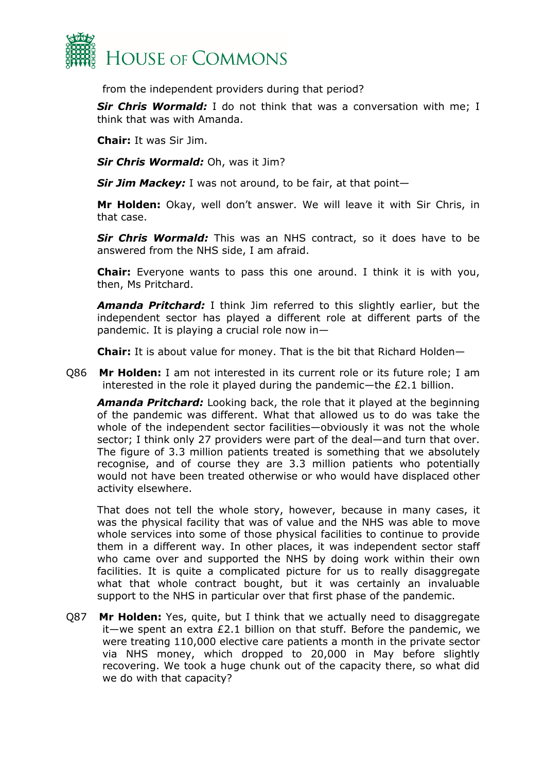from the independent providers during that period?

***Sir Chris Wormald:*** I do not think that was a conversation with me; I think that was with Amanda.

**Chair:** It was Sir Jim.

***Sir Chris Wormald:*** Oh, was it Jim?

***Sir Jim Mackey:*** I was not around, to be fair, at that point—

**Mr Holden:** Okay, well don't answer. We will leave it with Sir Chris, in that case.

***Sir Chris Wormald:*** This was an NHS contract, so it does have to be answered from the NHS side, I am afraid.

**Chair:** Everyone wants to pass this one around. I think it is with you, then, Ms Pritchard.

***Amanda Pritchard:*** I think Jim referred to this slightly earlier, but the independent sector has played a different role at different parts of the pandemic. It is playing a crucial role now in—

**Chair:** It is about value for money. That is the bit that Richard Holden—

Q86 **Mr Holden:** I am not interested in its current role or its future role; I am interested in the role it played during the pandemic—the £2.1 billion.

***Amanda Pritchard:*** Looking back, the role that it played at the beginning of the pandemic was different. What that allowed us to do was take the whole of the independent sector facilities—obviously it was not the whole sector; I think only 27 providers were part of the deal—and turn that over. The figure of 3.3 million patients treated is something that we absolutely recognise, and of course they are 3.3 million patients who potentially would not have been treated otherwise or who would have displaced other activity elsewhere.

That does not tell the whole story, however, because in many cases, it was the physical facility that was of value and the NHS was able to move whole services into some of those physical facilities to continue to provide them in a different way. In other places, it was independent sector staff who came over and supported the NHS by doing work within their own facilities. It is quite a complicated picture for us to really disaggregate what that whole contract bought, but it was certainly an invaluable support to the NHS in particular over that first phase of the pandemic.

Q87 **Mr Holden:** Yes, quite, but I think that we actually need to disaggregate it—we spent an extra £2.1 billion on that stuff. Before the pandemic, we were treating 110,000 elective care patients a month in the private sector via NHS money, which dropped to 20,000 in May before slightly recovering. We took a huge chunk out of the capacity there, so what did we do with that capacity?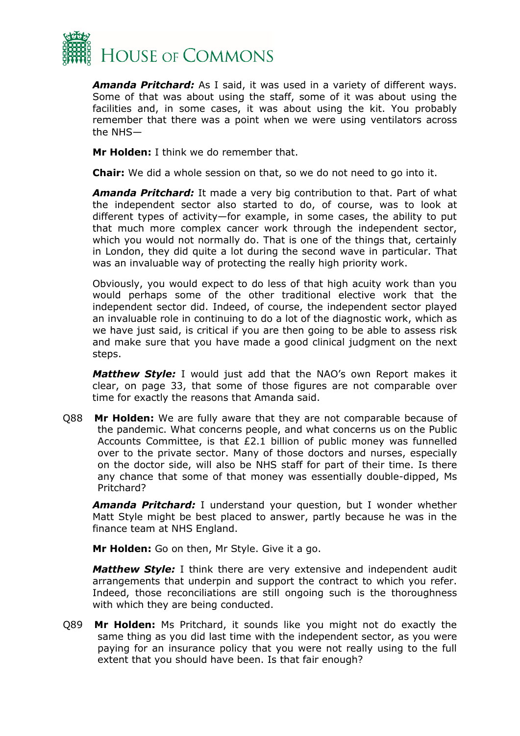***Amanda Pritchard:*** As I said, it was used in a variety of different ways. Some of that was about using the staff, some of it was about using the facilities and, in some cases, it was about using the kit. You probably remember that there was a point when we were using ventilators across the NHS—

**Mr Holden:** I think we do remember that.

**Chair:** We did a whole session on that, so we do not need to go into it.

***Amanda Pritchard:*** It made a very big contribution to that. Part of what the independent sector also started to do, of course, was to look at different types of activity—for example, in some cases, the ability to put that much more complex cancer work through the independent sector, which you would not normally do. That is one of the things that, certainly in London, they did quite a lot during the second wave in particular. That was an invaluable way of protecting the really high priority work.

Obviously, you would expect to do less of that high acuity work than you would perhaps some of the other traditional elective work that the independent sector did. Indeed, of course, the independent sector played an invaluable role in continuing to do a lot of the diagnostic work, which as we have just said, is critical if you are then going to be able to assess risk and make sure that you have made a good clinical judgment on the next steps.

***Matthew Style:*** I would just add that the NAO's own Report makes it clear, on page 33, that some of those figures are not comparable over time for exactly the reasons that Amanda said.

Q88 **Mr Holden:** We are fully aware that they are not comparable because of the pandemic. What concerns people, and what concerns us on the Public Accounts Committee, is that £2.1 billion of public money was funnelled over to the private sector. Many of those doctors and nurses, especially on the doctor side, will also be NHS staff for part of their time. Is there any chance that some of that money was essentially double-dipped, Ms Pritchard?

***Amanda Pritchard:*** I understand your question, but I wonder whether Matt Style might be best placed to answer, partly because he was in the finance team at NHS England.

**Mr Holden:** Go on then, Mr Style. Give it a go.

***Matthew Style:*** I think there are very extensive and independent audit arrangements that underpin and support the contract to which you refer. Indeed, those reconciliations are still ongoing such is the thoroughness with which they are being conducted.

Q89 **Mr Holden:** Ms Pritchard, it sounds like you might not do exactly the same thing as you did last time with the independent sector, as you were paying for an insurance policy that you were not really using to the full extent that you should have been. Is that fair enough?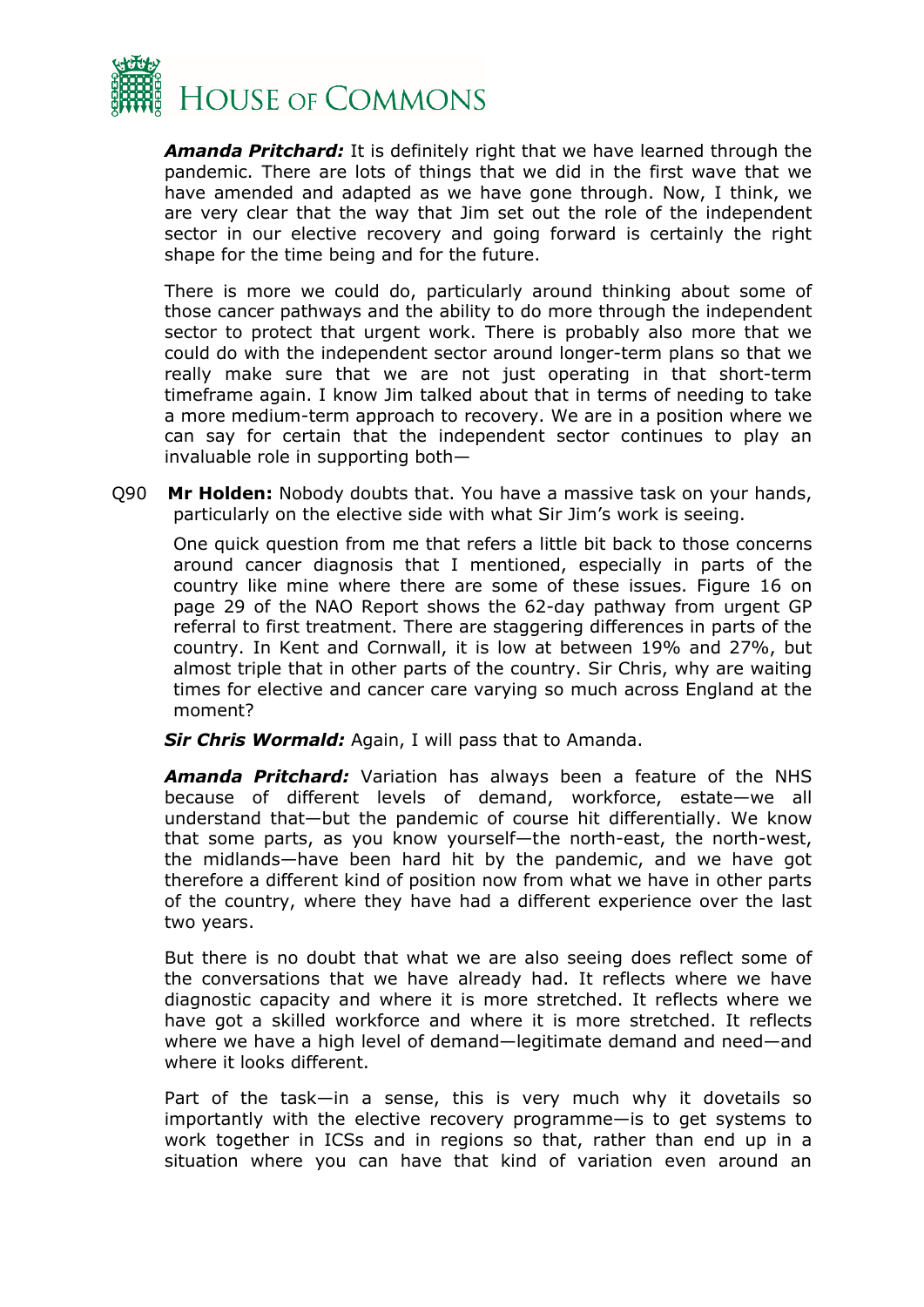***Amanda Pritchard:*** It is definitely right that we have learned through the pandemic. There are lots of things that we did in the first wave that we have amended and adapted as we have gone through. Now, I think, we are very clear that the way that Jim set out the role of the independent sector in our elective recovery and going forward is certainly the right shape for the time being and for the future.

There is more we could do, particularly around thinking about some of those cancer pathways and the ability to do more through the independent sector to protect that urgent work. There is probably also more that we could do with the independent sector around longer-term plans so that we really make sure that we are not just operating in that short-term timeframe again. I know Jim talked about that in terms of needing to take a more medium-term approach to recovery. We are in a position where we can say for certain that the independent sector continues to play an invaluable role in supporting both—

Q90 **Mr Holden:** Nobody doubts that. You have a massive task on your hands, particularly on the elective side with what Sir Jim's work is seeing.

One quick question from me that refers a little bit back to those concerns around cancer diagnosis that I mentioned, especially in parts of the country like mine where there are some of these issues. Figure 16 on page 29 of the NAO Report shows the 62-day pathway from urgent GP referral to first treatment. There are staggering differences in parts of the country. In Kent and Cornwall, it is low at between 19% and 27%, but almost triple that in other parts of the country. Sir Chris, why are waiting times for elective and cancer care varying so much across England at the moment?

***Sir Chris Wormald:*** Again, I will pass that to Amanda.

***Amanda Pritchard:*** Variation has always been a feature of the NHS because of different levels of demand, workforce, estate—we all understand that—but the pandemic of course hit differentially. We know that some parts, as you know yourself—the north-east, the north-west, the midlands—have been hard hit by the pandemic, and we have got therefore a different kind of position now from what we have in other parts of the country, where they have had a different experience over the last two years.

But there is no doubt that what we are also seeing does reflect some of the conversations that we have already had. It reflects where we have diagnostic capacity and where it is more stretched. It reflects where we have got a skilled workforce and where it is more stretched. It reflects where we have a high level of demand—legitimate demand and need—and where it looks different.

Part of the task—in a sense, this is very much why it dovetails so importantly with the elective recovery programme—is to get systems to work together in ICSs and in regions so that, rather than end up in a situation where you can have that kind of variation even around an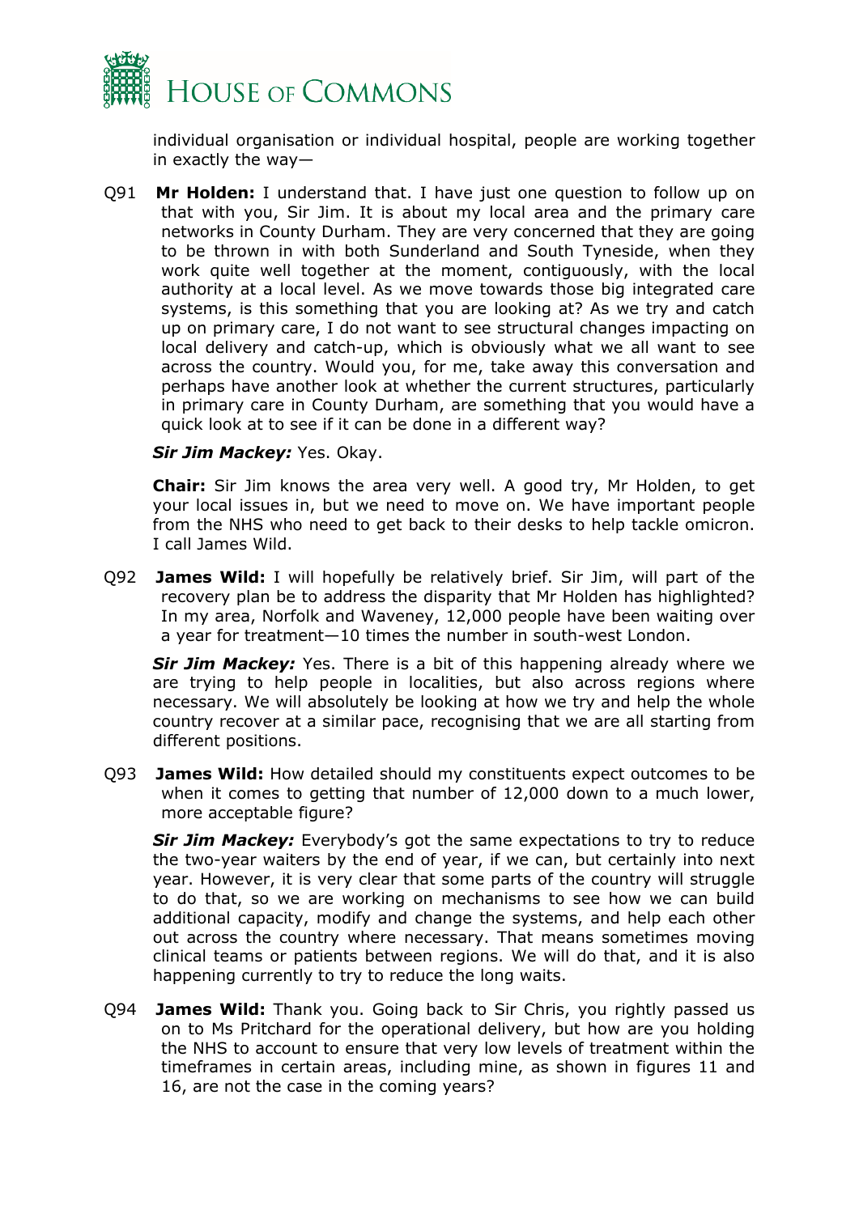individual organisation or individual hospital, people are working together in exactly the way—

Q91 **Mr Holden:** I understand that. I have just one question to follow up on that with you, Sir Jim. It is about my local area and the primary care networks in County Durham. They are very concerned that they are going to be thrown in with both Sunderland and South Tyneside, when they work quite well together at the moment, contiguously, with the local authority at a local level. As we move towards those big integrated care systems, is this something that you are looking at? As we try and catch up on primary care, I do not want to see structural changes impacting on local delivery and catch-up, which is obviously what we all want to see across the country. Would you, for me, take away this conversation and perhaps have another look at whether the current structures, particularly in primary care in County Durham, are something that you would have a quick look at to see if it can be done in a different way?

***Sir Jim Mackey:*** Yes. Okay.

**Chair:** Sir Jim knows the area very well. A good try, Mr Holden, to get your local issues in, but we need to move on. We have important people from the NHS who need to get back to their desks to help tackle omicron. I call James Wild.

Q92 **James Wild:** I will hopefully be relatively brief. Sir Jim, will part of the recovery plan be to address the disparity that Mr Holden has highlighted? In my area, Norfolk and Waveney, 12,000 people have been waiting over a year for treatment—10 times the number in south-west London.

***Sir Jim Mackey:*** Yes. There is a bit of this happening already where we are trying to help people in localities, but also across regions where necessary. We will absolutely be looking at how we try and help the whole country recover at a similar pace, recognising that we are all starting from different positions.

Q93 **James Wild:** How detailed should my constituents expect outcomes to be when it comes to getting that number of 12,000 down to a much lower, more acceptable figure?

***Sir Jim Mackey:*** Everybody's got the same expectations to try to reduce the two-year waiters by the end of year, if we can, but certainly into next year. However, it is very clear that some parts of the country will struggle to do that, so we are working on mechanisms to see how we can build additional capacity, modify and change the systems, and help each other out across the country where necessary. That means sometimes moving clinical teams or patients between regions. We will do that, and it is also happening currently to try to reduce the long waits.

Q94 **James Wild:** Thank you. Going back to Sir Chris, you rightly passed us on to Ms Pritchard for the operational delivery, but how are you holding the NHS to account to ensure that very low levels of treatment within the timeframes in certain areas, including mine, as shown in figures 11 and 16, are not the case in the coming years?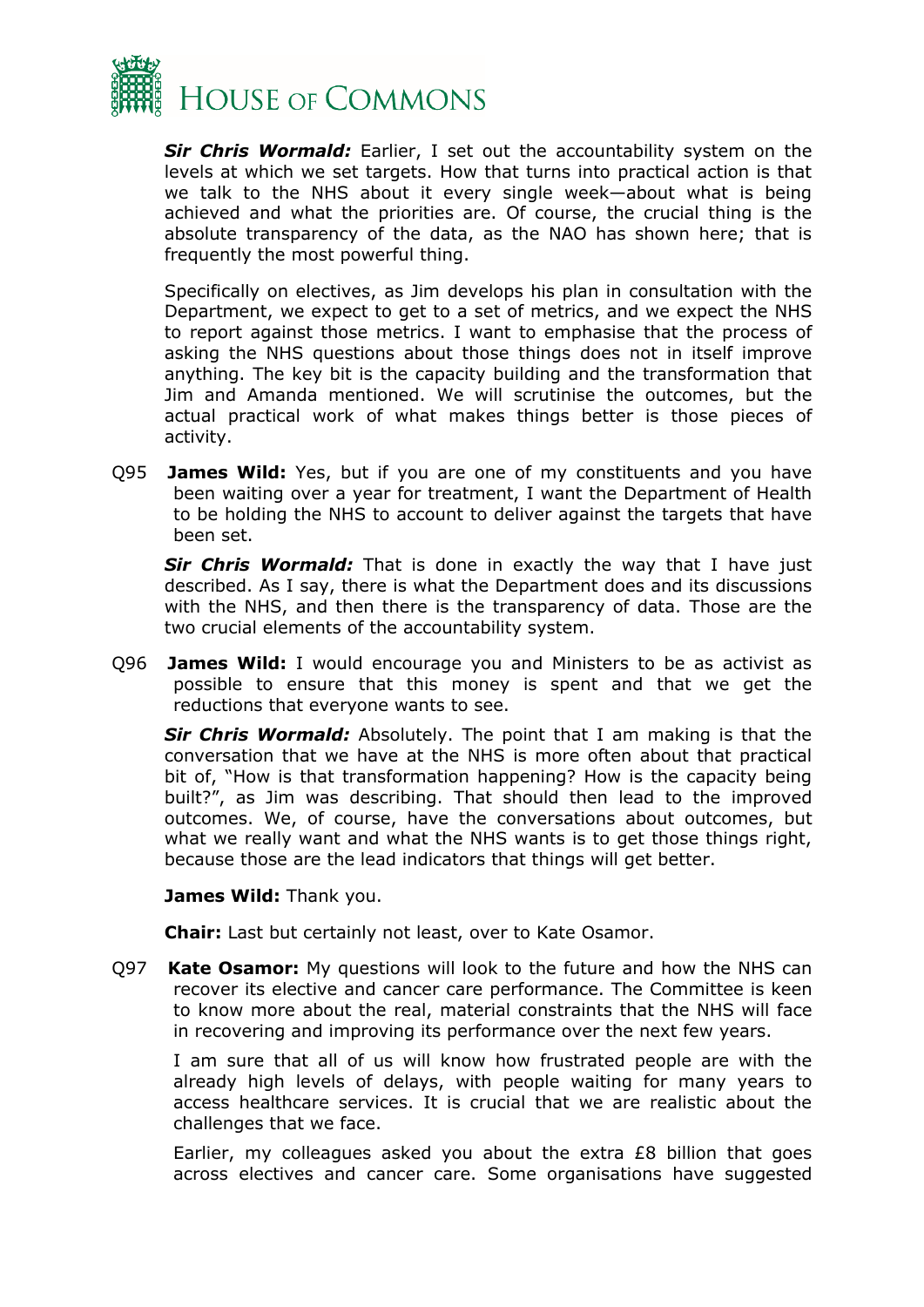***Sir Chris Wormald:*** Earlier, I set out the accountability system on the levels at which we set targets. How that turns into practical action is that we talk to the NHS about it every single week—about what is being achieved and what the priorities are. Of course, the crucial thing is the absolute transparency of the data, as the NAO has shown here; that is frequently the most powerful thing.

Specifically on electives, as Jim develops his plan in consultation with the Department, we expect to get to a set of metrics, and we expect the NHS to report against those metrics. I want to emphasise that the process of asking the NHS questions about those things does not in itself improve anything. The key bit is the capacity building and the transformation that Jim and Amanda mentioned. We will scrutinise the outcomes, but the actual practical work of what makes things better is those pieces of activity.

Q95 **James Wild:** Yes, but if you are one of my constituents and you have been waiting over a year for treatment, I want the Department of Health to be holding the NHS to account to deliver against the targets that have been set.

***Sir Chris Wormald:*** That is done in exactly the way that I have just described. As I say, there is what the Department does and its discussions with the NHS, and then there is the transparency of data. Those are the two crucial elements of the accountability system.

Q96 **James Wild:** I would encourage you and Ministers to be as activist as possible to ensure that this money is spent and that we get the reductions that everyone wants to see.

***Sir Chris Wormald:*** Absolutely. The point that I am making is that the conversation that we have at the NHS is more often about that practical bit of, "How is that transformation happening? How is the capacity being built?", as Jim was describing. That should then lead to the improved outcomes. We, of course, have the conversations about outcomes, but what we really want and what the NHS wants is to get those things right, because those are the lead indicators that things will get better.

**James Wild:** Thank you.

**Chair:** Last but certainly not least, over to Kate Osamor.

Q97 **Kate Osamor:** My questions will look to the future and how the NHS can recover its elective and cancer care performance. The Committee is keen to know more about the real, material constraints that the NHS will face in recovering and improving its performance over the next few years.

I am sure that all of us will know how frustrated people are with the already high levels of delays, with people waiting for many years to access healthcare services. It is crucial that we are realistic about the challenges that we face.

Earlier, my colleagues asked you about the extra £8 billion that goes across electives and cancer care. Some organisations have suggested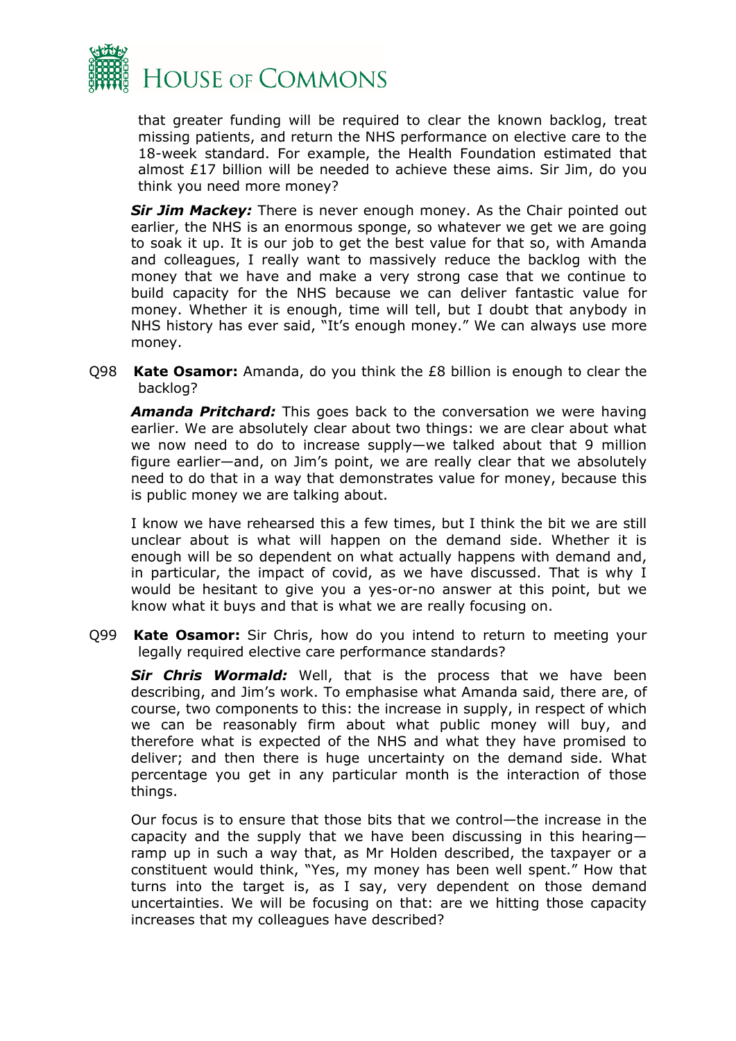that greater funding will be required to clear the known backlog, treat missing patients, and return the NHS performance on elective care to the 18-week standard. For example, the Health Foundation estimated that almost £17 billion will be needed to achieve these aims. Sir Jim, do you think you need more money?

***Sir Jim Mackey:*** There is never enough money. As the Chair pointed out earlier, the NHS is an enormous sponge, so whatever we get we are going to soak it up. It is our job to get the best value for that so, with Amanda and colleagues, I really want to massively reduce the backlog with the money that we have and make a very strong case that we continue to build capacity for the NHS because we can deliver fantastic value for money. Whether it is enough, time will tell, but I doubt that anybody in NHS history has ever said, "It's enough money." We can always use more money.

Q98 **Kate Osamor:** Amanda, do you think the £8 billion is enough to clear the backlog?

***Amanda Pritchard:*** This goes back to the conversation we were having earlier. We are absolutely clear about two things: we are clear about what we now need to do to increase supply—we talked about that 9 million figure earlier—and, on Jim's point, we are really clear that we absolutely need to do that in a way that demonstrates value for money, because this is public money we are talking about.

I know we have rehearsed this a few times, but I think the bit we are still unclear about is what will happen on the demand side. Whether it is enough will be so dependent on what actually happens with demand and, in particular, the impact of covid, as we have discussed. That is why I would be hesitant to give you a yes-or-no answer at this point, but we know what it buys and that is what we are really focusing on.

Q99 **Kate Osamor:** Sir Chris, how do you intend to return to meeting your legally required elective care performance standards?

***Sir Chris Wormald:*** Well, that is the process that we have been describing, and Jim's work. To emphasise what Amanda said, there are, of course, two components to this: the increase in supply, in respect of which we can be reasonably firm about what public money will buy, and therefore what is expected of the NHS and what they have promised to deliver; and then there is huge uncertainty on the demand side. What percentage you get in any particular month is the interaction of those things.

Our focus is to ensure that those bits that we control—the increase in the capacity and the supply that we have been discussing in this hearing—ramp up in such a way that, as Mr Holden described, the taxpayer or a constituent would think, "Yes, my money has been well spent." How that turns into the target is, as I say, very dependent on those demand uncertainties. We will be focusing on that: are we hitting those capacity increases that my colleagues have described?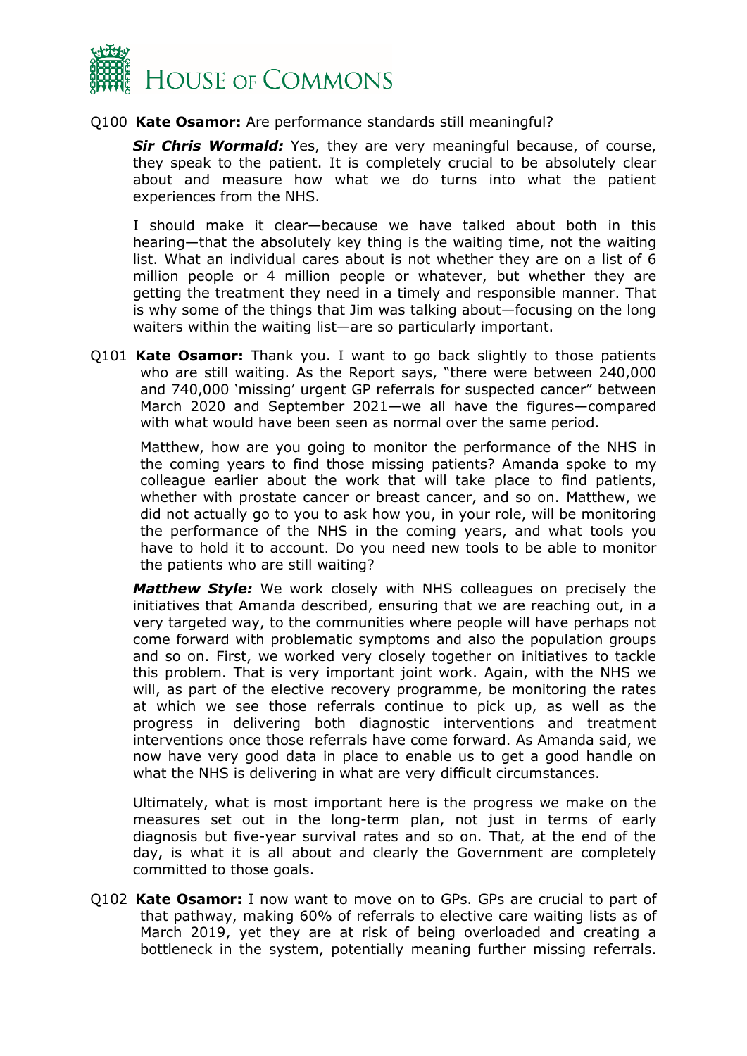Q100 **Kate Osamor:** Are performance standards still meaningful?

***Sir Chris Wormald:*** Yes, they are very meaningful because, of course, they speak to the patient. It is completely crucial to be absolutely clear about and measure how what we do turns into what the patient experiences from the NHS.

I should make it clear—because we have talked about both in this hearing—that the absolutely key thing is the waiting time, not the waiting list. What an individual cares about is not whether they are on a list of 6 million people or 4 million people or whatever, but whether they are getting the treatment they need in a timely and responsible manner. That is why some of the things that Jim was talking about—focusing on the long waiters within the waiting list—are so particularly important.

Q101 **Kate Osamor:** Thank you. I want to go back slightly to those patients who are still waiting. As the Report says, "there were between 240,000 and 740,000 'missing' urgent GP referrals for suspected cancer" between March 2020 and September 2021—we all have the figures—compared with what would have been seen as normal over the same period.

Matthew, how are you going to monitor the performance of the NHS in the coming years to find those missing patients? Amanda spoke to my colleague earlier about the work that will take place to find patients, whether with prostate cancer or breast cancer, and so on. Matthew, we did not actually go to you to ask how you, in your role, will be monitoring the performance of the NHS in the coming years, and what tools you have to hold it to account. Do you need new tools to be able to monitor the patients who are still waiting?

***Matthew Style:*** We work closely with NHS colleagues on precisely the initiatives that Amanda described, ensuring that we are reaching out, in a very targeted way, to the communities where people will have perhaps not come forward with problematic symptoms and also the population groups and so on. First, we worked very closely together on initiatives to tackle this problem. That is very important joint work. Again, with the NHS we will, as part of the elective recovery programme, be monitoring the rates at which we see those referrals continue to pick up, as well as the progress in delivering both diagnostic interventions and treatment interventions once those referrals have come forward. As Amanda said, we now have very good data in place to enable us to get a good handle on what the NHS is delivering in what are very difficult circumstances.

Ultimately, what is most important here is the progress we make on the measures set out in the long-term plan, not just in terms of early diagnosis but five-year survival rates and so on. That, at the end of the day, is what it is all about and clearly the Government are completely committed to those goals.

Q102 **Kate Osamor:** I now want to move on to GPs. GPs are crucial to part of that pathway, making 60% of referrals to elective care waiting lists as of March 2019, yet they are at risk of being overloaded and creating a bottleneck in the system, potentially meaning further missing referrals.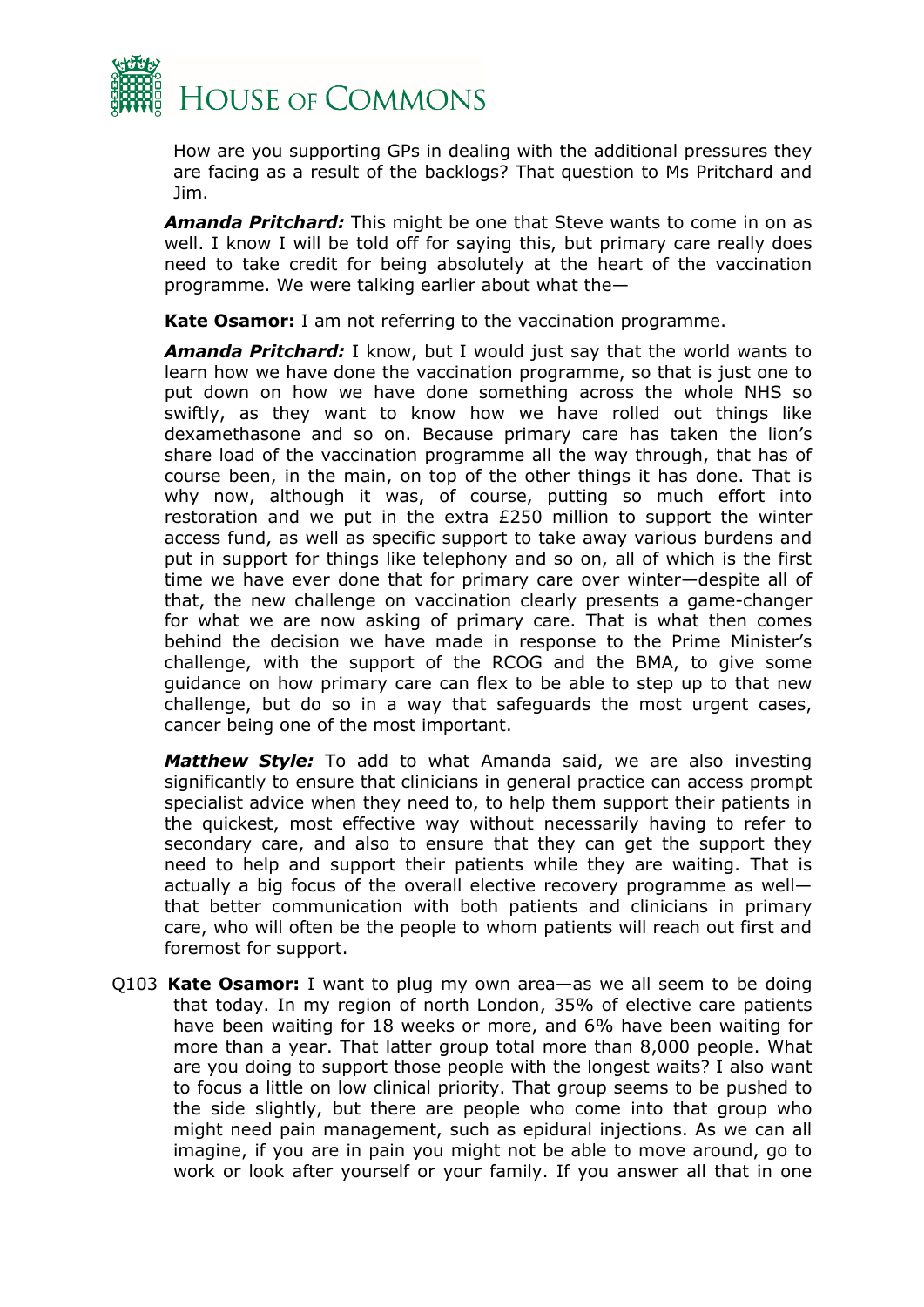How are you supporting GPs in dealing with the additional pressures they are facing as a result of the backlogs? That question to Ms Pritchard and Jim.

***Amanda Pritchard:*** This might be one that Steve wants to come in on as well. I know I will be told off for saying this, but primary care really does need to take credit for being absolutely at the heart of the vaccination programme. We were talking earlier about what the—

**Kate Osamor:** I am not referring to the vaccination programme.

***Amanda Pritchard:*** I know, but I would just say that the world wants to learn how we have done the vaccination programme, so that is just one to put down on how we have done something across the whole NHS so swiftly, as they want to know how we have rolled out things like dexamethasone and so on. Because primary care has taken the lion's share load of the vaccination programme all the way through, that has of course been, in the main, on top of the other things it has done. That is why now, although it was, of course, putting so much effort into restoration and we put in the extra £250 million to support the winter access fund, as well as specific support to take away various burdens and put in support for things like telephony and so on, all of which is the first time we have ever done that for primary care over winter—despite all of that, the new challenge on vaccination clearly presents a game-changer for what we are now asking of primary care. That is what then comes behind the decision we have made in response to the Prime Minister's challenge, with the support of the RCOG and the BMA, to give some guidance on how primary care can flex to be able to step up to that new challenge, but do so in a way that safeguards the most urgent cases, cancer being one of the most important.

***Matthew Style:*** To add to what Amanda said, we are also investing significantly to ensure that clinicians in general practice can access prompt specialist advice when they need to, to help them support their patients in the quickest, most effective way without necessarily having to refer to secondary care, and also to ensure that they can get the support they need to help and support their patients while they are waiting. That is actually a big focus of the overall elective recovery programme as well—that better communication with both patients and clinicians in primary care, who will often be the people to whom patients will reach out first and foremost for support.

Q103 **Kate Osamor:** I want to plug my own area—as we all seem to be doing that today. In my region of north London, 35% of elective care patients have been waiting for 18 weeks or more, and 6% have been waiting for more than a year. That latter group total more than 8,000 people. What are you doing to support those people with the longest waits? I also want to focus a little on low clinical priority. That group seems to be pushed to the side slightly, but there are people who come into that group who might need pain management, such as epidural injections. As we can all imagine, if you are in pain you might not be able to move around, go to work or look after yourself or your family. If you answer all that in one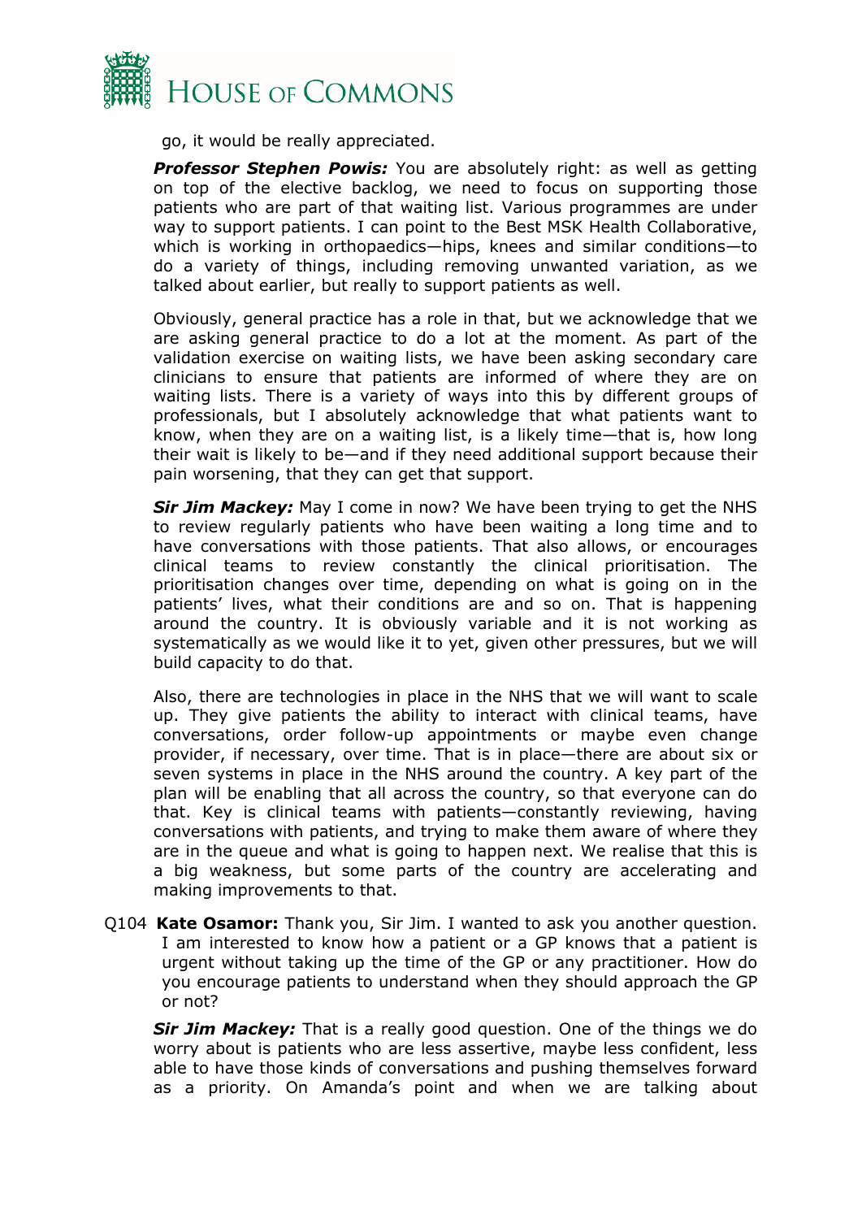go, it would be really appreciated.

***Professor Stephen Powis:*** You are absolutely right: as well as getting on top of the elective backlog, we need to focus on supporting those patients who are part of that waiting list. Various programmes are under way to support patients. I can point to the Best MSK Health Collaborative, which is working in orthopaedics—hips, knees and similar conditions—to do a variety of things, including removing unwanted variation, as we talked about earlier, but really to support patients as well.

Obviously, general practice has a role in that, but we acknowledge that we are asking general practice to do a lot at the moment. As part of the validation exercise on waiting lists, we have been asking secondary care clinicians to ensure that patients are informed of where they are on waiting lists. There is a variety of ways into this by different groups of professionals, but I absolutely acknowledge that what patients want to know, when they are on a waiting list, is a likely time—that is, how long their wait is likely to be—and if they need additional support because their pain worsening, that they can get that support.

***Sir Jim Mackey:*** May I come in now? We have been trying to get the NHS to review regularly patients who have been waiting a long time and to have conversations with those patients. That also allows, or encourages clinical teams to review constantly the clinical prioritisation. The prioritisation changes over time, depending on what is going on in the patients' lives, what their conditions are and so on. That is happening around the country. It is obviously variable and it is not working as systematically as we would like it to yet, given other pressures, but we will build capacity to do that.

Also, there are technologies in place in the NHS that we will want to scale up. They give patients the ability to interact with clinical teams, have conversations, order follow-up appointments or maybe even change provider, if necessary, over time. That is in place—there are about six or seven systems in place in the NHS around the country. A key part of the plan will be enabling that all across the country, so that everyone can do that. Key is clinical teams with patients—constantly reviewing, having conversations with patients, and trying to make them aware of where they are in the queue and what is going to happen next. We realise that this is a big weakness, but some parts of the country are accelerating and making improvements to that.

Q104 **Kate Osamor:** Thank you, Sir Jim. I wanted to ask you another question. I am interested to know how a patient or a GP knows that a patient is urgent without taking up the time of the GP or any practitioner. How do you encourage patients to understand when they should approach the GP or not?

***Sir Jim Mackey:*** That is a really good question. One of the things we do worry about is patients who are less assertive, maybe less confident, less able to have those kinds of conversations and pushing themselves forward as a priority. On Amanda's point and when we are talking about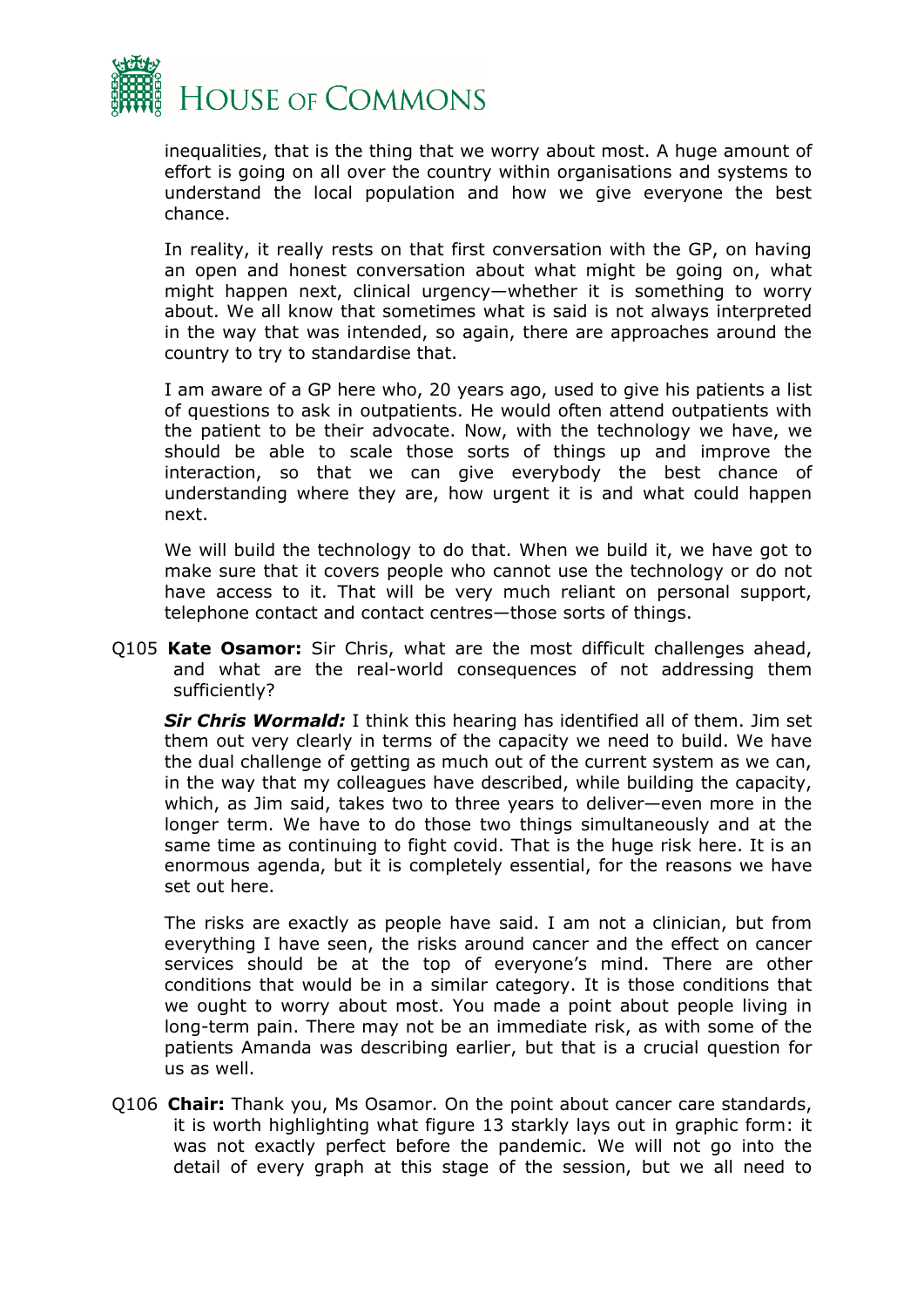inequalities, that is the thing that we worry about most. A huge amount of effort is going on all over the country within organisations and systems to understand the local population and how we give everyone the best chance.

In reality, it really rests on that first conversation with the GP, on having an open and honest conversation about what might be going on, what might happen next, clinical urgency—whether it is something to worry about. We all know that sometimes what is said is not always interpreted in the way that was intended, so again, there are approaches around the country to try to standardise that.

I am aware of a GP here who, 20 years ago, used to give his patients a list of questions to ask in outpatients. He would often attend outpatients with the patient to be their advocate. Now, with the technology we have, we should be able to scale those sorts of things up and improve the interaction, so that we can give everybody the best chance of understanding where they are, how urgent it is and what could happen next.

We will build the technology to do that. When we build it, we have got to make sure that it covers people who cannot use the technology or do not have access to it. That will be very much reliant on personal support, telephone contact and contact centres—those sorts of things.

Q105 **Kate Osamor:** Sir Chris, what are the most difficult challenges ahead, and what are the real-world consequences of not addressing them sufficiently?

***Sir Chris Wormald:*** I think this hearing has identified all of them. Jim set them out very clearly in terms of the capacity we need to build. We have the dual challenge of getting as much out of the current system as we can, in the way that my colleagues have described, while building the capacity, which, as Jim said, takes two to three years to deliver—even more in the longer term. We have to do those two things simultaneously and at the same time as continuing to fight covid. That is the huge risk here. It is an enormous agenda, but it is completely essential, for the reasons we have set out here.

The risks are exactly as people have said. I am not a clinician, but from everything I have seen, the risks around cancer and the effect on cancer services should be at the top of everyone's mind. There are other conditions that would be in a similar category. It is those conditions that we ought to worry about most. You made a point about people living in long-term pain. There may not be an immediate risk, as with some of the patients Amanda was describing earlier, but that is a crucial question for us as well.

Q106 **Chair:** Thank you, Ms Osamor. On the point about cancer care standards, it is worth highlighting what figure 13 starkly lays out in graphic form: it was not exactly perfect before the pandemic. We will not go into the detail of every graph at this stage of the session, but we all need to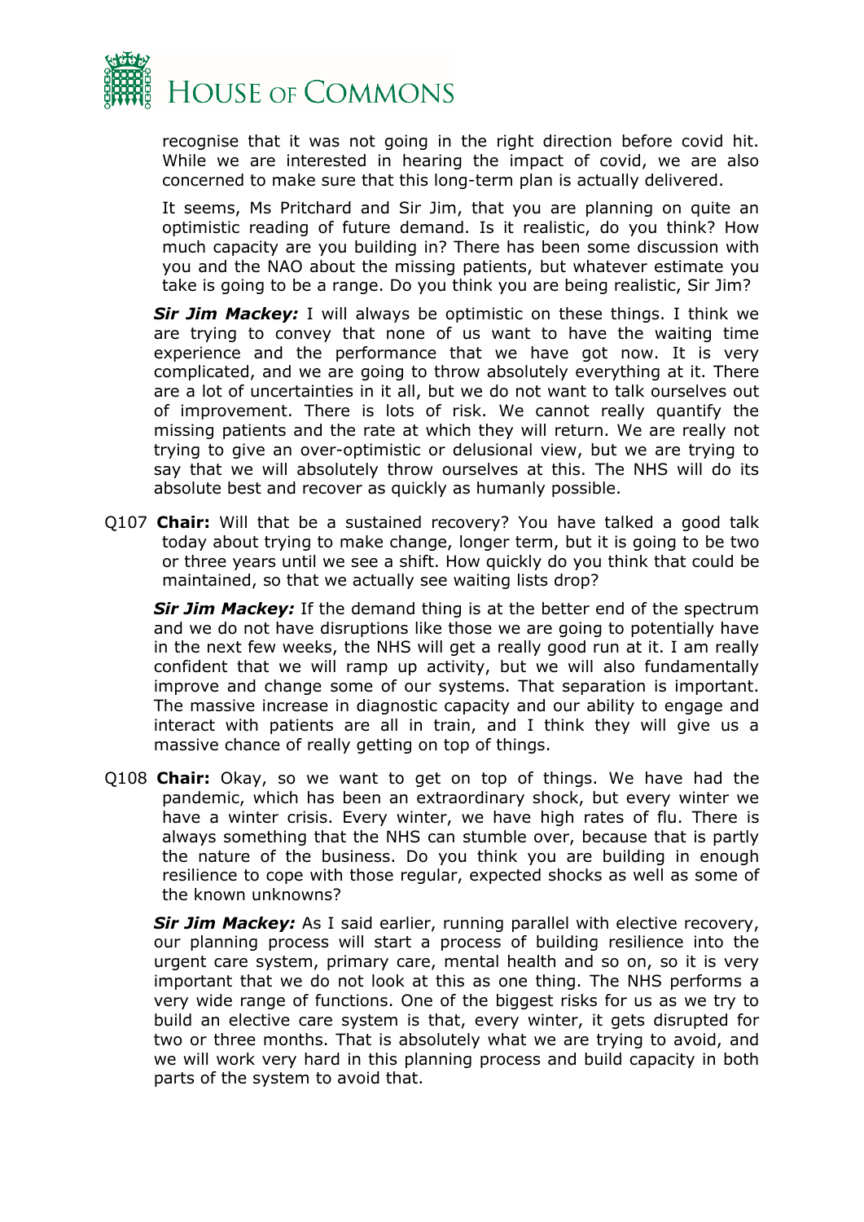recognise that it was not going in the right direction before covid hit. While we are interested in hearing the impact of covid, we are also concerned to make sure that this long-term plan is actually delivered.

It seems, Ms Pritchard and Sir Jim, that you are planning on quite an optimistic reading of future demand. Is it realistic, do you think? How much capacity are you building in? There has been some discussion with you and the NAO about the missing patients, but whatever estimate you take is going to be a range. Do you think you are being realistic, Sir Jim?

***Sir Jim Mackey:*** I will always be optimistic on these things. I think we are trying to convey that none of us want to have the waiting time experience and the performance that we have got now. It is very complicated, and we are going to throw absolutely everything at it. There are a lot of uncertainties in it all, but we do not want to talk ourselves out of improvement. There is lots of risk. We cannot really quantify the missing patients and the rate at which they will return. We are really not trying to give an over-optimistic or delusional view, but we are trying to say that we will absolutely throw ourselves at this. The NHS will do its absolute best and recover as quickly as humanly possible.

Q107 **Chair:** Will that be a sustained recovery? You have talked a good talk today about trying to make change, longer term, but it is going to be two or three years until we see a shift. How quickly do you think that could be maintained, so that we actually see waiting lists drop?

***Sir Jim Mackey:*** If the demand thing is at the better end of the spectrum and we do not have disruptions like those we are going to potentially have in the next few weeks, the NHS will get a really good run at it. I am really confident that we will ramp up activity, but we will also fundamentally improve and change some of our systems. That separation is important. The massive increase in diagnostic capacity and our ability to engage and interact with patients are all in train, and I think they will give us a massive chance of really getting on top of things.

Q108 **Chair:** Okay, so we want to get on top of things. We have had the pandemic, which has been an extraordinary shock, but every winter we have a winter crisis. Every winter, we have high rates of flu. There is always something that the NHS can stumble over, because that is partly the nature of the business. Do you think you are building in enough resilience to cope with those regular, expected shocks as well as some of the known unknowns?

***Sir Jim Mackey:*** As I said earlier, running parallel with elective recovery, our planning process will start a process of building resilience into the urgent care system, primary care, mental health and so on, so it is very important that we do not look at this as one thing. The NHS performs a very wide range of functions. One of the biggest risks for us as we try to build an elective care system is that, every winter, it gets disrupted for two or three months. That is absolutely what we are trying to avoid, and we will work very hard in this planning process and build capacity in both parts of the system to avoid that.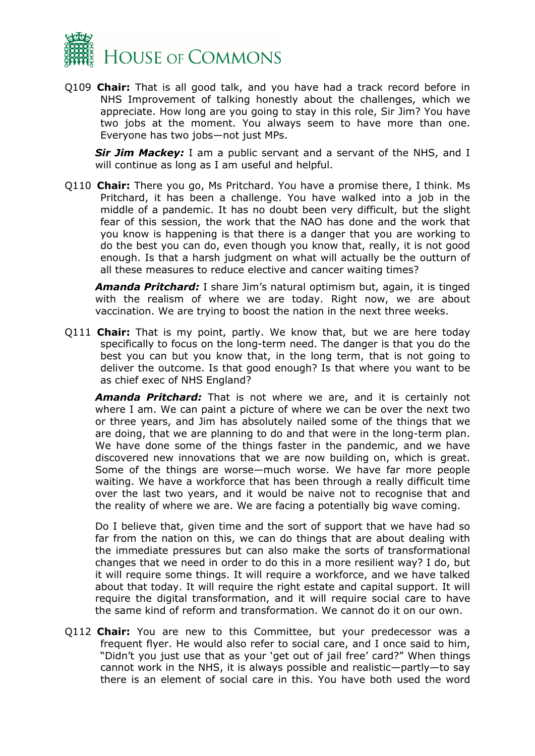Q109 **Chair:** That is all good talk, and you have had a track record before in NHS Improvement of talking honestly about the challenges, which we appreciate. How long are you going to stay in this role, Sir Jim? You have two jobs at the moment. You always seem to have more than one. Everyone has two jobs—not just MPs.

***Sir Jim Mackey:*** I am a public servant and a servant of the NHS, and I will continue as long as I am useful and helpful.

Q110 **Chair:** There you go, Ms Pritchard. You have a promise there, I think. Ms Pritchard, it has been a challenge. You have walked into a job in the middle of a pandemic. It has no doubt been very difficult, but the slight fear of this session, the work that the NAO has done and the work that you know is happening is that there is a danger that you are working to do the best you can do, even though you know that, really, it is not good enough. Is that a harsh judgment on what will actually be the outturn of all these measures to reduce elective and cancer waiting times?

***Amanda Pritchard:*** I share Jim's natural optimism but, again, it is tinged with the realism of where we are today. Right now, we are about vaccination. We are trying to boost the nation in the next three weeks.

Q111 **Chair:** That is my point, partly. We know that, but we are here today specifically to focus on the long-term need. The danger is that you do the best you can but you know that, in the long term, that is not going to deliver the outcome. Is that good enough? Is that where you want to be as chief exec of NHS England?

***Amanda Pritchard:*** That is not where we are, and it is certainly not where I am. We can paint a picture of where we can be over the next two or three years, and Jim has absolutely nailed some of the things that we are doing, that we are planning to do and that were in the long-term plan. We have done some of the things faster in the pandemic, and we have discovered new innovations that we are now building on, which is great. Some of the things are worse—much worse. We have far more people waiting. We have a workforce that has been through a really difficult time over the last two years, and it would be naive not to recognise that and the reality of where we are. We are facing a potentially big wave coming.

Do I believe that, given time and the sort of support that we have had so far from the nation on this, we can do things that are about dealing with the immediate pressures but can also make the sorts of transformational changes that we need in order to do this in a more resilient way? I do, but it will require some things. It will require a workforce, and we have talked about that today. It will require the right estate and capital support. It will require the digital transformation, and it will require social care to have the same kind of reform and transformation. We cannot do it on our own.

Q112 **Chair:** You are new to this Committee, but your predecessor was a frequent flyer. He would also refer to social care, and I once said to him, "Didn't you just use that as your 'get out of jail free' card?" When things cannot work in the NHS, it is always possible and realistic—partly—to say there is an element of social care in this. You have both used the word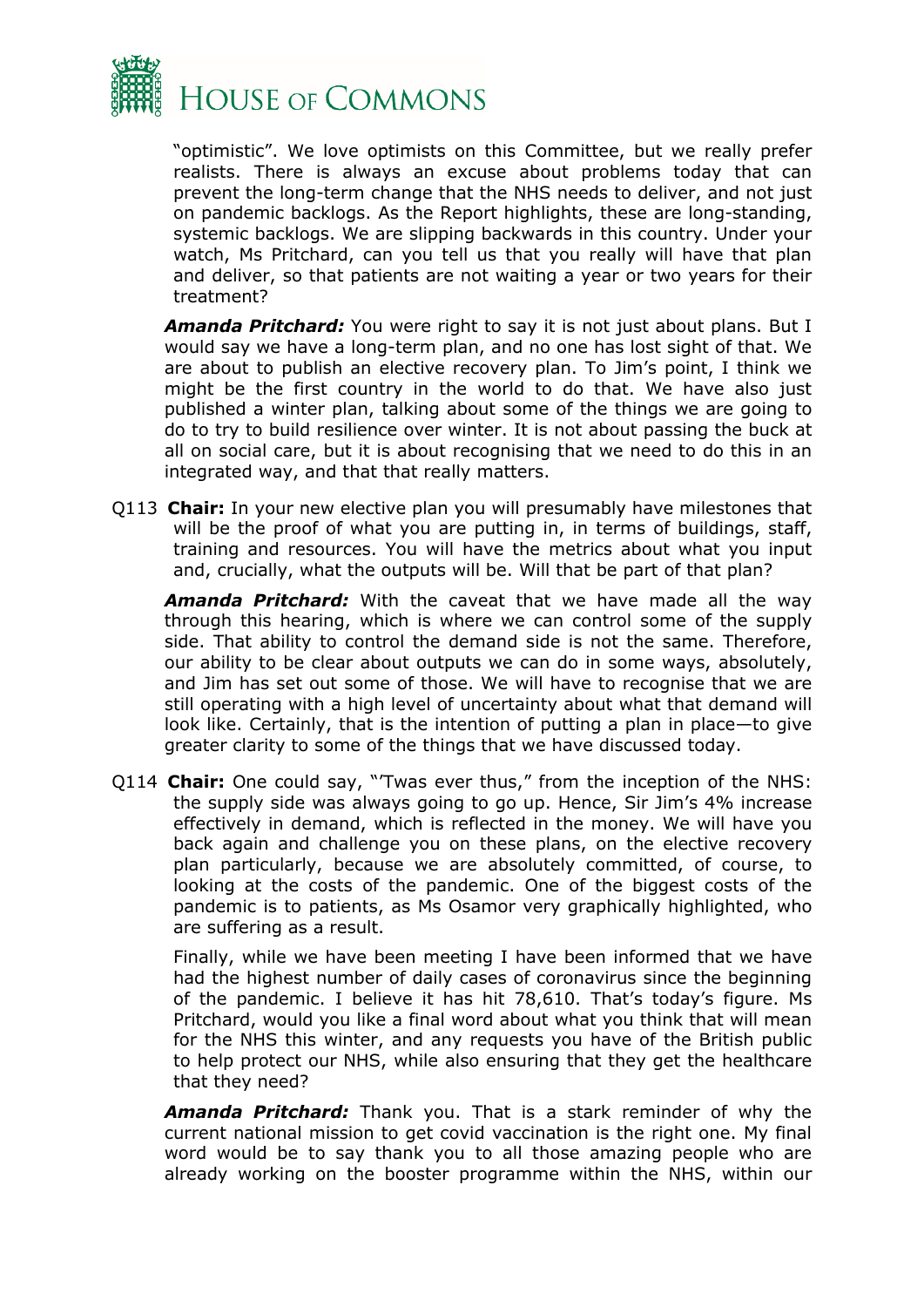"optimistic". We love optimists on this Committee, but we really prefer realists. There is always an excuse about problems today that can prevent the long-term change that the NHS needs to deliver, and not just on pandemic backlogs. As the Report highlights, these are long-standing, systemic backlogs. We are slipping backwards in this country. Under your watch, Ms Pritchard, can you tell us that you really will have that plan and deliver, so that patients are not waiting a year or two years for their treatment?

***Amanda Pritchard:*** You were right to say it is not just about plans. But I would say we have a long-term plan, and no one has lost sight of that. We are about to publish an elective recovery plan. To Jim's point, I think we might be the first country in the world to do that. We have also just published a winter plan, talking about some of the things we are going to do to try to build resilience over winter. It is not about passing the buck at all on social care, but it is about recognising that we need to do this in an integrated way, and that that really matters.

Q113 **Chair:** In your new elective plan you will presumably have milestones that will be the proof of what you are putting in, in terms of buildings, staff, training and resources. You will have the metrics about what you input and, crucially, what the outputs will be. Will that be part of that plan?

***Amanda Pritchard:*** With the caveat that we have made all the way through this hearing, which is where we can control some of the supply side. That ability to control the demand side is not the same. Therefore, our ability to be clear about outputs we can do in some ways, absolutely, and Jim has set out some of those. We will have to recognise that we are still operating with a high level of uncertainty about what that demand will look like. Certainly, that is the intention of putting a plan in place—to give greater clarity to some of the things that we have discussed today.

Q114 **Chair:** One could say, "'Twas ever thus," from the inception of the NHS: the supply side was always going to go up. Hence, Sir Jim's 4% increase effectively in demand, which is reflected in the money. We will have you back again and challenge you on these plans, on the elective recovery plan particularly, because we are absolutely committed, of course, to looking at the costs of the pandemic. One of the biggest costs of the pandemic is to patients, as Ms Osamor very graphically highlighted, who are suffering as a result.

Finally, while we have been meeting I have been informed that we have had the highest number of daily cases of coronavirus since the beginning of the pandemic. I believe it has hit 78,610. That's today's figure. Ms Pritchard, would you like a final word about what you think that will mean for the NHS this winter, and any requests you have of the British public to help protect our NHS, while also ensuring that they get the healthcare that they need?

***Amanda Pritchard:*** Thank you. That is a stark reminder of why the current national mission to get covid vaccination is the right one. My final word would be to say thank you to all those amazing people who are already working on the booster programme within the NHS, within our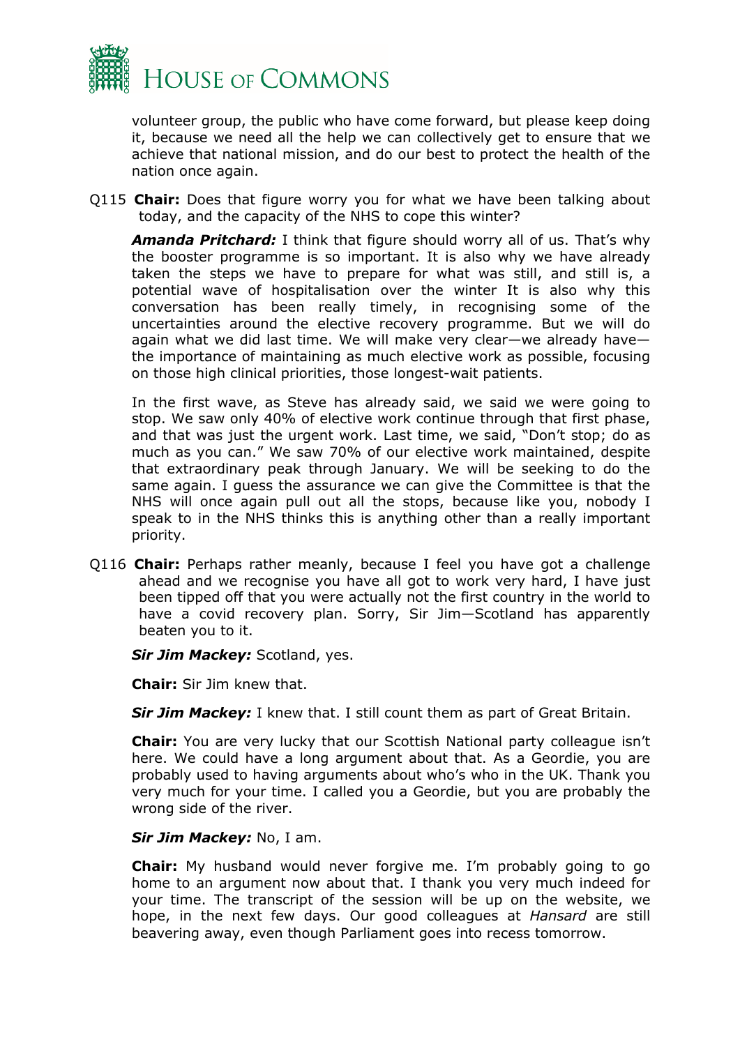volunteer group, the public who have come forward, but please keep doing it, because we need all the help we can collectively get to ensure that we achieve that national mission, and do our best to protect the health of the nation once again.

Q115 **Chair:** Does that figure worry you for what we have been talking about today, and the capacity of the NHS to cope this winter?

***Amanda Pritchard:*** I think that figure should worry all of us. That's why the booster programme is so important. It is also why we have already taken the steps we have to prepare for what was still, and still is, a potential wave of hospitalisation over the winter It is also why this conversation has been really timely, in recognising some of the uncertainties around the elective recovery programme. But we will do again what we did last time. We will make very clear—we already have—the importance of maintaining as much elective work as possible, focusing on those high clinical priorities, those longest-wait patients.

In the first wave, as Steve has already said, we said we were going to stop. We saw only 40% of elective work continue through that first phase, and that was just the urgent work. Last time, we said, "Don't stop; do as much as you can." We saw 70% of our elective work maintained, despite that extraordinary peak through January. We will be seeking to do the same again. I guess the assurance we can give the Committee is that the NHS will once again pull out all the stops, because like you, nobody I speak to in the NHS thinks this is anything other than a really important priority.

Q116 **Chair:** Perhaps rather meanly, because I feel you have got a challenge ahead and we recognise you have all got to work very hard, I have just been tipped off that you were actually not the first country in the world to have a covid recovery plan. Sorry, Sir Jim—Scotland has apparently beaten you to it.

***Sir Jim Mackey:*** Scotland, yes.

**Chair:** Sir Jim knew that.

***Sir Jim Mackey:*** I knew that. I still count them as part of Great Britain.

**Chair:** You are very lucky that our Scottish National party colleague isn't here. We could have a long argument about that. As a Geordie, you are probably used to having arguments about who's who in the UK. Thank you very much for your time. I called you a Geordie, but you are probably the wrong side of the river.

***Sir Jim Mackey:*** No, I am.

**Chair:** My husband would never forgive me. I'm probably going to go home to an argument now about that. I thank you very much indeed for your time. The transcript of the session will be up on the website, we hope, in the next few days. Our good colleagues at *Hansard* are still beavering away, even though Parliament goes into recess tomorrow.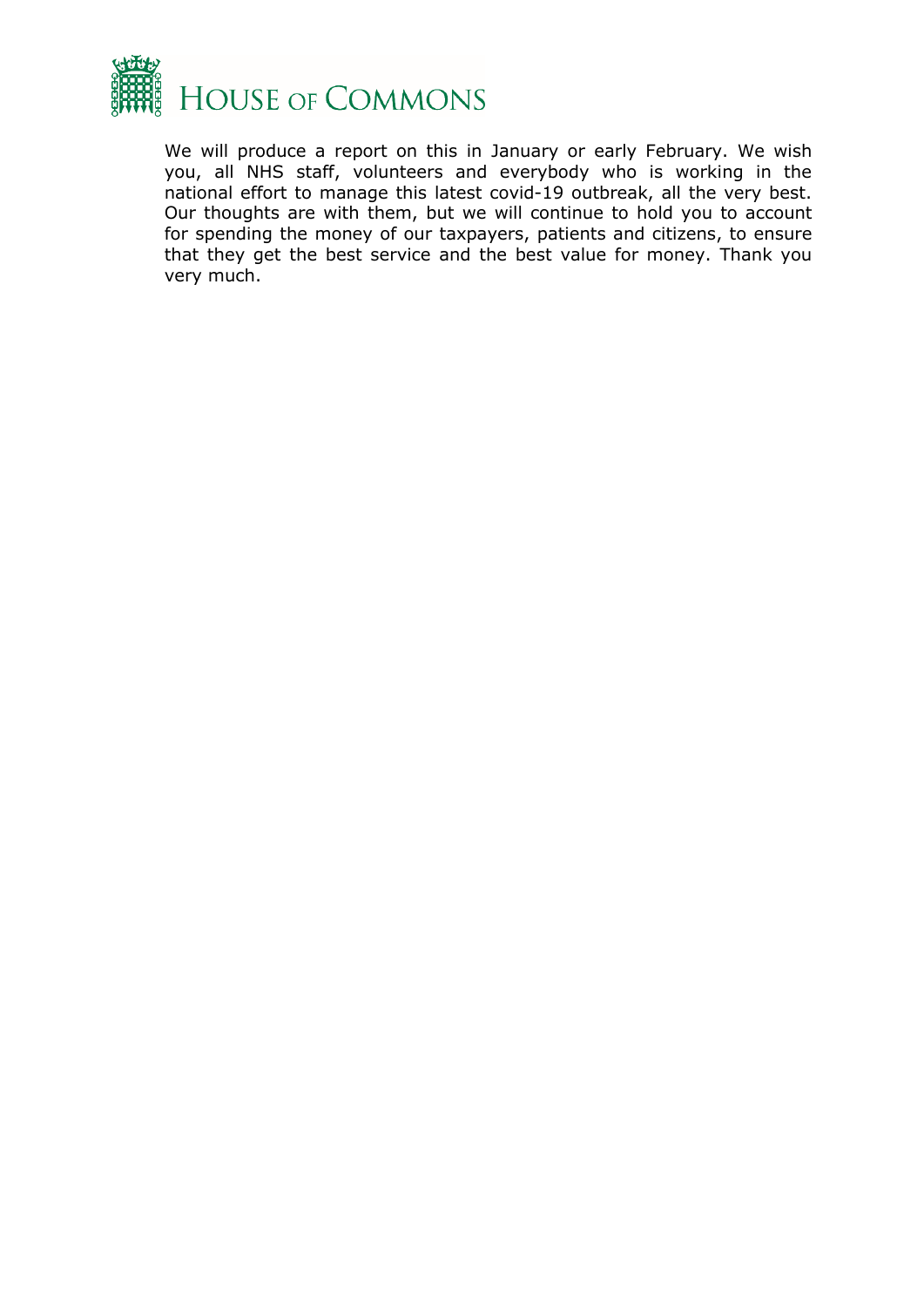We will produce a report on this in January or early February. We wish you, all NHS staff, volunteers and everybody who is working in the national effort to manage this latest covid-19 outbreak, all the very best. Our thoughts are with them, but we will continue to hold you to account for spending the money of our taxpayers, patients and citizens, to ensure that they get the best service and the best value for money. Thank you very much.